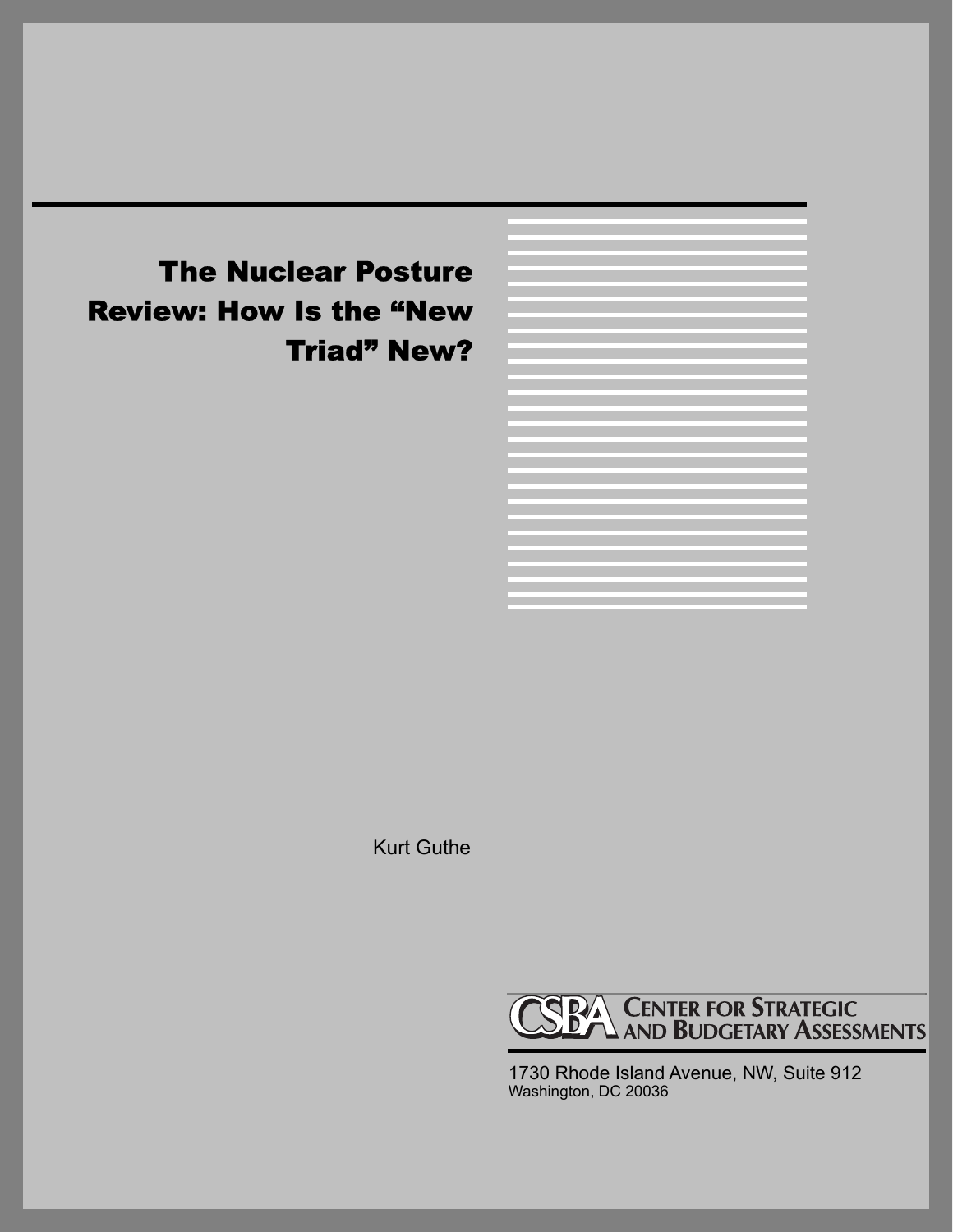# The Nuclear Posture Review: How Is the "New Triad" New?

Kurt Guthe

CSBA CENTER FOR STRATEGIC AND BUDGETARY ASSESSMENTS

1730 Rhode Island Avenue, NW, Suite 912
Washington, DC 20036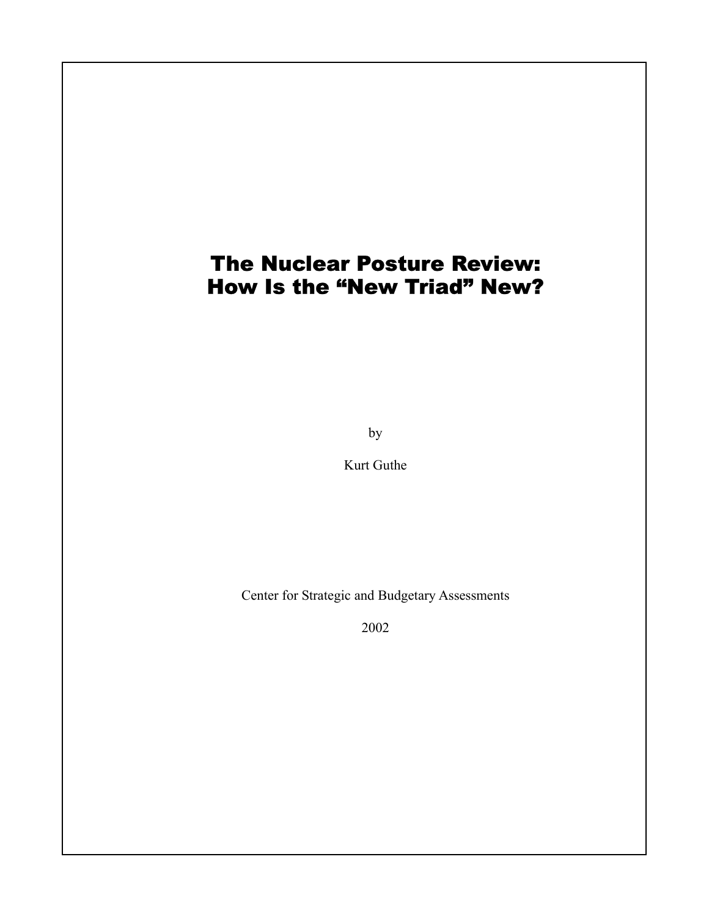# The Nuclear Posture Review:
# How Is the "New Triad" New?

by

Kurt Guthe

Center for Strategic and Budgetary Assessments

2002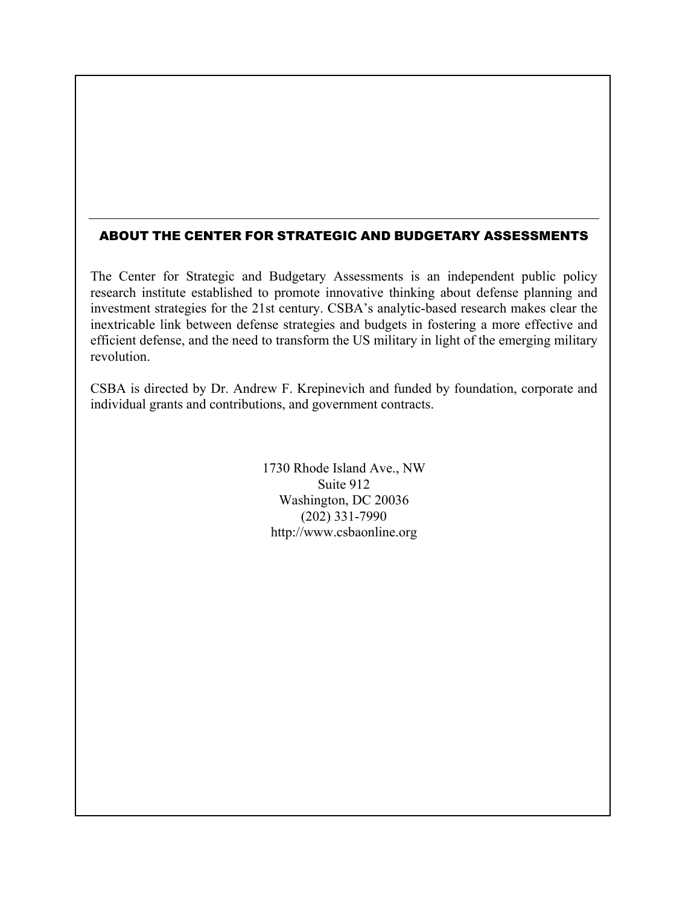## ABOUT THE CENTER FOR STRATEGIC AND BUDGETARY ASSESSMENTS

The Center for Strategic and Budgetary Assessments is an independent public policy research institute established to promote innovative thinking about defense planning and investment strategies for the 21st century. CSBA's analytic-based research makes clear the inextricable link between defense strategies and budgets in fostering a more effective and efficient defense, and the need to transform the US military in light of the emerging military revolution.

CSBA is directed by Dr. Andrew F. Krepinevich and funded by foundation, corporate and individual grants and contributions, and government contracts.

1730 Rhode Island Ave., NW  
Suite 912  
Washington, DC 20036  
(202) 331-7990  
http://www.csbaonline.org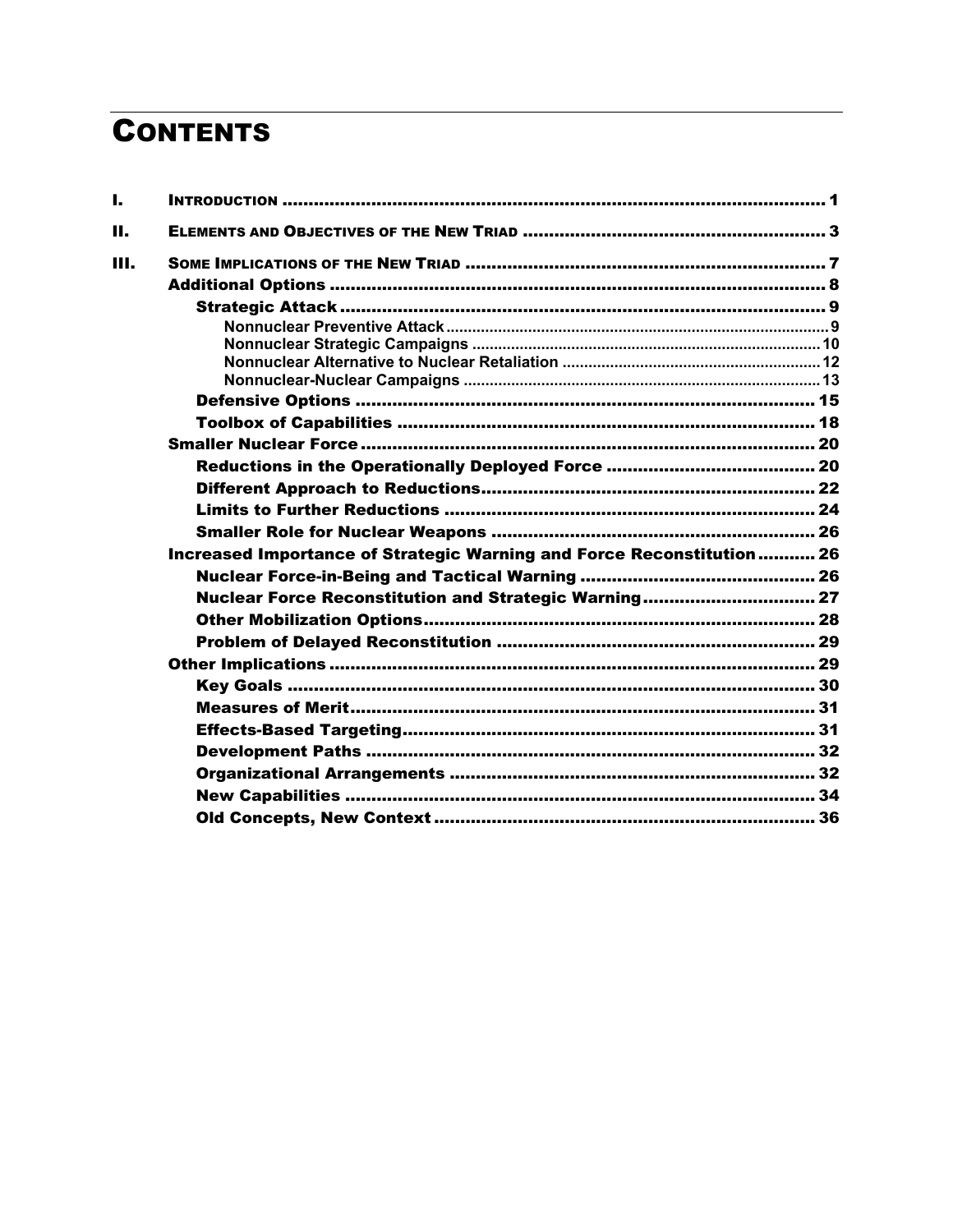# CONTENTS

I. INTRODUCTION ........................................................................................ 1

II. ELEMENTS AND OBJECTIVES OF THE NEW TRIAD ......................................................... 3

III. SOME IMPLICATIONS OF THE NEW TRIAD ................................................................... 7

- Additional Options ................................................................................ 8
  - Strategic Attack ................................................................................ 9
    - Nonnuclear Preventive Attack ........................................................................ 9
    - Nonnuclear Strategic Campaigns ................................................................ 10
    - Nonnuclear Alternative to Nuclear Retaliation ............................................ 12
    - Nonnuclear-Nuclear Campaigns .................................................................. 13
  - Defensive Options ........................................................................... 15
  - Toolbox of Capabilities .................................................................... 18
- Smaller Nuclear Force ........................................................................ 20
  - Reductions in the Operationally Deployed Force ........................................ 20
  - Different Approach to Reductions............................................................... 22
  - Limits to Further Reductions ...................................................................... 24
  - Smaller Role for Nuclear Weapons ............................................................. 26
- Increased Importance of Strategic Warning and Force Reconstitution ........... 26
  - Nuclear Force-in-Being and Tactical Warning ............................................ 26
  - Nuclear Force Reconstitution and Strategic Warning................................. 27
  - Other Mobilization Options.......................................................................... 28
  - Problem of Delayed Reconstitution ............................................................ 29
- Other Implications ............................................................................. 29
  - Key Goals ..................................................................................... 30
  - Measures of Merit......................................................................... 31
  - Effects-Based Targeting.............................................................................. 31
  - Development Paths ..................................................................................... 32
  - Organizational Arrangements ..................................................................... 32
  - New Capabilities ......................................................................................... 34
  - Old Concepts, New Context ........................................................................ 36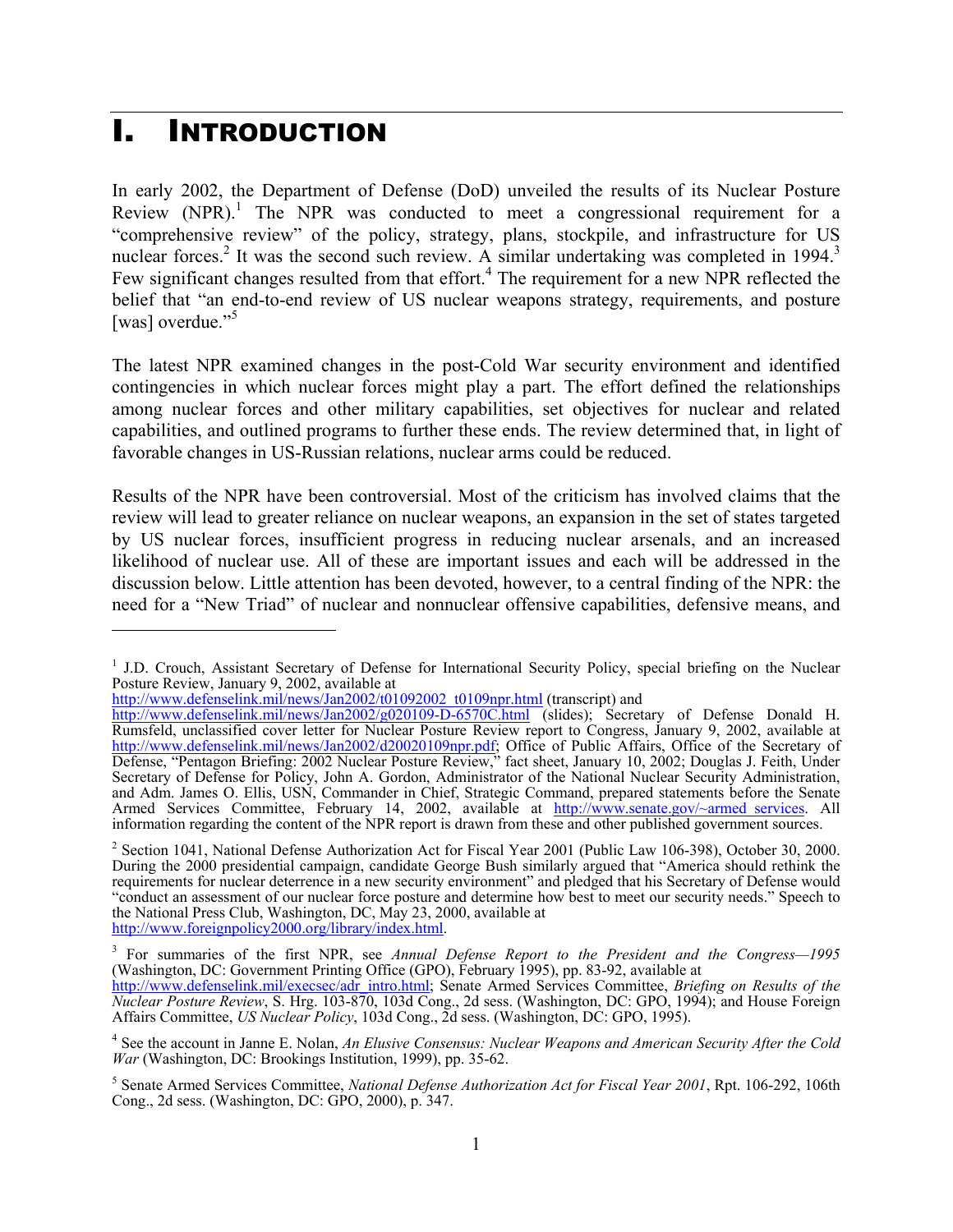# I. INTRODUCTION

In early 2002, the Department of Defense (DoD) unveiled the results of its Nuclear Posture Review (NPR).[1] The NPR was conducted to meet a congressional requirement for a "comprehensive review" of the policy, strategy, plans, stockpile, and infrastructure for US nuclear forces.[2] It was the second such review. A similar undertaking was completed in 1994.[3] Few significant changes resulted from that effort.[4] The requirement for a new NPR reflected the belief that "an end-to-end review of US nuclear weapons strategy, requirements, and posture [was] overdue."[5]

The latest NPR examined changes in the post-Cold War security environment and identified contingencies in which nuclear forces might play a part. The effort defined the relationships among nuclear forces and other military capabilities, set objectives for nuclear and related capabilities, and outlined programs to further these ends. The review determined that, in light of favorable changes in US-Russian relations, nuclear arms could be reduced.

Results of the NPR have been controversial. Most of the criticism has involved claims that the review will lead to greater reliance on nuclear weapons, an expansion in the set of states targeted by US nuclear forces, insufficient progress in reducing nuclear arsenals, and an increased likelihood of nuclear use. All of these are important issues and each will be addressed in the discussion below. Little attention has been devoted, however, to a central finding of the NPR: the need for a "New Triad" of nuclear and nonnuclear offensive capabilities, defensive means, and

---

[1] J.D. Crouch, Assistant Secretary of Defense for International Security Policy, special briefing on the Nuclear Posture Review, January 9, 2002, available at http://www.defenselink.mil/news/Jan2002/t01092002_t0109npr.html (transcript) and http://www.defenselink.mil/news/Jan2002/g020109-D-6570C.html (slides); Secretary of Defense Donald H. Rumsfeld, unclassified cover letter for Nuclear Posture Review report to Congress, January 9, 2002, available at http://www.defenselink.mil/news/Jan2002/d20020109npr.pdf; Office of Public Affairs, Office of the Secretary of Defense, "Pentagon Briefing: 2002 Nuclear Posture Review," fact sheet, January 10, 2002; Douglas J. Feith, Under Secretary of Defense for Policy, John A. Gordon, Administrator of the National Nuclear Security Administration, and Adm. James O. Ellis, USN, Commander in Chief, Strategic Command, prepared statements before the Senate Armed Services Committee, February 14, 2002, available at http://www.senate.gov/~armed_services. All information regarding the content of the NPR report is drawn from these and other published government sources.

[2] Section 1041, National Defense Authorization Act for Fiscal Year 2001 (Public Law 106-398), October 30, 2000. During the 2000 presidential campaign, candidate George Bush similarly argued that "America should rethink the requirements for nuclear deterrence in a new security environment" and pledged that his Secretary of Defense would "conduct an assessment of our nuclear force posture and determine how best to meet our security needs." Speech to the National Press Club, Washington, DC, May 23, 2000, available at http://www.foreignpolicy2000.org/library/index.html.

[3] For summaries of the first NPR, see *Annual Defense Report to the President and the Congress—1995* (Washington, DC: Government Printing Office (GPO), February 1995), pp. 83-92, available at http://www.defenselink.mil/execsec/adr_intro.html; Senate Armed Services Committee, *Briefing on Results of the Nuclear Posture Review*, S. Hrg. 103-870, 103d Cong., 2d sess. (Washington, DC: GPO, 1994); and House Foreign Affairs Committee, *US Nuclear Policy*, 103d Cong., 2d sess. (Washington, DC: GPO, 1995).

[4] See the account in Janne E. Nolan, *An Elusive Consensus: Nuclear Weapons and American Security After the Cold War* (Washington, DC: Brookings Institution, 1999), pp. 35-62.

[5] Senate Armed Services Committee, *National Defense Authorization Act for Fiscal Year 2001*, Rpt. 106-292, 106th Cong., 2d sess. (Washington, DC: GPO, 2000), p. 347.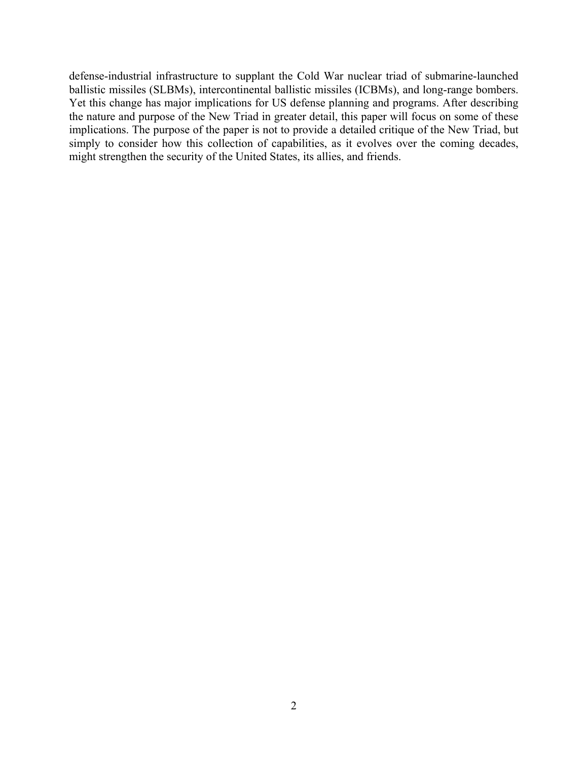defense-industrial infrastructure to supplant the Cold War nuclear triad of submarine-launched ballistic missiles (SLBMs), intercontinental ballistic missiles (ICBMs), and long-range bombers. Yet this change has major implications for US defense planning and programs. After describing the nature and purpose of the New Triad in greater detail, this paper will focus on some of these implications. The purpose of the paper is not to provide a detailed critique of the New Triad, but simply to consider how this collection of capabilities, as it evolves over the coming decades, might strengthen the security of the United States, its allies, and friends.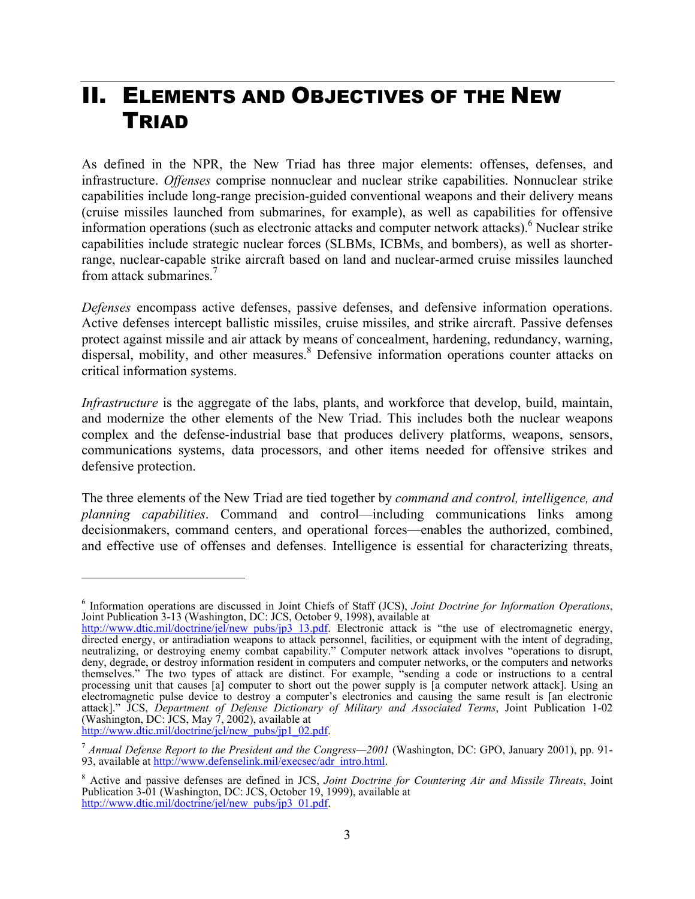# II. Elements and Objectives of the New Triad

As defined in the NPR, the New Triad has three major elements: offenses, defenses, and infrastructure. *Offenses* comprise nonnuclear and nuclear strike capabilities. Nonnuclear strike capabilities include long-range precision-guided conventional weapons and their delivery means (cruise missiles launched from submarines, for example), as well as capabilities for offensive information operations (such as electronic attacks and computer network attacks).[6] Nuclear strike capabilities include strategic nuclear forces (SLBMs, ICBMs, and bombers), as well as shorter-range, nuclear-capable strike aircraft based on land and nuclear-armed cruise missiles launched from attack submarines.[7]

*Defenses* encompass active defenses, passive defenses, and defensive information operations. Active defenses intercept ballistic missiles, cruise missiles, and strike aircraft. Passive defenses protect against missile and air attack by means of concealment, hardening, redundancy, warning, dispersal, mobility, and other measures.[8] Defensive information operations counter attacks on critical information systems.

*Infrastructure* is the aggregate of the labs, plants, and workforce that develop, build, maintain, and modernize the other elements of the New Triad. This includes both the nuclear weapons complex and the defense-industrial base that produces delivery platforms, weapons, sensors, communications systems, data processors, and other items needed for offensive strikes and defensive protection.

The three elements of the New Triad are tied together by *command and control, intelligence, and planning capabilities*. Command and control—including communications links among decisionmakers, command centers, and operational forces—enables the authorized, combined, and effective use of offenses and defenses. Intelligence is essential for characterizing threats,

---

[6] Information operations are discussed in Joint Chiefs of Staff (JCS), *Joint Doctrine for Information Operations*, Joint Publication 3-13 (Washington, DC: JCS, October 9, 1998), available at http://www.dtic.mil/doctrine/jel/new_pubs/jp3_13.pdf. Electronic attack is "the use of electromagnetic energy, directed energy, or antiradiation weapons to attack personnel, facilities, or equipment with the intent of degrading, neutralizing, or destroying enemy combat capability." Computer network attack involves "operations to disrupt, deny, degrade, or destroy information resident in computers and computer networks, or the computers and networks themselves." The two types of attack are distinct. For example, "sending a code or instructions to a central processing unit that causes [a] computer to short out the power supply is [a computer network attack]. Using an electromagnetic pulse device to destroy a computer's electronics and causing the same result is [an electronic attack]." JCS, *Department of Defense Dictionary of Military and Associated Terms*, Joint Publication 1-02 (Washington, DC: JCS, May 7, 2002), available at http://www.dtic.mil/doctrine/jel/new_pubs/jp1_02.pdf.

[7] *Annual Defense Report to the President and the Congress—2001* (Washington, DC: GPO, January 2001), pp. 91-93, available at http://www.defenselink.mil/execsec/adr_intro.html.

[8] Active and passive defenses are defined in JCS, *Joint Doctrine for Countering Air and Missile Threats*, Joint Publication 3-01 (Washington, DC: JCS, October 19, 1999), available at http://www.dtic.mil/doctrine/jel/new_pubs/jp3_01.pdf.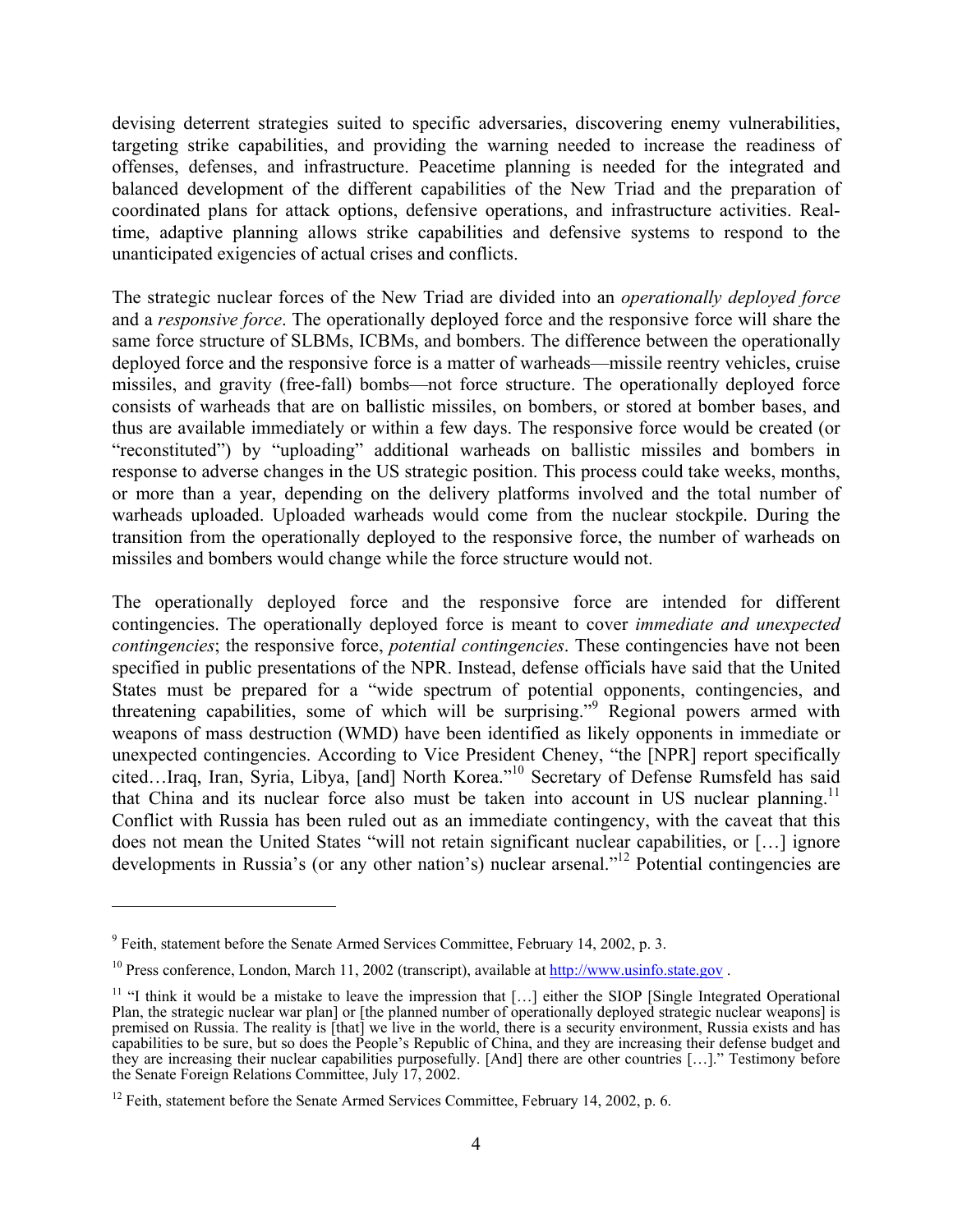devising deterrent strategies suited to specific adversaries, discovering enemy vulnerabilities, targeting strike capabilities, and providing the warning needed to increase the readiness of offenses, defenses, and infrastructure. Peacetime planning is needed for the integrated and balanced development of the different capabilities of the New Triad and the preparation of coordinated plans for attack options, defensive operations, and infrastructure activities. Real-time, adaptive planning allows strike capabilities and defensive systems to respond to the unanticipated exigencies of actual crises and conflicts.

The strategic nuclear forces of the New Triad are divided into an *operationally deployed force* and a *responsive force*. The operationally deployed force and the responsive force will share the same force structure of SLBMs, ICBMs, and bombers. The difference between the operationally deployed force and the responsive force is a matter of warheads—missile reentry vehicles, cruise missiles, and gravity (free-fall) bombs—not force structure. The operationally deployed force consists of warheads that are on ballistic missiles, on bombers, or stored at bomber bases, and thus are available immediately or within a few days. The responsive force would be created (or "reconstituted") by "uploading" additional warheads on ballistic missiles and bombers in response to adverse changes in the US strategic position. This process could take weeks, months, or more than a year, depending on the delivery platforms involved and the total number of warheads uploaded. Uploaded warheads would come from the nuclear stockpile. During the transition from the operationally deployed to the responsive force, the number of warheads on missiles and bombers would change while the force structure would not.

The operationally deployed force and the responsive force are intended for different contingencies. The operationally deployed force is meant to cover *immediate and unexpected contingencies*; the responsive force, *potential contingencies*. These contingencies have not been specified in public presentations of the NPR. Instead, defense officials have said that the United States must be prepared for a "wide spectrum of potential opponents, contingencies, and threatening capabilities, some of which will be surprising."[9] Regional powers armed with weapons of mass destruction (WMD) have been identified as likely opponents in immediate or unexpected contingencies. According to Vice President Cheney, "the [NPR] report specifically cited…Iraq, Iran, Syria, Libya, [and] North Korea."[10] Secretary of Defense Rumsfeld has said that China and its nuclear force also must be taken into account in US nuclear planning.[11] Conflict with Russia has been ruled out as an immediate contingency, with the caveat that this does not mean the United States "will not retain significant nuclear capabilities, or […] ignore developments in Russia's (or any other nation's) nuclear arsenal."[12] Potential contingencies are

---

[9] Feith, statement before the Senate Armed Services Committee, February 14, 2002, p. 3.

[10] Press conference, London, March 11, 2002 (transcript), available at http://www.usinfo.state.gov .

[11] "I think it would be a mistake to leave the impression that […] either the SIOP [Single Integrated Operational Plan, the strategic nuclear war plan] or [the planned number of operationally deployed strategic nuclear weapons] is premised on Russia. The reality is [that] we live in the world, there is a security environment, Russia exists and has capabilities to be sure, but so does the People's Republic of China, and they are increasing their defense budget and they are increasing their nuclear capabilities purposefully. [And] there are other countries […]." Testimony before the Senate Foreign Relations Committee, July 17, 2002.

[12] Feith, statement before the Senate Armed Services Committee, February 14, 2002, p. 6.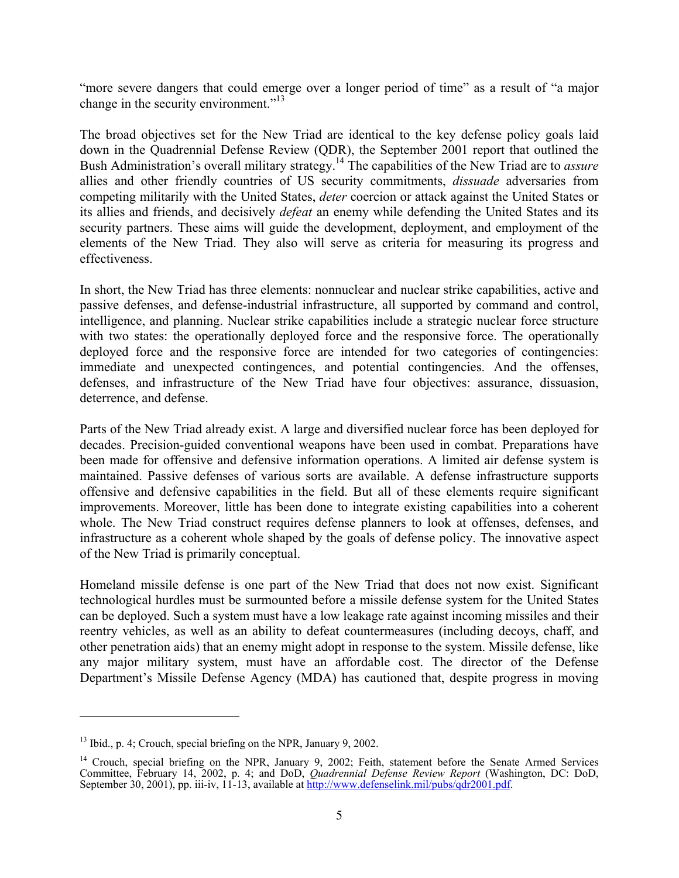"more severe dangers that could emerge over a longer period of time" as a result of "a major change in the security environment."[13]

The broad objectives set for the New Triad are identical to the key defense policy goals laid down in the Quadrennial Defense Review (QDR), the September 2001 report that outlined the Bush Administration's overall military strategy.[14] The capabilities of the New Triad are to *assure* allies and other friendly countries of US security commitments, *dissuade* adversaries from competing militarily with the United States, *deter* coercion or attack against the United States or its allies and friends, and decisively *defeat* an enemy while defending the United States and its security partners. These aims will guide the development, deployment, and employment of the elements of the New Triad. They also will serve as criteria for measuring its progress and effectiveness.

In short, the New Triad has three elements: nonnuclear and nuclear strike capabilities, active and passive defenses, and defense-industrial infrastructure, all supported by command and control, intelligence, and planning. Nuclear strike capabilities include a strategic nuclear force structure with two states: the operationally deployed force and the responsive force. The operationally deployed force and the responsive force are intended for two categories of contingencies: immediate and unexpected contingences, and potential contingencies. And the offenses, defenses, and infrastructure of the New Triad have four objectives: assurance, dissuasion, deterrence, and defense.

Parts of the New Triad already exist. A large and diversified nuclear force has been deployed for decades. Precision-guided conventional weapons have been used in combat. Preparations have been made for offensive and defensive information operations. A limited air defense system is maintained. Passive defenses of various sorts are available. A defense infrastructure supports offensive and defensive capabilities in the field. But all of these elements require significant improvements. Moreover, little has been done to integrate existing capabilities into a coherent whole. The New Triad construct requires defense planners to look at offenses, defenses, and infrastructure as a coherent whole shaped by the goals of defense policy. The innovative aspect of the New Triad is primarily conceptual.

Homeland missile defense is one part of the New Triad that does not now exist. Significant technological hurdles must be surmounted before a missile defense system for the United States can be deployed. Such a system must have a low leakage rate against incoming missiles and their reentry vehicles, as well as an ability to defeat countermeasures (including decoys, chaff, and other penetration aids) that an enemy might adopt in response to the system. Missile defense, like any major military system, must have an affordable cost. The director of the Defense Department's Missile Defense Agency (MDA) has cautioned that, despite progress in moving

---

[13] Ibid., p. 4; Crouch, special briefing on the NPR, January 9, 2002.

[14] Crouch, special briefing on the NPR, January 9, 2002; Feith, statement before the Senate Armed Services Committee, February 14, 2002, p. 4; and DoD, *Quadrennial Defense Review Report* (Washington, DC: DoD, September 30, 2001), pp. iii-iv, 11-13, available at http://www.defenselink.mil/pubs/qdr2001.pdf.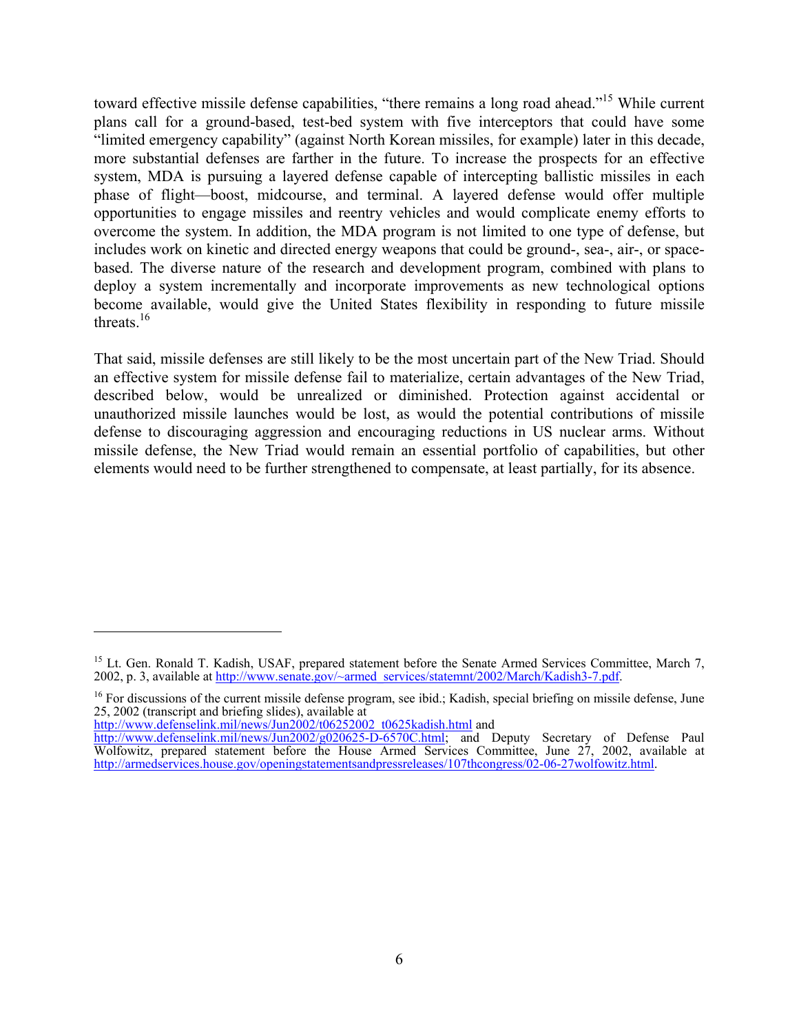toward effective missile defense capabilities, "there remains a long road ahead."[15] While current plans call for a ground-based, test-bed system with five interceptors that could have some "limited emergency capability" (against North Korean missiles, for example) later in this decade, more substantial defenses are farther in the future. To increase the prospects for an effective system, MDA is pursuing a layered defense capable of intercepting ballistic missiles in each phase of flight—boost, midcourse, and terminal. A layered defense would offer multiple opportunities to engage missiles and reentry vehicles and would complicate enemy efforts to overcome the system. In addition, the MDA program is not limited to one type of defense, but includes work on kinetic and directed energy weapons that could be ground-, sea-, air-, or space-based. The diverse nature of the research and development program, combined with plans to deploy a system incrementally and incorporate improvements as new technological options become available, would give the United States flexibility in responding to future missile threats.[16]

That said, missile defenses are still likely to be the most uncertain part of the New Triad. Should an effective system for missile defense fail to materialize, certain advantages of the New Triad, described below, would be unrealized or diminished. Protection against accidental or unauthorized missile launches would be lost, as would the potential contributions of missile defense to discouraging aggression and encouraging reductions in US nuclear arms. Without missile defense, the New Triad would remain an essential portfolio of capabilities, but other elements would need to be further strengthened to compensate, at least partially, for its absence.

---

[15] Lt. Gen. Ronald T. Kadish, USAF, prepared statement before the Senate Armed Services Committee, March 7, 2002, p. 3, available at http://www.senate.gov/~armed_services/statemnt/2002/March/Kadish3-7.pdf.

[16] For discussions of the current missile defense program, see ibid.; Kadish, special briefing on missile defense, June 25, 2002 (transcript and briefing slides), available at http://www.defenselink.mil/news/Jun2002/t06252002_t0625kadish.html and http://www.defenselink.mil/news/Jun2002/g020625-D-6570C.html; and Deputy Secretary of Defense Paul Wolfowitz, prepared statement before the House Armed Services Committee, June 27, 2002, available at http://armedservices.house.gov/openingstatementsandpressreleases/107thcongress/02-06-27wolfowitz.html.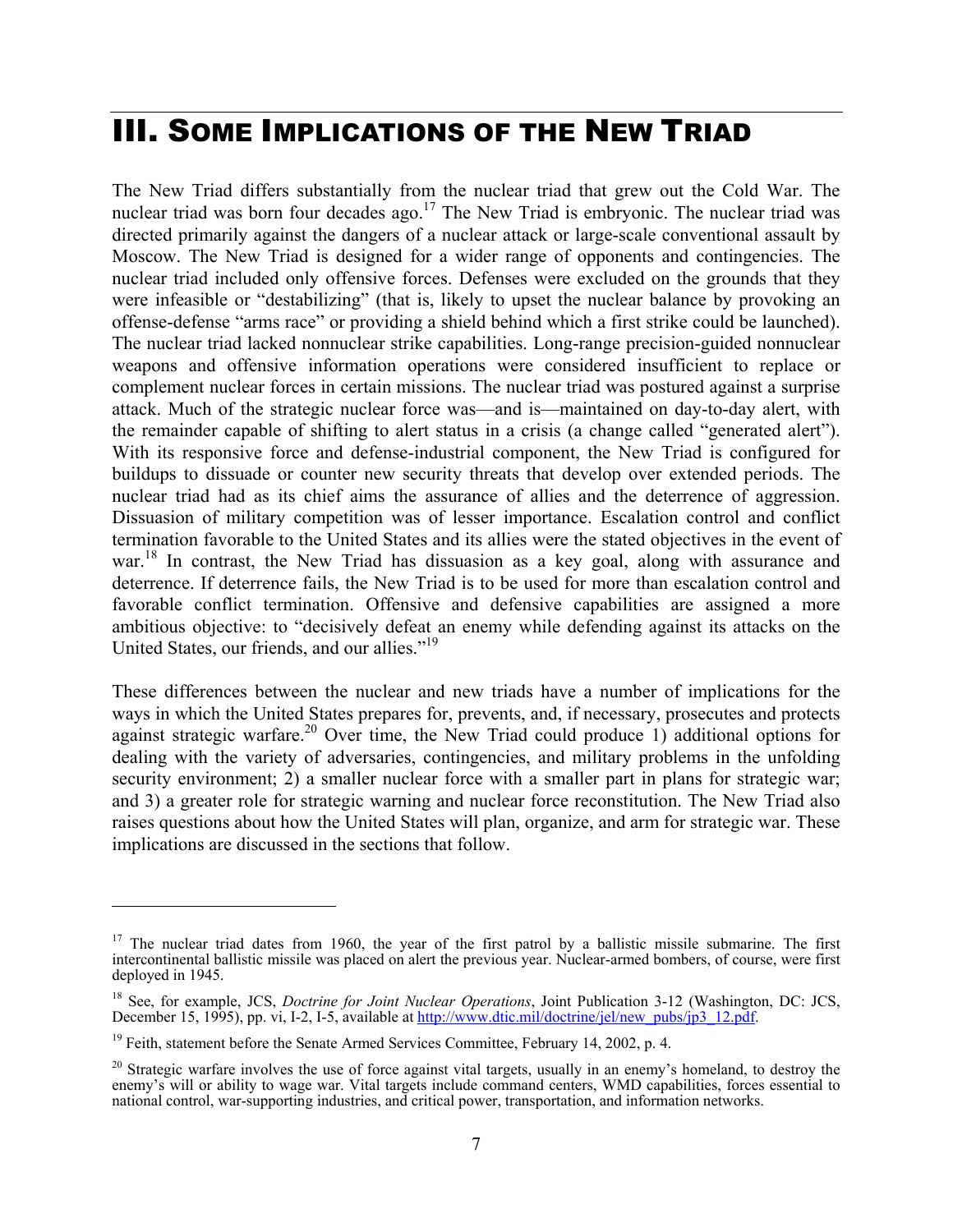# III. Some Implications of the New Triad

The New Triad differs substantially from the nuclear triad that grew out the Cold War. The nuclear triad was born four decades ago.[17] The New Triad is embryonic. The nuclear triad was directed primarily against the dangers of a nuclear attack or large-scale conventional assault by Moscow. The New Triad is designed for a wider range of opponents and contingencies. The nuclear triad included only offensive forces. Defenses were excluded on the grounds that they were infeasible or "destabilizing" (that is, likely to upset the nuclear balance by provoking an offense-defense "arms race" or providing a shield behind which a first strike could be launched). The nuclear triad lacked nonnuclear strike capabilities. Long-range precision-guided nonnuclear weapons and offensive information operations were considered insufficient to replace or complement nuclear forces in certain missions. The nuclear triad was postured against a surprise attack. Much of the strategic nuclear force was—and is—maintained on day-to-day alert, with the remainder capable of shifting to alert status in a crisis (a change called "generated alert"). With its responsive force and defense-industrial component, the New Triad is configured for buildups to dissuade or counter new security threats that develop over extended periods. The nuclear triad had as its chief aims the assurance of allies and the deterrence of aggression. Dissuasion of military competition was of lesser importance. Escalation control and conflict termination favorable to the United States and its allies were the stated objectives in the event of war.[18] In contrast, the New Triad has dissuasion as a key goal, along with assurance and deterrence. If deterrence fails, the New Triad is to be used for more than escalation control and favorable conflict termination. Offensive and defensive capabilities are assigned a more ambitious objective: to "decisively defeat an enemy while defending against its attacks on the United States, our friends, and our allies."[19]

These differences between the nuclear and new triads have a number of implications for the ways in which the United States prepares for, prevents, and, if necessary, prosecutes and protects against strategic warfare.[20] Over time, the New Triad could produce 1) additional options for dealing with the variety of adversaries, contingencies, and military problems in the unfolding security environment; 2) a smaller nuclear force with a smaller part in plans for strategic war; and 3) a greater role for strategic warning and nuclear force reconstitution. The New Triad also raises questions about how the United States will plan, organize, and arm for strategic war. These implications are discussed in the sections that follow.

---

[17] The nuclear triad dates from 1960, the year of the first patrol by a ballistic missile submarine. The first intercontinental ballistic missile was placed on alert the previous year. Nuclear-armed bombers, of course, were first deployed in 1945.

[18] See, for example, JCS, *Doctrine for Joint Nuclear Operations*, Joint Publication 3-12 (Washington, DC: JCS, December 15, 1995), pp. vi, I-2, I-5, available at http://www.dtic.mil/doctrine/jel/new_pubs/jp3_12.pdf.

[19] Feith, statement before the Senate Armed Services Committee, February 14, 2002, p. 4.

[20] Strategic warfare involves the use of force against vital targets, usually in an enemy's homeland, to destroy the enemy's will or ability to wage war. Vital targets include command centers, WMD capabilities, forces essential to national control, war-supporting industries, and critical power, transportation, and information networks.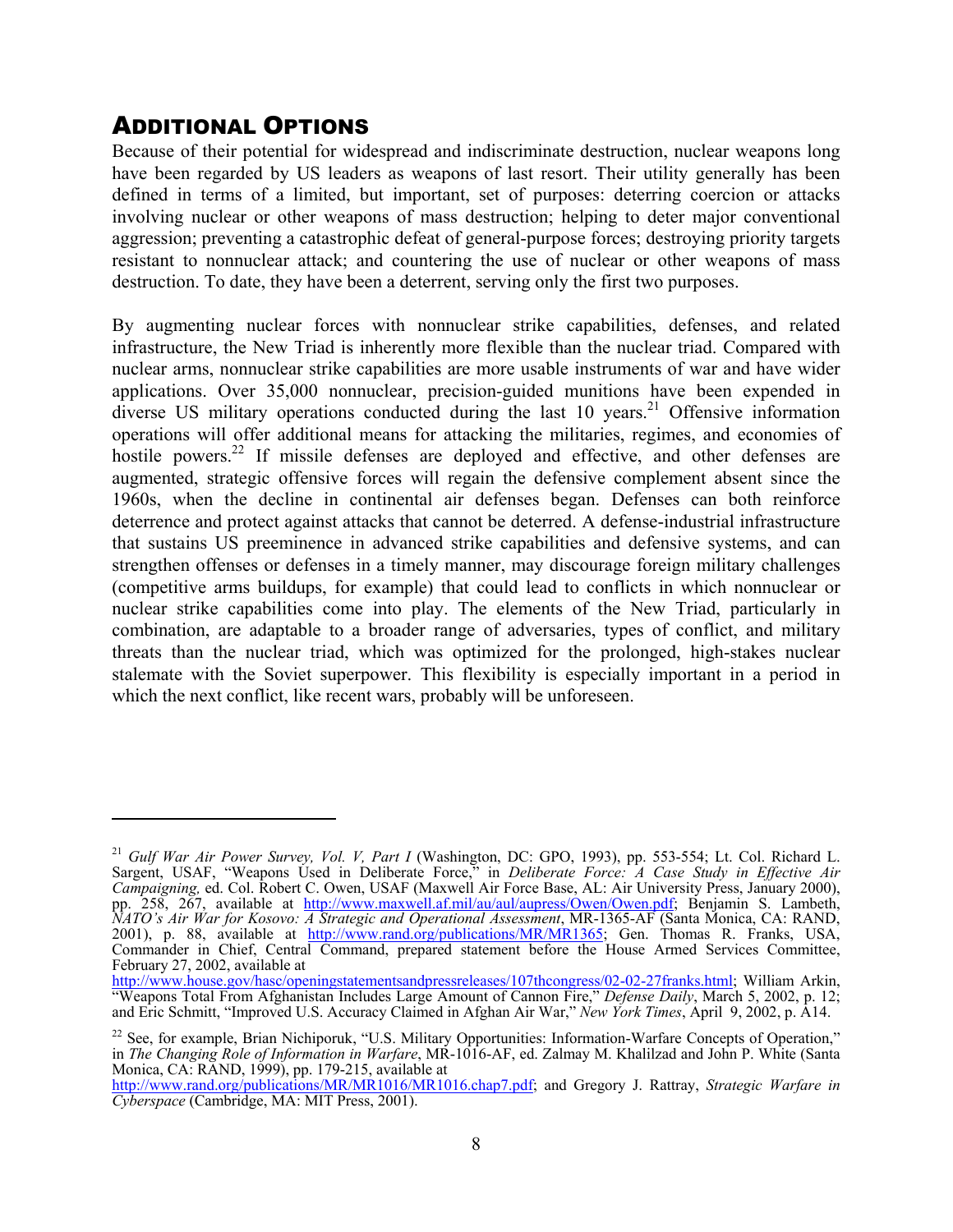## ADDITIONAL OPTIONS

Because of their potential for widespread and indiscriminate destruction, nuclear weapons long have been regarded by US leaders as weapons of last resort. Their utility generally has been defined in terms of a limited, but important, set of purposes: deterring coercion or attacks involving nuclear or other weapons of mass destruction; helping to deter major conventional aggression; preventing a catastrophic defeat of general-purpose forces; destroying priority targets resistant to nonnuclear attack; and countering the use of nuclear or other weapons of mass destruction. To date, they have been a deterrent, serving only the first two purposes.

By augmenting nuclear forces with nonnuclear strike capabilities, defenses, and related infrastructure, the New Triad is inherently more flexible than the nuclear triad. Compared with nuclear arms, nonnuclear strike capabilities are more usable instruments of war and have wider applications. Over 35,000 nonnuclear, precision-guided munitions have been expended in diverse US military operations conducted during the last 10 years.[21] Offensive information operations will offer additional means for attacking the militaries, regimes, and economies of hostile powers.[22] If missile defenses are deployed and effective, and other defenses are augmented, strategic offensive forces will regain the defensive complement absent since the 1960s, when the decline in continental air defenses began. Defenses can both reinforce deterrence and protect against attacks that cannot be deterred. A defense-industrial infrastructure that sustains US preeminence in advanced strike capabilities and defensive systems, and can strengthen offenses or defenses in a timely manner, may discourage foreign military challenges (competitive arms buildups, for example) that could lead to conflicts in which nonnuclear or nuclear strike capabilities come into play. The elements of the New Triad, particularly in combination, are adaptable to a broader range of adversaries, types of conflict, and military threats than the nuclear triad, which was optimized for the prolonged, high-stakes nuclear stalemate with the Soviet superpower. This flexibility is especially important in a period in which the next conflict, like recent wars, probably will be unforeseen.

---

[21] *Gulf War Air Power Survey, Vol. V, Part I* (Washington, DC: GPO, 1993), pp. 553-554; Lt. Col. Richard L. Sargent, USAF, "Weapons Used in Deliberate Force," in *Deliberate Force: A Case Study in Effective Air Campaigning,* ed. Col. Robert C. Owen, USAF (Maxwell Air Force Base, AL: Air University Press, January 2000), pp. 258, 267, available at http://www.maxwell.af.mil/au/aul/aupress/Owen/Owen.pdf; Benjamin S. Lambeth, *NATO's Air War for Kosovo: A Strategic and Operational Assessment*, MR-1365-AF (Santa Monica, CA: RAND, 2001), p. 88, available at http://www.rand.org/publications/MR/MR1365; Gen. Thomas R. Franks, USA, Commander in Chief, Central Command, prepared statement before the House Armed Services Committee, February 27, 2002, available at http://www.house.gov/hasc/openingstatementsandpressreleases/107thcongress/02-02-27franks.html; William Arkin, "Weapons Total From Afghanistan Includes Large Amount of Cannon Fire," *Defense Daily*, March 5, 2002, p. 12; and Eric Schmitt, "Improved U.S. Accuracy Claimed in Afghan Air War," *New York Times*, April 9, 2002, p. A14.

[22] See, for example, Brian Nichiporuk, "U.S. Military Opportunities: Information-Warfare Concepts of Operation," in *The Changing Role of Information in Warfare*, MR-1016-AF, ed. Zalmay M. Khalilzad and John P. White (Santa Monica, CA: RAND, 1999), pp. 179-215, available at http://www.rand.org/publications/MR/MR1016/MR1016.chap7.pdf; and Gregory J. Rattray, *Strategic Warfare in Cyberspace* (Cambridge, MA: MIT Press, 2001).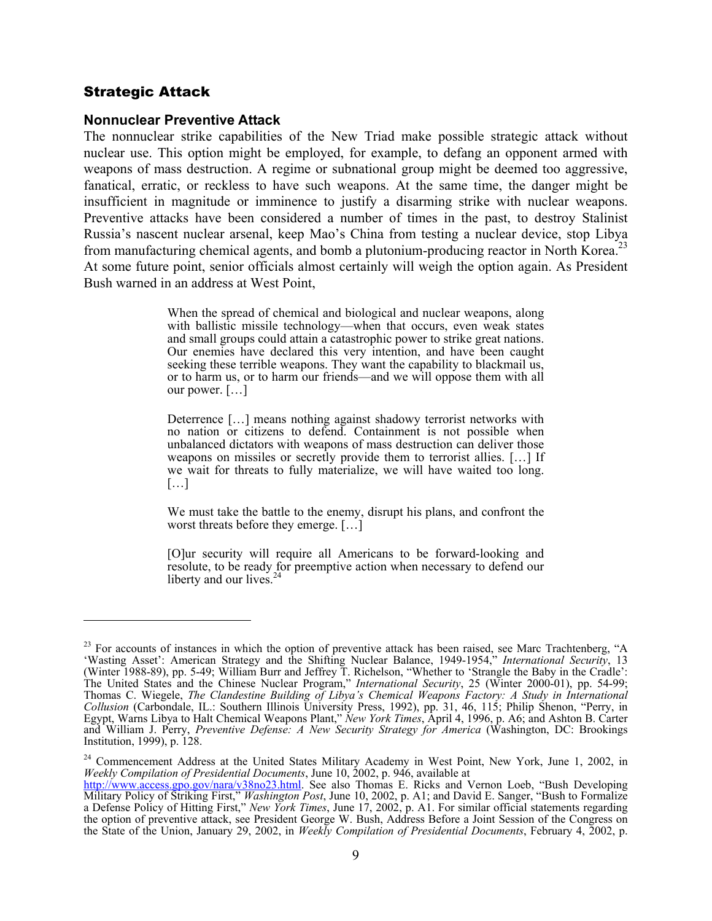## Strategic Attack

### Nonnuclear Preventive Attack

The nonnuclear strike capabilities of the New Triad make possible strategic attack without nuclear use. This option might be employed, for example, to defang an opponent armed with weapons of mass destruction. A regime or subnational group might be deemed too aggressive, fanatical, erratic, or reckless to have such weapons. At the same time, the danger might be insufficient in magnitude or imminence to justify a disarming strike with nuclear weapons. Preventive attacks have been considered a number of times in the past, to destroy Stalinist Russia's nascent nuclear arsenal, keep Mao's China from testing a nuclear device, stop Libya from manufacturing chemical agents, and bomb a plutonium-producing reactor in North Korea.[23] At some future point, senior officials almost certainly will weigh the option again. As President Bush warned in an address at West Point,

> When the spread of chemical and biological and nuclear weapons, along with ballistic missile technology—when that occurs, even weak states and small groups could attain a catastrophic power to strike great nations. Our enemies have declared this very intention, and have been caught seeking these terrible weapons. They want the capability to blackmail us, or to harm us, or to harm our friends—and we will oppose them with all our power. […]
>
> Deterrence […] means nothing against shadowy terrorist networks with no nation or citizens to defend. Containment is not possible when unbalanced dictators with weapons of mass destruction can deliver those weapons on missiles or secretly provide them to terrorist allies. […] If we wait for threats to fully materialize, we will have waited too long. […]
>
> We must take the battle to the enemy, disrupt his plans, and confront the worst threats before they emerge. […]
>
> [O]ur security will require all Americans to be forward-looking and resolute, to be ready for preemptive action when necessary to defend our liberty and our lives.[24]

---

[23] For accounts of instances in which the option of preventive attack has been raised, see Marc Trachtenberg, "A 'Wasting Asset': American Strategy and the Shifting Nuclear Balance, 1949-1954," *International Security*, 13 (Winter 1988-89), pp. 5-49; William Burr and Jeffrey T. Richelson, "Whether to 'Strangle the Baby in the Cradle': The United States and the Chinese Nuclear Program," *International Security*, 25 (Winter 2000-01), pp. 54-99; Thomas C. Wiegele, *The Clandestine Building of Libya's Chemical Weapons Factory: A Study in International Collusion* (Carbondale, IL.: Southern Illinois University Press, 1992), pp. 31, 46, 115; Philip Shenon, "Perry, in Egypt, Warns Libya to Halt Chemical Weapons Plant," *New York Times*, April 4, 1996, p. A6; and Ashton B. Carter and William J. Perry, *Preventive Defense: A New Security Strategy for America* (Washington, DC: Brookings Institution, 1999), p. 128.

[24] Commencement Address at the United States Military Academy in West Point, New York, June 1, 2002, in *Weekly Compilation of Presidential Documents*, June 10, 2002, p. 946, available at http://www.access.gpo.gov/nara/v38no23.html. See also Thomas E. Ricks and Vernon Loeb, "Bush Developing Military Policy of Striking First," *Washington Post*, June 10, 2002, p. A1; and David E. Sanger, "Bush to Formalize a Defense Policy of Hitting First," *New York Times*, June 17, 2002, p. A1. For similar official statements regarding the option of preventive attack, see President George W. Bush, Address Before a Joint Session of the Congress on the State of the Union, January 29, 2002, in *Weekly Compilation of Presidential Documents*, February 4, 2002, p.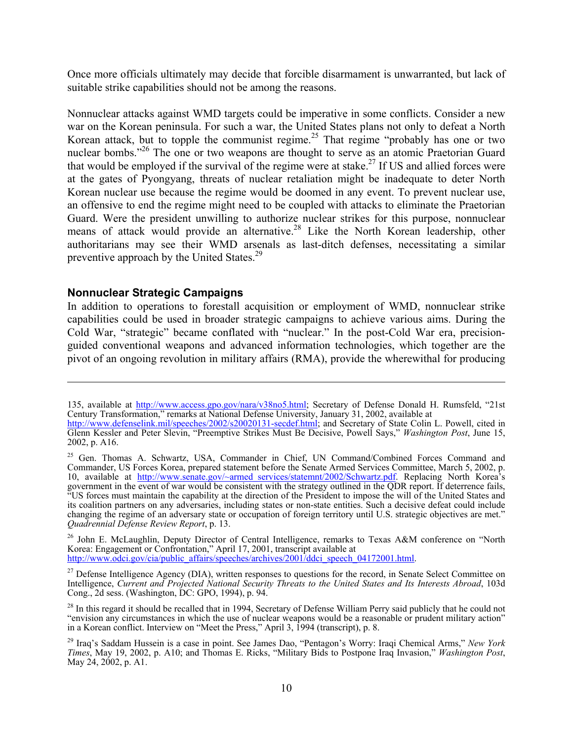Once more officials ultimately may decide that forcible disarmament is unwarranted, but lack of suitable strike capabilities should not be among the reasons.

Nonnuclear attacks against WMD targets could be imperative in some conflicts. Consider a new war on the Korean peninsula. For such a war, the United States plans not only to defeat a North Korean attack, but to topple the communist regime.[25] That regime "probably has one or two nuclear bombs."[26] The one or two weapons are thought to serve as an atomic Praetorian Guard that would be employed if the survival of the regime were at stake.[27] If US and allied forces were at the gates of Pyongyang, threats of nuclear retaliation might be inadequate to deter North Korean nuclear use because the regime would be doomed in any event. To prevent nuclear use, an offensive to end the regime might need to be coupled with attacks to eliminate the Praetorian Guard. Were the president unwilling to authorize nuclear strikes for this purpose, nonnuclear means of attack would provide an alternative.[28] Like the North Korean leadership, other authoritarians may see their WMD arsenals as last-ditch defenses, necessitating a similar preventive approach by the United States.[29]

### Nonnuclear Strategic Campaigns

In addition to operations to forestall acquisition or employment of WMD, nonnuclear strike capabilities could be used in broader strategic campaigns to achieve various aims. During the Cold War, "strategic" became conflated with "nuclear." In the post-Cold War era, precision-guided conventional weapons and advanced information technologies, which together are the pivot of an ongoing revolution in military affairs (RMA), provide the wherewithal for producing

---

135, available at http://www.access.gpo.gov/nara/v38no5.html; Secretary of Defense Donald H. Rumsfeld, "21st Century Transformation," remarks at National Defense University, January 31, 2002, available at http://www.defenselink.mil/speeches/2002/s20020131-secdef.html; and Secretary of State Colin L. Powell, cited in Glenn Kessler and Peter Slevin, "Preemptive Strikes Must Be Decisive, Powell Says," *Washington Post*, June 15, 2002, p. A16.

[25] Gen. Thomas A. Schwartz, USA, Commander in Chief, UN Command/Combined Forces Command and Commander, US Forces Korea, prepared statement before the Senate Armed Services Committee, March 5, 2002, p. 10, available at http://www.senate.gov/~armed_services/statemnt/2002/Schwartz.pdf. Replacing North Korea's government in the event of war would be consistent with the strategy outlined in the QDR report. If deterrence fails, "US forces must maintain the capability at the direction of the President to impose the will of the United States and its coalition partners on any adversaries, including states or non-state entities. Such a decisive defeat could include changing the regime of an adversary state or occupation of foreign territory until U.S. strategic objectives are met." *Quadrennial Defense Review Report*, p. 13.

[26] John E. McLaughlin, Deputy Director of Central Intelligence, remarks to Texas A&M conference on "North Korea: Engagement or Confrontation," April 17, 2001, transcript available at http://www.odci.gov/cia/public_affairs/speeches/archives/2001/ddci_speech_04172001.html.

[27] Defense Intelligence Agency (DIA), written responses to questions for the record, in Senate Select Committee on Intelligence, *Current and Projected National Security Threats to the United States and Its Interests Abroad*, 103d Cong., 2d sess. (Washington, DC: GPO, 1994), p. 94.

[28] In this regard it should be recalled that in 1994, Secretary of Defense William Perry said publicly that he could not "envision any circumstances in which the use of nuclear weapons would be a reasonable or prudent military action" in a Korean conflict. Interview on "Meet the Press," April 3, 1994 (transcript), p. 8.

[29] Iraq's Saddam Hussein is a case in point. See James Dao, "Pentagon's Worry: Iraqi Chemical Arms," *New York Times*, May 19, 2002, p. A10; and Thomas E. Ricks, "Military Bids to Postpone Iraq Invasion," *Washington Post*, May 24, 2002, p. A1.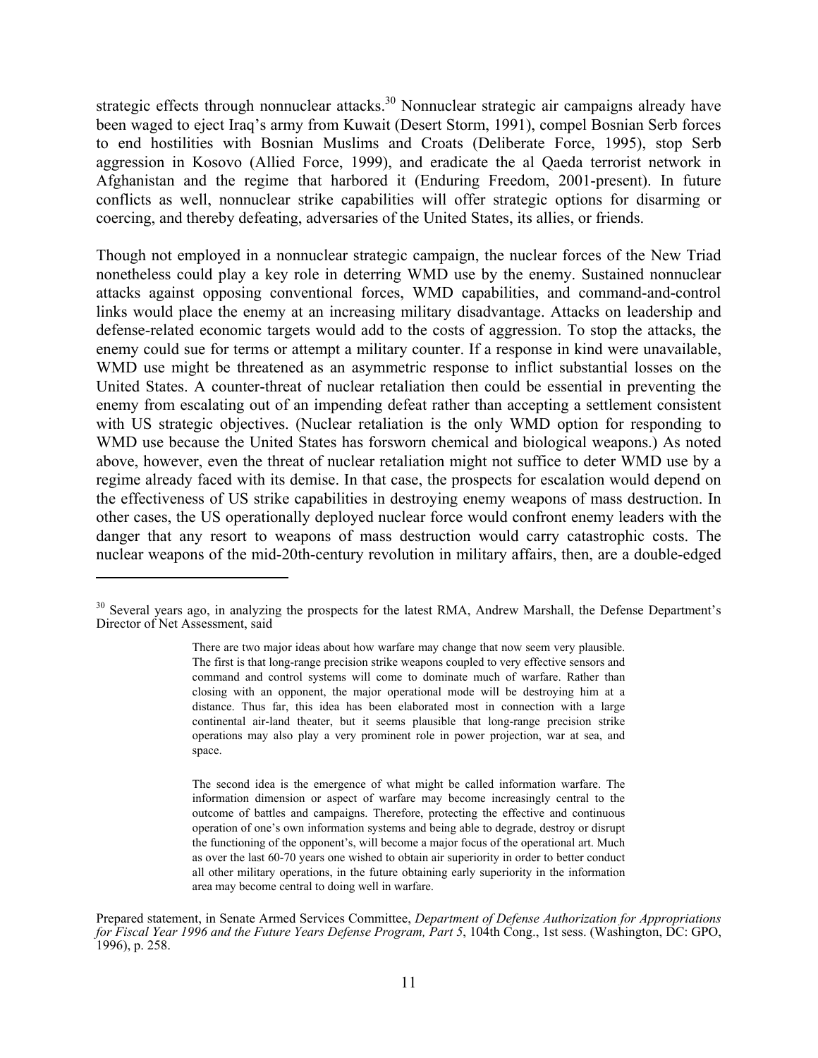strategic effects through nonnuclear attacks.[30] Nonnuclear strategic air campaigns already have been waged to eject Iraq's army from Kuwait (Desert Storm, 1991), compel Bosnian Serb forces to end hostilities with Bosnian Muslims and Croats (Deliberate Force, 1995), stop Serb aggression in Kosovo (Allied Force, 1999), and eradicate the al Qaeda terrorist network in Afghanistan and the regime that harbored it (Enduring Freedom, 2001-present). In future conflicts as well, nonnuclear strike capabilities will offer strategic options for disarming or coercing, and thereby defeating, adversaries of the United States, its allies, or friends.

Though not employed in a nonnuclear strategic campaign, the nuclear forces of the New Triad nonetheless could play a key role in deterring WMD use by the enemy. Sustained nonnuclear attacks against opposing conventional forces, WMD capabilities, and command-and-control links would place the enemy at an increasing military disadvantage. Attacks on leadership and defense-related economic targets would add to the costs of aggression. To stop the attacks, the enemy could sue for terms or attempt a military counter. If a response in kind were unavailable, WMD use might be threatened as an asymmetric response to inflict substantial losses on the United States. A counter-threat of nuclear retaliation then could be essential in preventing the enemy from escalating out of an impending defeat rather than accepting a settlement consistent with US strategic objectives. (Nuclear retaliation is the only WMD option for responding to WMD use because the United States has forsworn chemical and biological weapons.) As noted above, however, even the threat of nuclear retaliation might not suffice to deter WMD use by a regime already faced with its demise. In that case, the prospects for escalation would depend on the effectiveness of US strike capabilities in destroying enemy weapons of mass destruction. In other cases, the US operationally deployed nuclear force would confront enemy leaders with the danger that any resort to weapons of mass destruction would carry catastrophic costs. The nuclear weapons of the mid-20th-century revolution in military affairs, then, are a double-edged

---

[30] Several years ago, in analyzing the prospects for the latest RMA, Andrew Marshall, the Defense Department's Director of Net Assessment, said

> There are two major ideas about how warfare may change that now seem very plausible. The first is that long-range precision strike weapons coupled to very effective sensors and command and control systems will come to dominate much of warfare. Rather than closing with an opponent, the major operational mode will be destroying him at a distance. Thus far, this idea has been elaborated most in connection with a large continental air-land theater, but it seems plausible that long-range precision strike operations may also play a very prominent role in power projection, war at sea, and space.
>
> The second idea is the emergence of what might be called information warfare. The information dimension or aspect of warfare may become increasingly central to the outcome of battles and campaigns. Therefore, protecting the effective and continuous operation of one's own information systems and being able to degrade, destroy or disrupt the functioning of the opponent's, will become a major focus of the operational art. Much as over the last 60-70 years one wished to obtain air superiority in order to better conduct all other military operations, in the future obtaining early superiority in the information area may become central to doing well in warfare.

Prepared statement, in Senate Armed Services Committee, *Department of Defense Authorization for Appropriations for Fiscal Year 1996 and the Future Years Defense Program, Part 5*, 104th Cong., 1st sess. (Washington, DC: GPO, 1996), p. 258.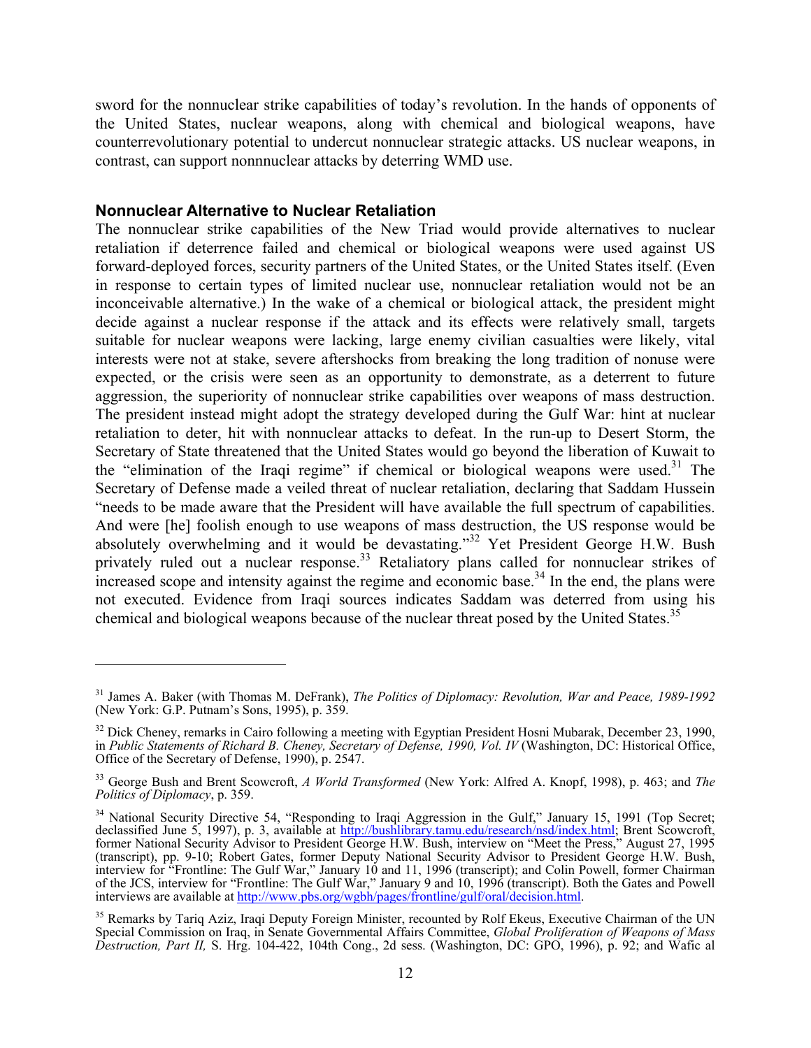sword for the nonnuclear strike capabilities of today's revolution. In the hands of opponents of the United States, nuclear weapons, along with chemical and biological weapons, have counterrevolutionary potential to undercut nonnuclear strategic attacks. US nuclear weapons, in contrast, can support nonnnuclear attacks by deterring WMD use.

### Nonnuclear Alternative to Nuclear Retaliation

The nonnuclear strike capabilities of the New Triad would provide alternatives to nuclear retaliation if deterrence failed and chemical or biological weapons were used against US forward-deployed forces, security partners of the United States, or the United States itself. (Even in response to certain types of limited nuclear use, nonnuclear retaliation would not be an inconceivable alternative.) In the wake of a chemical or biological attack, the president might decide against a nuclear response if the attack and its effects were relatively small, targets suitable for nuclear weapons were lacking, large enemy civilian casualties were likely, vital interests were not at stake, severe aftershocks from breaking the long tradition of nonuse were expected, or the crisis were seen as an opportunity to demonstrate, as a deterrent to future aggression, the superiority of nonnuclear strike capabilities over weapons of mass destruction. The president instead might adopt the strategy developed during the Gulf War: hint at nuclear retaliation to deter, hit with nonnuclear attacks to defeat. In the run-up to Desert Storm, the Secretary of State threatened that the United States would go beyond the liberation of Kuwait to the "elimination of the Iraqi regime" if chemical or biological weapons were used.[31] The Secretary of Defense made a veiled threat of nuclear retaliation, declaring that Saddam Hussein "needs to be made aware that the President will have available the full spectrum of capabilities. And were [he] foolish enough to use weapons of mass destruction, the US response would be absolutely overwhelming and it would be devastating."[32] Yet President George H.W. Bush privately ruled out a nuclear response.[33] Retaliatory plans called for nonnuclear strikes of increased scope and intensity against the regime and economic base.[34] In the end, the plans were not executed. Evidence from Iraqi sources indicates Saddam was deterred from using his chemical and biological weapons because of the nuclear threat posed by the United States.[35]

---

[31] James A. Baker (with Thomas M. DeFrank), *The Politics of Diplomacy: Revolution, War and Peace, 1989-1992* (New York: G.P. Putnam's Sons, 1995), p. 359.

[32] Dick Cheney, remarks in Cairo following a meeting with Egyptian President Hosni Mubarak, December 23, 1990, in *Public Statements of Richard B. Cheney, Secretary of Defense, 1990, Vol. IV* (Washington, DC: Historical Office, Office of the Secretary of Defense, 1990), p. 2547.

[33] George Bush and Brent Scowcroft, *A World Transformed* (New York: Alfred A. Knopf, 1998), p. 463; and *The Politics of Diplomacy*, p. 359.

[34] National Security Directive 54, "Responding to Iraqi Aggression in the Gulf," January 15, 1991 (Top Secret; declassified June 5, 1997), p. 3, available at http://bushlibrary.tamu.edu/research/nsd/index.html; Brent Scowcroft, former National Security Advisor to President George H.W. Bush, interview on "Meet the Press," August 27, 1995 (transcript), pp. 9-10; Robert Gates, former Deputy National Security Advisor to President George H.W. Bush, interview for "Frontline: The Gulf War," January 10 and 11, 1996 (transcript); and Colin Powell, former Chairman of the JCS, interview for "Frontline: The Gulf War," January 9 and 10, 1996 (transcript). Both the Gates and Powell interviews are available at http://www.pbs.org/wgbh/pages/frontline/gulf/oral/decision.html.

[35] Remarks by Tariq Aziz, Iraqi Deputy Foreign Minister, recounted by Rolf Ekeus, Executive Chairman of the UN Special Commission on Iraq, in Senate Governmental Affairs Committee, *Global Proliferation of Weapons of Mass Destruction, Part II,* S. Hrg. 104-422, 104th Cong., 2d sess. (Washington, DC: GPO, 1996), p. 92; and Wafic al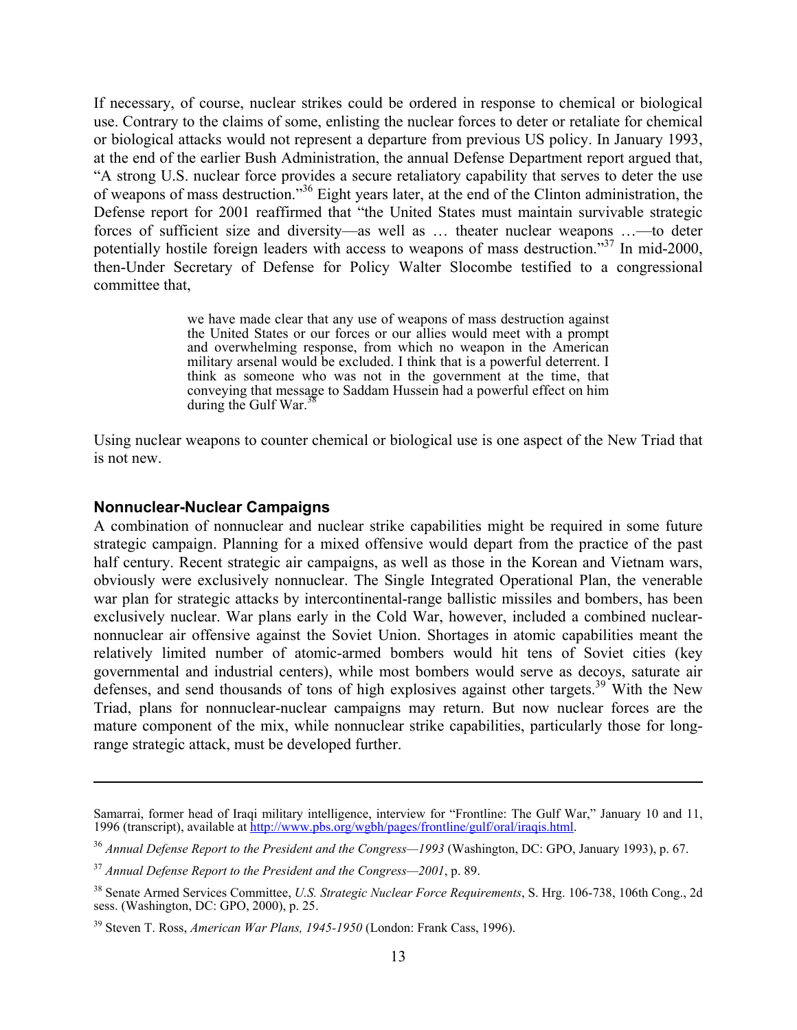If necessary, of course, nuclear strikes could be ordered in response to chemical or biological use. Contrary to the claims of some, enlisting the nuclear forces to deter or retaliate for chemical or biological attacks would not represent a departure from previous US policy. In January 1993, at the end of the earlier Bush Administration, the annual Defense Department report argued that, "A strong U.S. nuclear force provides a secure retaliatory capability that serves to deter the use of weapons of mass destruction."[36] Eight years later, at the end of the Clinton administration, the Defense report for 2001 reaffirmed that "the United States must maintain survivable strategic forces of sufficient size and diversity—as well as … theater nuclear weapons …—to deter potentially hostile foreign leaders with access to weapons of mass destruction."[37] In mid-2000, then-Under Secretary of Defense for Policy Walter Slocombe testified to a congressional committee that,

> we have made clear that any use of weapons of mass destruction against the United States or our forces or our allies would meet with a prompt and overwhelming response, from which no weapon in the American military arsenal would be excluded. I think that is a powerful deterrent. I think as someone who was not in the government at the time, that conveying that message to Saddam Hussein had a powerful effect on him during the Gulf War.[38]

Using nuclear weapons to counter chemical or biological use is one aspect of the New Triad that is not new.

### Nonnuclear-Nuclear Campaigns

A combination of nonnuclear and nuclear strike capabilities might be required in some future strategic campaign. Planning for a mixed offensive would depart from the practice of the past half century. Recent strategic air campaigns, as well as those in the Korean and Vietnam wars, obviously were exclusively nonnuclear. The Single Integrated Operational Plan, the venerable war plan for strategic attacks by intercontinental-range ballistic missiles and bombers, has been exclusively nuclear. War plans early in the Cold War, however, included a combined nuclear-nonnuclear air offensive against the Soviet Union. Shortages in atomic capabilities meant the relatively limited number of atomic-armed bombers would hit tens of Soviet cities (key governmental and industrial centers), while most bombers would serve as decoys, saturate air defenses, and send thousands of tons of high explosives against other targets.[39] With the New Triad, plans for nonnuclear-nuclear campaigns may return. But now nuclear forces are the mature component of the mix, while nonnuclear strike capabilities, particularly those for long-range strategic attack, must be developed further.

---

Samarrai, former head of Iraqi military intelligence, interview for "Frontline: The Gulf War," January 10 and 11, 1996 (transcript), available at http://www.pbs.org/wgbh/pages/frontline/gulf/oral/iraqis.html.

[36] *Annual Defense Report to the President and the Congress—1993* (Washington, DC: GPO, January 1993), p. 67.

[37] *Annual Defense Report to the President and the Congress—2001*, p. 89.

[38] Senate Armed Services Committee, *U.S. Strategic Nuclear Force Requirements*, S. Hrg. 106-738, 106th Cong., 2d sess. (Washington, DC: GPO, 2000), p. 25.

[39] Steven T. Ross, *American War Plans, 1945-1950* (London: Frank Cass, 1996).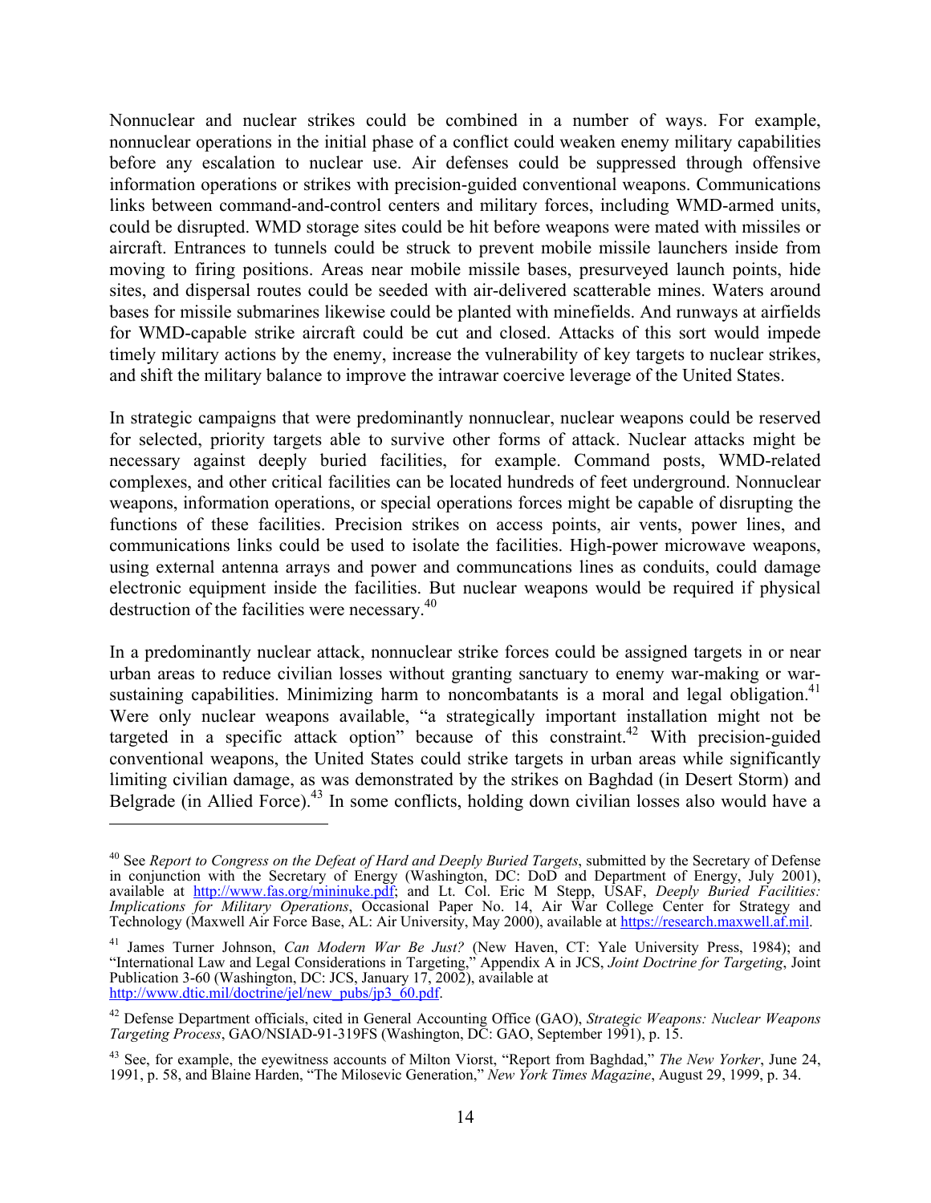Nonnuclear and nuclear strikes could be combined in a number of ways. For example, nonnuclear operations in the initial phase of a conflict could weaken enemy military capabilities before any escalation to nuclear use. Air defenses could be suppressed through offensive information operations or strikes with precision-guided conventional weapons. Communications links between command-and-control centers and military forces, including WMD-armed units, could be disrupted. WMD storage sites could be hit before weapons were mated with missiles or aircraft. Entrances to tunnels could be struck to prevent mobile missile launchers inside from moving to firing positions. Areas near mobile missile bases, presurveyed launch points, hide sites, and dispersal routes could be seeded with air-delivered scatterable mines. Waters around bases for missile submarines likewise could be planted with minefields. And runways at airfields for WMD-capable strike aircraft could be cut and closed. Attacks of this sort would impede timely military actions by the enemy, increase the vulnerability of key targets to nuclear strikes, and shift the military balance to improve the intrawar coercive leverage of the United States.

In strategic campaigns that were predominantly nonnuclear, nuclear weapons could be reserved for selected, priority targets able to survive other forms of attack. Nuclear attacks might be necessary against deeply buried facilities, for example. Command posts, WMD-related complexes, and other critical facilities can be located hundreds of feet underground. Nonnuclear weapons, information operations, or special operations forces might be capable of disrupting the functions of these facilities. Precision strikes on access points, air vents, power lines, and communications links could be used to isolate the facilities. High-power microwave weapons, using external antenna arrays and power and communcations lines as conduits, could damage electronic equipment inside the facilities. But nuclear weapons would be required if physical destruction of the facilities were necessary.[40]

In a predominantly nuclear attack, nonnuclear strike forces could be assigned targets in or near urban areas to reduce civilian losses without granting sanctuary to enemy war-making or war-sustaining capabilities. Minimizing harm to noncombatants is a moral and legal obligation.[41] Were only nuclear weapons available, "a strategically important installation might not be targeted in a specific attack option" because of this constraint.[42] With precision-guided conventional weapons, the United States could strike targets in urban areas while significantly limiting civilian damage, as was demonstrated by the strikes on Baghdad (in Desert Storm) and Belgrade (in Allied Force).[43] In some conflicts, holding down civilian losses also would have a

---

[40] See *Report to Congress on the Defeat of Hard and Deeply Buried Targets*, submitted by the Secretary of Defense in conjunction with the Secretary of Energy (Washington, DC: DoD and Department of Energy, July 2001), available at http://www.fas.org/mininuke.pdf; and Lt. Col. Eric M Stepp, USAF, *Deeply Buried Facilities: Implications for Military Operations*, Occasional Paper No. 14, Air War College Center for Strategy and Technology (Maxwell Air Force Base, AL: Air University, May 2000), available at https://research.maxwell.af.mil.

[41] James Turner Johnson, *Can Modern War Be Just?* (New Haven, CT: Yale University Press, 1984); and "International Law and Legal Considerations in Targeting," Appendix A in JCS, *Joint Doctrine for Targeting*, Joint Publication 3-60 (Washington, DC: JCS, January 17, 2002), available at http://www.dtic.mil/doctrine/jel/new_pubs/jp3_60.pdf.

[42] Defense Department officials, cited in General Accounting Office (GAO), *Strategic Weapons: Nuclear Weapons Targeting Process*, GAO/NSIAD-91-319FS (Washington, DC: GAO, September 1991), p. 15.

[43] See, for example, the eyewitness accounts of Milton Viorst, "Report from Baghdad," *The New Yorker*, June 24, 1991, p. 58, and Blaine Harden, "The Milosevic Generation," *New York Times Magazine*, August 29, 1999, p. 34.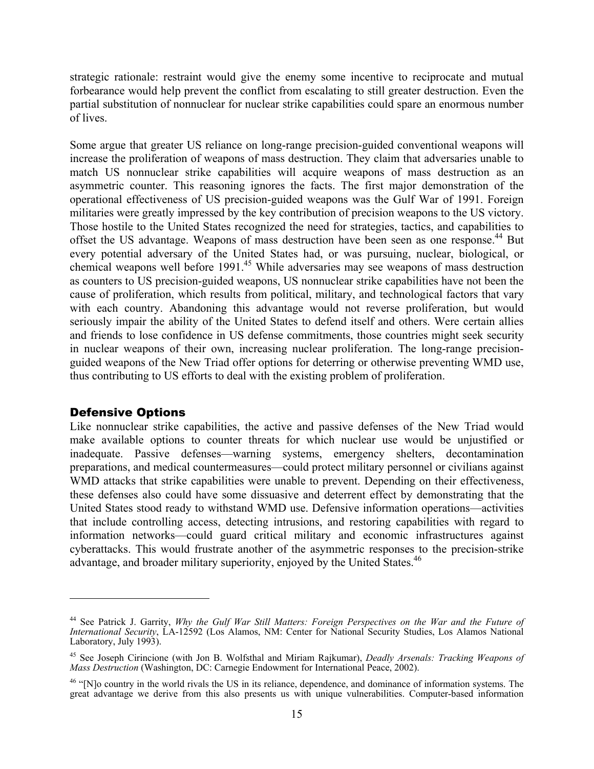strategic rationale: restraint would give the enemy some incentive to reciprocate and mutual forbearance would help prevent the conflict from escalating to still greater destruction. Even the partial substitution of nonnuclear for nuclear strike capabilities could spare an enormous number of lives.

Some argue that greater US reliance on long-range precision-guided conventional weapons will increase the proliferation of weapons of mass destruction. They claim that adversaries unable to match US nonnuclear strike capabilities will acquire weapons of mass destruction as an asymmetric counter. This reasoning ignores the facts. The first major demonstration of the operational effectiveness of US precision-guided weapons was the Gulf War of 1991. Foreign militaries were greatly impressed by the key contribution of precision weapons to the US victory. Those hostile to the United States recognized the need for strategies, tactics, and capabilities to offset the US advantage. Weapons of mass destruction have been seen as one response.[44] But every potential adversary of the United States had, or was pursuing, nuclear, biological, or chemical weapons well before 1991.[45] While adversaries may see weapons of mass destruction as counters to US precision-guided weapons, US nonnuclear strike capabilities have not been the cause of proliferation, which results from political, military, and technological factors that vary with each country. Abandoning this advantage would not reverse proliferation, but would seriously impair the ability of the United States to defend itself and others. Were certain allies and friends to lose confidence in US defense commitments, those countries might seek security in nuclear weapons of their own, increasing nuclear proliferation. The long-range precision-guided weapons of the New Triad offer options for deterring or otherwise preventing WMD use, thus contributing to US efforts to deal with the existing problem of proliferation.

## Defensive Options

Like nonnuclear strike capabilities, the active and passive defenses of the New Triad would make available options to counter threats for which nuclear use would be unjustified or inadequate. Passive defenses—warning systems, emergency shelters, decontamination preparations, and medical countermeasures—could protect military personnel or civilians against WMD attacks that strike capabilities were unable to prevent. Depending on their effectiveness, these defenses also could have some dissuasive and deterrent effect by demonstrating that the United States stood ready to withstand WMD use. Defensive information operations—activities that include controlling access, detecting intrusions, and restoring capabilities with regard to information networks—could guard critical military and economic infrastructures against cyberattacks. This would frustrate another of the asymmetric responses to the precision-strike advantage, and broader military superiority, enjoyed by the United States.[46]

---

[44] See Patrick J. Garrity, *Why the Gulf War Still Matters: Foreign Perspectives on the War and the Future of International Security*, LA-12592 (Los Alamos, NM: Center for National Security Studies, Los Alamos National Laboratory, July 1993).

[45] See Joseph Cirincione (with Jon B. Wolfsthal and Miriam Rajkumar), *Deadly Arsenals: Tracking Weapons of Mass Destruction* (Washington, DC: Carnegie Endowment for International Peace, 2002).

[46] "[N]o country in the world rivals the US in its reliance, dependence, and dominance of information systems. The great advantage we derive from this also presents us with unique vulnerabilities. Computer-based information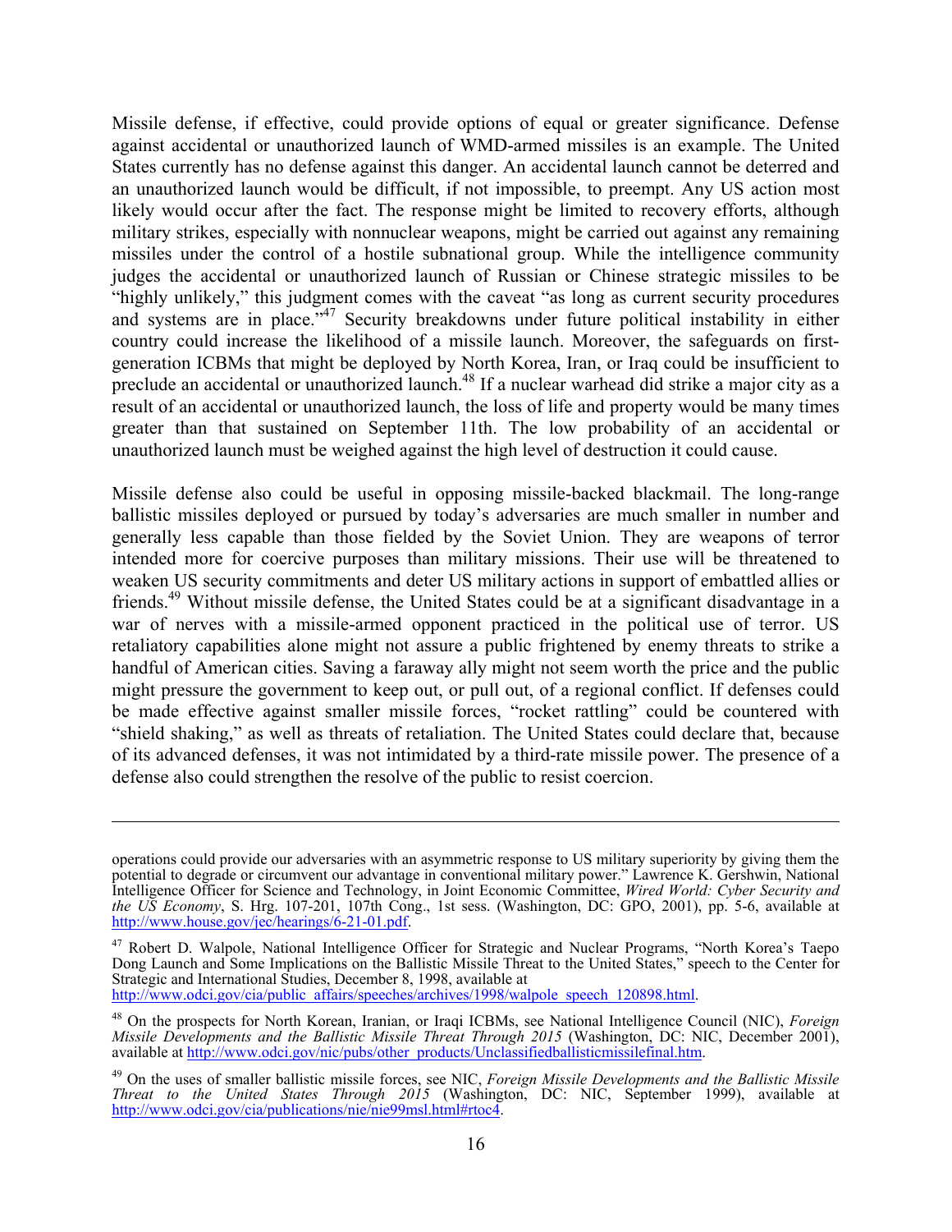Missile defense, if effective, could provide options of equal or greater significance. Defense against accidental or unauthorized launch of WMD-armed missiles is an example. The United States currently has no defense against this danger. An accidental launch cannot be deterred and an unauthorized launch would be difficult, if not impossible, to preempt. Any US action most likely would occur after the fact. The response might be limited to recovery efforts, although military strikes, especially with nonnuclear weapons, might be carried out against any remaining missiles under the control of a hostile subnational group. While the intelligence community judges the accidental or unauthorized launch of Russian or Chinese strategic missiles to be "highly unlikely," this judgment comes with the caveat "as long as current security procedures and systems are in place."[47] Security breakdowns under future political instability in either country could increase the likelihood of a missile launch. Moreover, the safeguards on first-generation ICBMs that might be deployed by North Korea, Iran, or Iraq could be insufficient to preclude an accidental or unauthorized launch.[48] If a nuclear warhead did strike a major city as a result of an accidental or unauthorized launch, the loss of life and property would be many times greater than that sustained on September 11th. The low probability of an accidental or unauthorized launch must be weighed against the high level of destruction it could cause.

Missile defense also could be useful in opposing missile-backed blackmail. The long-range ballistic missiles deployed or pursued by today's adversaries are much smaller in number and generally less capable than those fielded by the Soviet Union. They are weapons of terror intended more for coercive purposes than military missions. Their use will be threatened to weaken US security commitments and deter US military actions in support of embattled allies or friends.[49] Without missile defense, the United States could be at a significant disadvantage in a war of nerves with a missile-armed opponent practiced in the political use of terror. US retaliatory capabilities alone might not assure a public frightened by enemy threats to strike a handful of American cities. Saving a faraway ally might not seem worth the price and the public might pressure the government to keep out, or pull out, of a regional conflict. If defenses could be made effective against smaller missile forces, "rocket rattling" could be countered with "shield shaking," as well as threats of retaliation. The United States could declare that, because of its advanced defenses, it was not intimidated by a third-rate missile power. The presence of a defense also could strengthen the resolve of the public to resist coercion.

---

operations could provide our adversaries with an asymmetric response to US military superiority by giving them the potential to degrade or circumvent our advantage in conventional military power." Lawrence K. Gershwin, National Intelligence Officer for Science and Technology, in Joint Economic Committee, *Wired World: Cyber Security and the US Economy*, S. Hrg. 107-201, 107th Cong., 1st sess. (Washington, DC: GPO, 2001), pp. 5-6, available at http://www.house.gov/jec/hearings/6-21-01.pdf.

[47] Robert D. Walpole, National Intelligence Officer for Strategic and Nuclear Programs, "North Korea's Taepo Dong Launch and Some Implications on the Ballistic Missile Threat to the United States," speech to the Center for Strategic and International Studies, December 8, 1998, available at http://www.odci.gov/cia/public_affairs/speeches/archives/1998/walpole_speech_120898.html.

[48] On the prospects for North Korean, Iranian, or Iraqi ICBMs, see National Intelligence Council (NIC), *Foreign Missile Developments and the Ballistic Missile Threat Through 2015* (Washington, DC: NIC, December 2001), available at http://www.odci.gov/nic/pubs/other_products/Unclassifiedballisticmissilefinal.htm.

[49] On the uses of smaller ballistic missile forces, see NIC, *Foreign Missile Developments and the Ballistic Missile Threat to the United States Through 2015* (Washington, DC: NIC, September 1999), available at http://www.odci.gov/cia/publications/nie/nie99msl.html#rtoc4.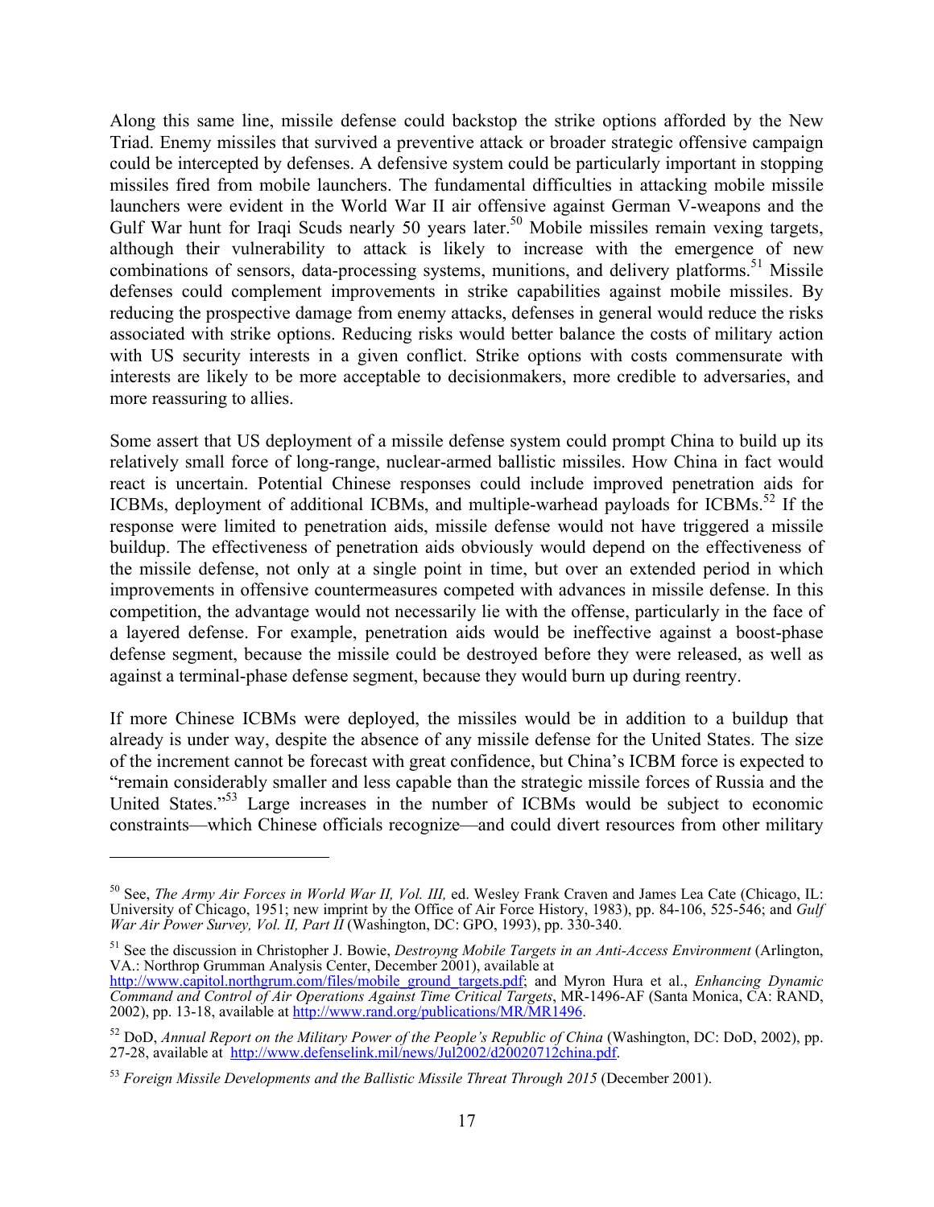Along this same line, missile defense could backstop the strike options afforded by the New Triad. Enemy missiles that survived a preventive attack or broader strategic offensive campaign could be intercepted by defenses. A defensive system could be particularly important in stopping missiles fired from mobile launchers. The fundamental difficulties in attacking mobile missile launchers were evident in the World War II air offensive against German V-weapons and the Gulf War hunt for Iraqi Scuds nearly 50 years later.[50] Mobile missiles remain vexing targets, although their vulnerability to attack is likely to increase with the emergence of new combinations of sensors, data-processing systems, munitions, and delivery platforms.[51] Missile defenses could complement improvements in strike capabilities against mobile missiles. By reducing the prospective damage from enemy attacks, defenses in general would reduce the risks associated with strike options. Reducing risks would better balance the costs of military action with US security interests in a given conflict. Strike options with costs commensurate with interests are likely to be more acceptable to decisionmakers, more credible to adversaries, and more reassuring to allies.

Some assert that US deployment of a missile defense system could prompt China to build up its relatively small force of long-range, nuclear-armed ballistic missiles. How China in fact would react is uncertain. Potential Chinese responses could include improved penetration aids for ICBMs, deployment of additional ICBMs, and multiple-warhead payloads for ICBMs.[52] If the response were limited to penetration aids, missile defense would not have triggered a missile buildup. The effectiveness of penetration aids obviously would depend on the effectiveness of the missile defense, not only at a single point in time, but over an extended period in which improvements in offensive countermeasures competed with advances in missile defense. In this competition, the advantage would not necessarily lie with the offense, particularly in the face of a layered defense. For example, penetration aids would be ineffective against a boost-phase defense segment, because the missile could be destroyed before they were released, as well as against a terminal-phase defense segment, because they would burn up during reentry.

If more Chinese ICBMs were deployed, the missiles would be in addition to a buildup that already is under way, despite the absence of any missile defense for the United States. The size of the increment cannot be forecast with great confidence, but China's ICBM force is expected to "remain considerably smaller and less capable than the strategic missile forces of Russia and the United States."[53] Large increases in the number of ICBMs would be subject to economic constraints—which Chinese officials recognize—and could divert resources from other military

---

[50] See, *The Army Air Forces in World War II, Vol. III,* ed. Wesley Frank Craven and James Lea Cate (Chicago, IL: University of Chicago, 1951; new imprint by the Office of Air Force History, 1983), pp. 84-106, 525-546; and *Gulf War Air Power Survey, Vol. II, Part II* (Washington, DC: GPO, 1993), pp. 330-340.

[51] See the discussion in Christopher J. Bowie, *Destroyng Mobile Targets in an Anti-Access Environment* (Arlington, VA.: Northrop Grumman Analysis Center, December 2001), available at http://www.capitol.northgrum.com/files/mobile_ground_targets.pdf; and Myron Hura et al., *Enhancing Dynamic Command and Control of Air Operations Against Time Critical Targets*, MR-1496-AF (Santa Monica, CA: RAND, 2002), pp. 13-18, available at http://www.rand.org/publications/MR/MR1496.

[52] DoD, *Annual Report on the Military Power of the People's Republic of China* (Washington, DC: DoD, 2002), pp. 27-28, available at http://www.defenselink.mil/news/Jul2002/d20020712china.pdf.

[53] *Foreign Missile Developments and the Ballistic Missile Threat Through 2015* (December 2001).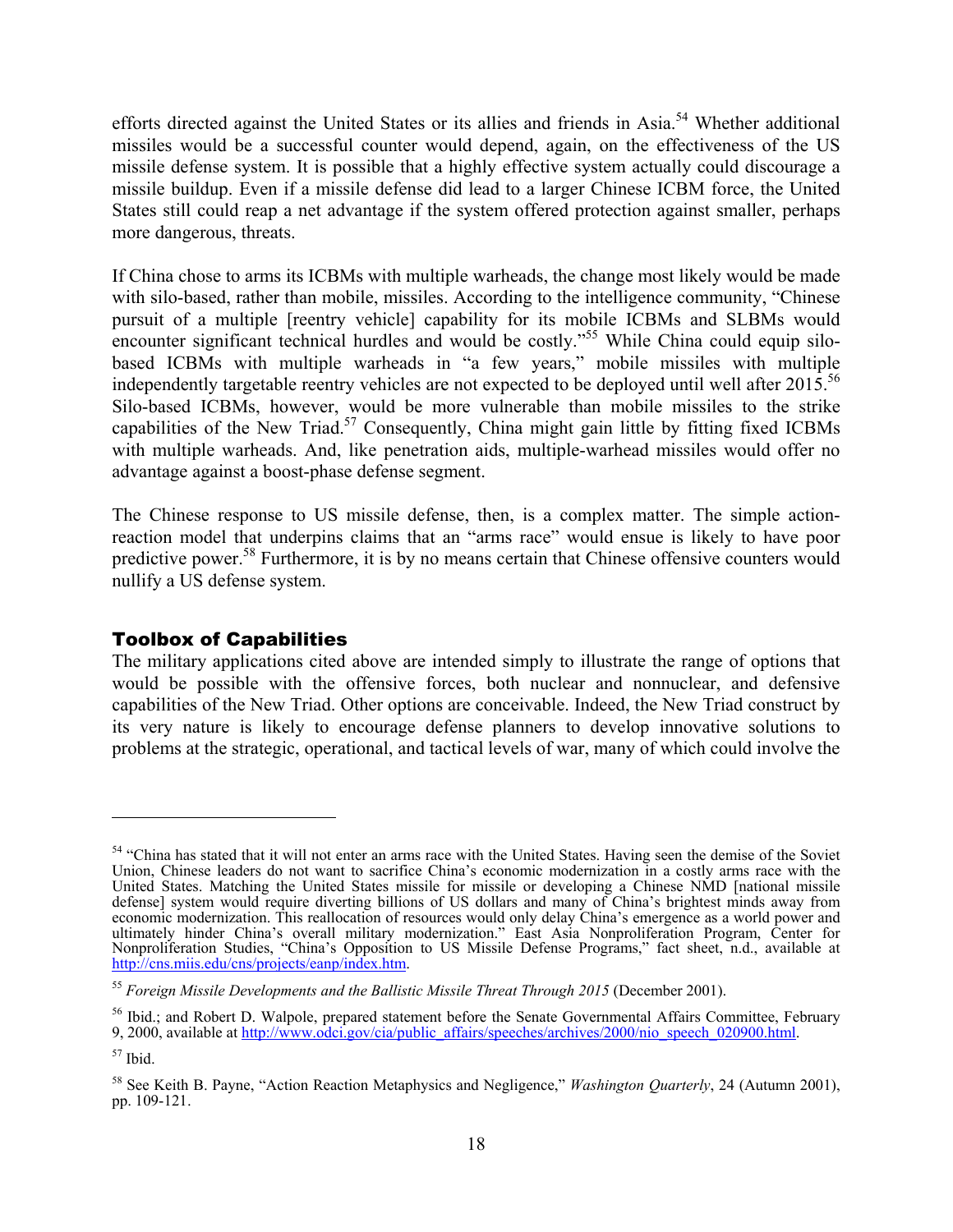efforts directed against the United States or its allies and friends in Asia.[54] Whether additional missiles would be a successful counter would depend, again, on the effectiveness of the US missile defense system. It is possible that a highly effective system actually could discourage a missile buildup. Even if a missile defense did lead to a larger Chinese ICBM force, the United States still could reap a net advantage if the system offered protection against smaller, perhaps more dangerous, threats.

If China chose to arms its ICBMs with multiple warheads, the change most likely would be made with silo-based, rather than mobile, missiles. According to the intelligence community, "Chinese pursuit of a multiple [reentry vehicle] capability for its mobile ICBMs and SLBMs would encounter significant technical hurdles and would be costly."[55] While China could equip silo-based ICBMs with multiple warheads in "a few years," mobile missiles with multiple independently targetable reentry vehicles are not expected to be deployed until well after 2015.[56] Silo-based ICBMs, however, would be more vulnerable than mobile missiles to the strike capabilities of the New Triad.[57] Consequently, China might gain little by fitting fixed ICBMs with multiple warheads. And, like penetration aids, multiple-warhead missiles would offer no advantage against a boost-phase defense segment.

The Chinese response to US missile defense, then, is a complex matter. The simple action-reaction model that underpins claims that an "arms race" would ensue is likely to have poor predictive power.[58] Furthermore, it is by no means certain that Chinese offensive counters would nullify a US defense system.

## Toolbox of Capabilities

The military applications cited above are intended simply to illustrate the range of options that would be possible with the offensive forces, both nuclear and nonnuclear, and defensive capabilities of the New Triad. Other options are conceivable. Indeed, the New Triad construct by its very nature is likely to encourage defense planners to develop innovative solutions to problems at the strategic, operational, and tactical levels of war, many of which could involve the

---

[54] "China has stated that it will not enter an arms race with the United States. Having seen the demise of the Soviet Union, Chinese leaders do not want to sacrifice China's economic modernization in a costly arms race with the United States. Matching the United States missile for missile or developing a Chinese NMD [national missile defense] system would require diverting billions of US dollars and many of China's brightest minds away from economic modernization. This reallocation of resources would only delay China's emergence as a world power and ultimately hinder China's overall military modernization." East Asia Nonproliferation Program, Center for Nonproliferation Studies, "China's Opposition to US Missile Defense Programs," fact sheet, n.d., available at http://cns.miis.edu/cns/projects/eanp/index.htm.

[55] *Foreign Missile Developments and the Ballistic Missile Threat Through 2015* (December 2001).

[56] Ibid.; and Robert D. Walpole, prepared statement before the Senate Governmental Affairs Committee, February 9, 2000, available at http://www.odci.gov/cia/public_affairs/speeches/archives/2000/nio_speech_020900.html.

[57] Ibid.

[58] See Keith B. Payne, "Action Reaction Metaphysics and Negligence," *Washington Quarterly*, 24 (Autumn 2001), pp. 109-121.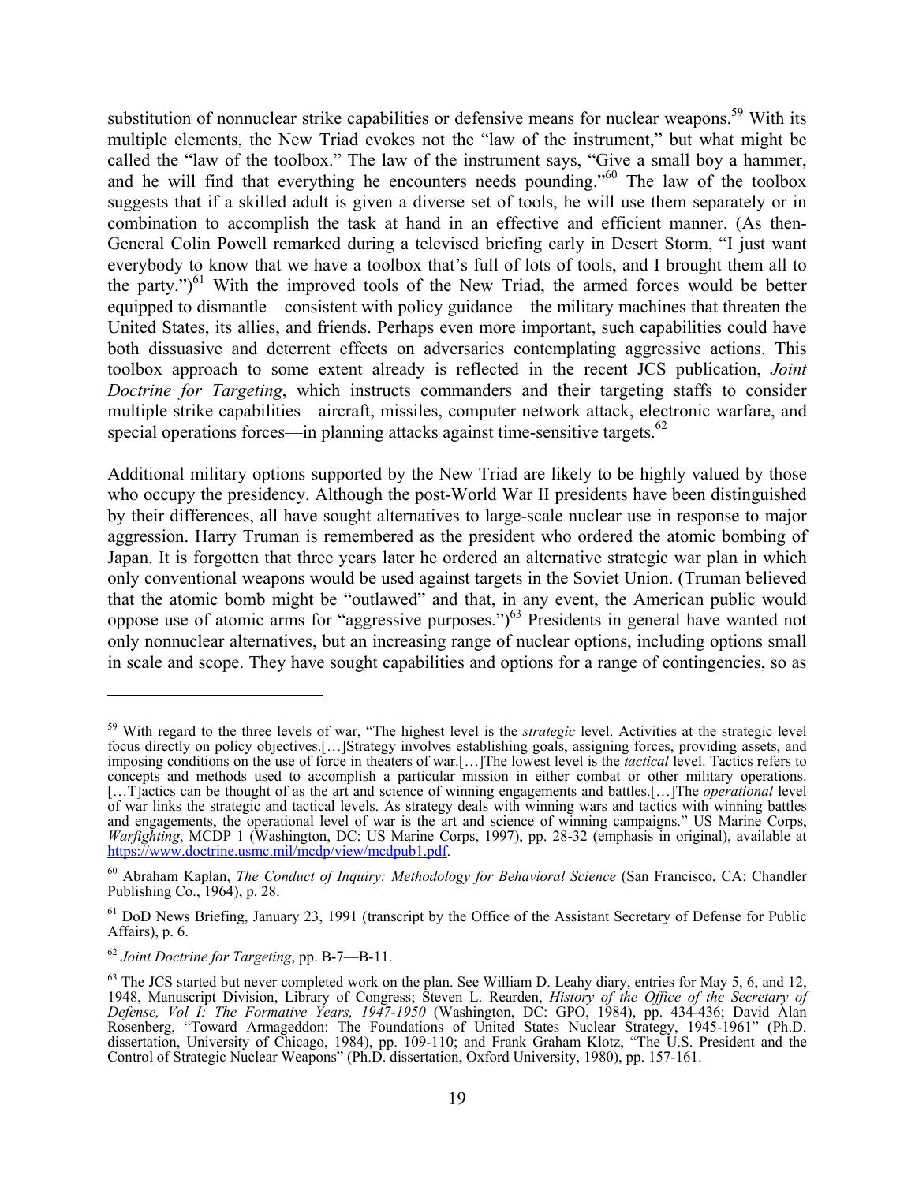substitution of nonnuclear strike capabilities or defensive means for nuclear weapons.[59] With its multiple elements, the New Triad evokes not the "law of the instrument," but what might be called the "law of the toolbox." The law of the instrument says, "Give a small boy a hammer, and he will find that everything he encounters needs pounding."[60] The law of the toolbox suggests that if a skilled adult is given a diverse set of tools, he will use them separately or in combination to accomplish the task at hand in an effective and efficient manner. (As then-General Colin Powell remarked during a televised briefing early in Desert Storm, "I just want everybody to know that we have a toolbox that's full of lots of tools, and I brought them all to the party.")[61] With the improved tools of the New Triad, the armed forces would be better equipped to dismantle—consistent with policy guidance—the military machines that threaten the United States, its allies, and friends. Perhaps even more important, such capabilities could have both dissuasive and deterrent effects on adversaries contemplating aggressive actions. This toolbox approach to some extent already is reflected in the recent JCS publication, *Joint Doctrine for Targeting*, which instructs commanders and their targeting staffs to consider multiple strike capabilities—aircraft, missiles, computer network attack, electronic warfare, and special operations forces—in planning attacks against time-sensitive targets.[62]

Additional military options supported by the New Triad are likely to be highly valued by those who occupy the presidency. Although the post-World War II presidents have been distinguished by their differences, all have sought alternatives to large-scale nuclear use in response to major aggression. Harry Truman is remembered as the president who ordered the atomic bombing of Japan. It is forgotten that three years later he ordered an alternative strategic war plan in which only conventional weapons would be used against targets in the Soviet Union. (Truman believed that the atomic bomb might be "outlawed" and that, in any event, the American public would oppose use of atomic arms for "aggressive purposes.")[63] Presidents in general have wanted not only nonnuclear alternatives, but an increasing range of nuclear options, including options small in scale and scope. They have sought capabilities and options for a range of contingencies, so as

---

[59] With regard to the three levels of war, "The highest level is the *strategic* level. Activities at the strategic level focus directly on policy objectives.[…]Strategy involves establishing goals, assigning forces, providing assets, and imposing conditions on the use of force in theaters of war.[…]The lowest level is the *tactical* level. Tactics refers to concepts and methods used to accomplish a particular mission in either combat or other military operations. […T]actics can be thought of as the art and science of winning engagements and battles.[…]The *operational* level of war links the strategic and tactical levels. As strategy deals with winning wars and tactics with winning battles and engagements, the operational level of war is the art and science of winning campaigns." US Marine Corps, *Warfighting*, MCDP 1 (Washington, DC: US Marine Corps, 1997), pp. 28-32 (emphasis in original), available at https://www.doctrine.usmc.mil/mcdp/view/mcdpub1.pdf.

[60] Abraham Kaplan, *The Conduct of Inquiry: Methodology for Behavioral Science* (San Francisco, CA: Chandler Publishing Co., 1964), p. 28.

[61] DoD News Briefing, January 23, 1991 (transcript by the Office of the Assistant Secretary of Defense for Public Affairs), p. 6.

[62] *Joint Doctrine for Targeting*, pp. B-7—B-11.

[63] The JCS started but never completed work on the plan. See William D. Leahy diary, entries for May 5, 6, and 12, 1948, Manuscript Division, Library of Congress; Steven L. Rearden, *History of the Office of the Secretary of Defense, Vol I: The Formative Years, 1947-1950* (Washington, DC: GPO, 1984), pp. 434-436; David Alan Rosenberg, "Toward Armageddon: The Foundations of United States Nuclear Strategy, 1945-1961" (Ph.D. dissertation, University of Chicago, 1984), pp. 109-110; and Frank Graham Klotz, "The U.S. President and the Control of Strategic Nuclear Weapons" (Ph.D. dissertation, Oxford University, 1980), pp. 157-161.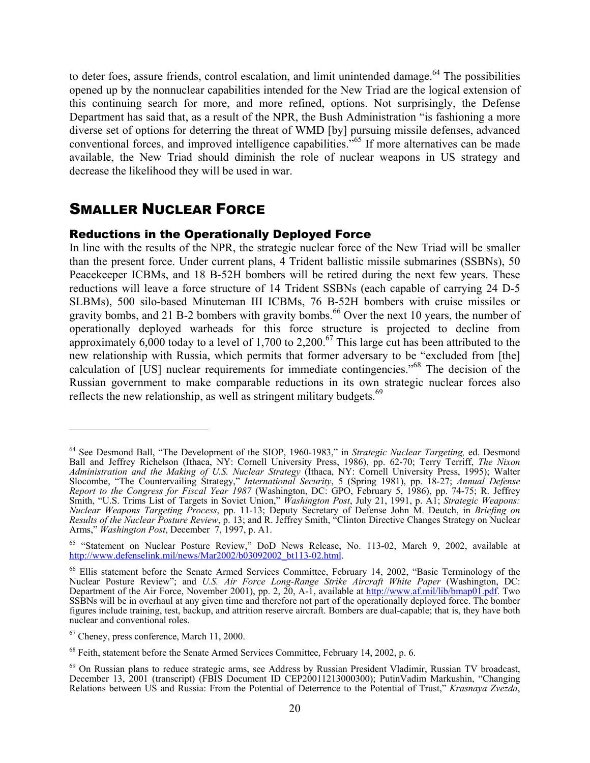to deter foes, assure friends, control escalation, and limit unintended damage.[64] The possibilities opened up by the nonnuclear capabilities intended for the New Triad are the logical extension of this continuing search for more, and more refined, options. Not surprisingly, the Defense Department has said that, as a result of the NPR, the Bush Administration "is fashioning a more diverse set of options for deterring the threat of WMD [by] pursuing missile defenses, advanced conventional forces, and improved intelligence capabilities."[65] If more alternatives can be made available, the New Triad should diminish the role of nuclear weapons in US strategy and decrease the likelihood they will be used in war.

## SMALLER NUCLEAR FORCE

### Reductions in the Operationally Deployed Force

In line with the results of the NPR, the strategic nuclear force of the New Triad will be smaller than the present force. Under current plans, 4 Trident ballistic missile submarines (SSBNs), 50 Peacekeeper ICBMs, and 18 B-52H bombers will be retired during the next few years. These reductions will leave a force structure of 14 Trident SSBNs (each capable of carrying 24 D-5 SLBMs), 500 silo-based Minuteman III ICBMs, 76 B-52H bombers with cruise missiles or gravity bombs, and 21 B-2 bombers with gravity bombs.[66] Over the next 10 years, the number of operationally deployed warheads for this force structure is projected to decline from approximately 6,000 today to a level of 1,700 to 2,200.[67] This large cut has been attributed to the new relationship with Russia, which permits that former adversary to be "excluded from [the] calculation of [US] nuclear requirements for immediate contingencies."[68] The decision of the Russian government to make comparable reductions in its own strategic nuclear forces also reflects the new relationship, as well as stringent military budgets.[69]

---

[64] See Desmond Ball, "The Development of the SIOP, 1960-1983," in *Strategic Nuclear Targeting,* ed. Desmond Ball and Jeffrey Richelson (Ithaca, NY: Cornell University Press, 1986), pp. 62-70; Terry Terriff, *The Nixon Administration and the Making of U.S. Nuclear Strategy* (Ithaca, NY: Cornell University Press, 1995); Walter Slocombe, "The Countervailing Strategy," *International Security*, 5 (Spring 1981), pp. 18-27; *Annual Defense Report to the Congress for Fiscal Year 1987* (Washington, DC: GPO, February 5, 1986), pp. 74-75; R. Jeffrey Smith, "U.S. Trims List of Targets in Soviet Union," *Washington Post*, July 21, 1991, p. A1; *Strategic Weapons: Nuclear Weapons Targeting Process*, pp. 11-13; Deputy Secretary of Defense John M. Deutch, in *Briefing on Results of the Nuclear Posture Review*, p. 13; and R. Jeffrey Smith, "Clinton Directive Changes Strategy on Nuclear Arms," *Washington Post*, December 7, 1997, p. A1.

[65] "Statement on Nuclear Posture Review," DoD News Release, No. 113-02, March 9, 2002, available at http://www.defenselink.mil/news/Mar2002/b03092002_bt113-02.html.

[66] Ellis statement before the Senate Armed Services Committee, February 14, 2002, "Basic Terminology of the Nuclear Posture Review"; and *U.S. Air Force Long-Range Strike Aircraft White Paper* (Washington, DC: Department of the Air Force, November 2001), pp. 2, 20, A-1, available at http://www.af.mil/lib/bmap01.pdf. Two SSBNs will be in overhaul at any given time and therefore not part of the operationally deployed force. The bomber figures include training, test, backup, and attrition reserve aircraft. Bombers are dual-capable; that is, they have both nuclear and conventional roles.

[67] Cheney, press conference, March 11, 2000.

[68] Feith, statement before the Senate Armed Services Committee, February 14, 2002, p. 6.

[69] On Russian plans to reduce strategic arms, see Address by Russian President Vladimir, Russian TV broadcast, December 13, 2001 (transcript) (FBIS Document ID CEP20011213000300); PutinVadim Markushin, "Changing Relations between US and Russia: From the Potential of Deterrence to the Potential of Trust," *Krasnaya Zvezda*,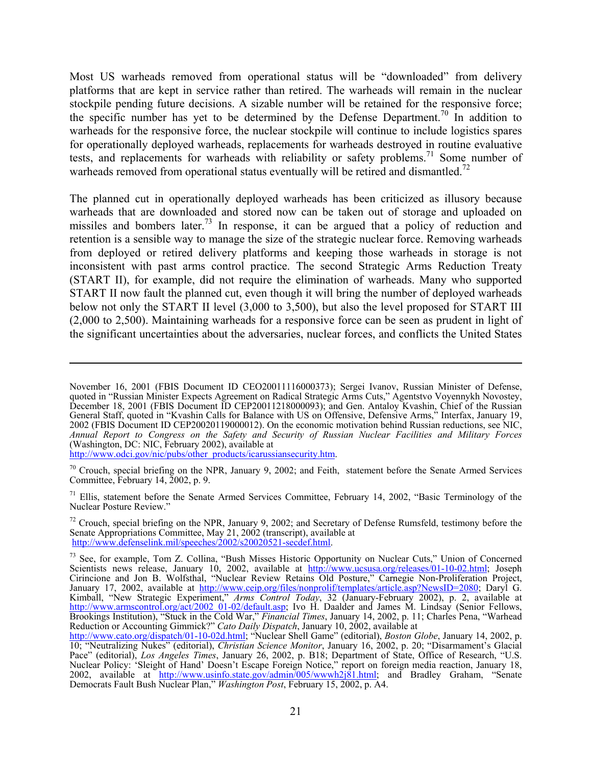Most US warheads removed from operational status will be "downloaded" from delivery platforms that are kept in service rather than retired. The warheads will remain in the nuclear stockpile pending future decisions. A sizable number will be retained for the responsive force; the specific number has yet to be determined by the Defense Department.[70] In addition to warheads for the responsive force, the nuclear stockpile will continue to include logistics spares for operationally deployed warheads, replacements for warheads destroyed in routine evaluative tests, and replacements for warheads with reliability or safety problems.[71] Some number of warheads removed from operational status eventually will be retired and dismantled.[72]

The planned cut in operationally deployed warheads has been criticized as illusory because warheads that are downloaded and stored now can be taken out of storage and uploaded on missiles and bombers later.[73] In response, it can be argued that a policy of reduction and retention is a sensible way to manage the size of the strategic nuclear force. Removing warheads from deployed or retired delivery platforms and keeping those warheads in storage is not inconsistent with past arms control practice. The second Strategic Arms Reduction Treaty (START II), for example, did not require the elimination of warheads. Many who supported START II now fault the planned cut, even though it will bring the number of deployed warheads below not only the START II level (3,000 to 3,500), but also the level proposed for START III (2,000 to 2,500). Maintaining warheads for a responsive force can be seen as prudent in light of the significant uncertainties about the adversaries, nuclear forces, and conflicts the United States

---

November 16, 2001 (FBIS Document ID CEO20011116000373); Sergei Ivanov, Russian Minister of Defense, quoted in "Russian Minister Expects Agreement on Radical Strategic Arms Cuts," Agentstvo Voyennykh Novostey, December 18, 2001 (FBIS Document ID CEP20011218000093); and Gen. Antaloy Kvashin, Chief of the Russian General Staff, quoted in "Kvashin Calls for Balance with US on Offensive, Defensive Arms," Interfax, January 19, 2002 (FBIS Document ID CEP20020119000012). On the economic motivation behind Russian reductions, see NIC, *Annual Report to Congress on the Safety and Security of Russian Nuclear Facilities and Military Forces* (Washington, DC: NIC, February 2002), available at http://www.odci.gov/nic/pubs/other_products/icarussiansecurity.htm.

[70] Crouch, special briefing on the NPR, January 9, 2002; and Feith, statement before the Senate Armed Services Committee, February 14, 2002, p. 9.

[71] Ellis, statement before the Senate Armed Services Committee, February 14, 2002, "Basic Terminology of the Nuclear Posture Review."

[72] Crouch, special briefing on the NPR, January 9, 2002; and Secretary of Defense Rumsfeld, testimony before the Senate Appropriations Committee, May 21, 2002 (transcript), available at http://www.defenselink.mil/speeches/2002/s20020521-secdef.html.

[73] See, for example, Tom Z. Collina, "Bush Misses Historic Opportunity on Nuclear Cuts," Union of Concerned Scientists news release, January 10, 2002, available at http://www.ucsusa.org/releases/01-10-02.html; Joseph Cirincione and Jon B. Wolfsthal, "Nuclear Review Retains Old Posture," Carnegie Non-Proliferation Project, January 17, 2002, available at http://www.ceip.org/files/nonprolif/templates/article.asp?NewsID=2080; Daryl G. Kimball, "New Strategic Experiment," *Arms Control Today*, 32 (January-February 2002), p. 2, available at http://www.armscontrol.org/act/2002_01-02/default.asp; Ivo H. Daalder and James M. Lindsay (Senior Fellows, Brookings Institution), "Stuck in the Cold War," *Financial Times*, January 14, 2002, p. 11; Charles Pena, "Warhead Reduction or Accounting Gimmick?" *Cato Daily Dispatch*, January 10, 2002, available at http://www.cato.org/dispatch/01-10-02d.html; "Nuclear Shell Game" (editorial), *Boston Globe*, January 14, 2002, p. 10; "Neutralizing Nukes" (editorial), *Christian Science Monitor*, January 16, 2002, p. 20; "Disarmament's Glacial Pace" (editorial), *Los Angeles Times*, January 26, 2002, p. B18; Department of State, Office of Research, "U.S. Nuclear Policy: 'Sleight of Hand' Doesn't Escape Foreign Notice," report on foreign media reaction, January 18, 2002, available at http://www.usinfo.state.gov/admin/005/wwwh2j81.html; and Bradley Graham, "Senate Democrats Fault Bush Nuclear Plan," *Washington Post*, February 15, 2002, p. A4.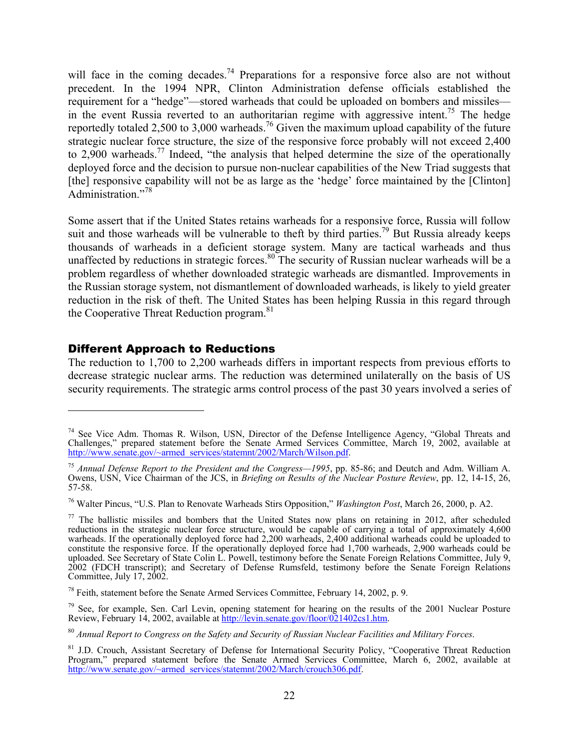will face in the coming decades.[74] Preparations for a responsive force also are not without precedent. In the 1994 NPR, Clinton Administration defense officials established the requirement for a "hedge"—stored warheads that could be uploaded on bombers and missiles—in the event Russia reverted to an authoritarian regime with aggressive intent.[75] The hedge reportedly totaled 2,500 to 3,000 warheads.[76] Given the maximum upload capability of the future strategic nuclear force structure, the size of the responsive force probably will not exceed 2,400 to 2,900 warheads.[77] Indeed, "the analysis that helped determine the size of the operationally deployed force and the decision to pursue non-nuclear capabilities of the New Triad suggests that [the] responsive capability will not be as large as the 'hedge' force maintained by the [Clinton] Administration."[78]

Some assert that if the United States retains warheads for a responsive force, Russia will follow suit and those warheads will be vulnerable to theft by third parties.[79] But Russia already keeps thousands of warheads in a deficient storage system. Many are tactical warheads and thus unaffected by reductions in strategic forces.[80] The security of Russian nuclear warheads will be a problem regardless of whether downloaded strategic warheads are dismantled. Improvements in the Russian storage system, not dismantlement of downloaded warheads, is likely to yield greater reduction in the risk of theft. The United States has been helping Russia in this regard through the Cooperative Threat Reduction program.[81]

### Different Approach to Reductions

The reduction to 1,700 to 2,200 warheads differs in important respects from previous efforts to decrease strategic nuclear arms. The reduction was determined unilaterally on the basis of US security requirements. The strategic arms control process of the past 30 years involved a series of

---

[74] See Vice Adm. Thomas R. Wilson, USN, Director of the Defense Intelligence Agency, "Global Threats and Challenges," prepared statement before the Senate Armed Services Committee, March 19, 2002, available at http://www.senate.gov/~armed_services/statemnt/2002/March/Wilson.pdf.

[75] *Annual Defense Report to the President and the Congress—1995*, pp. 85-86; and Deutch and Adm. William A. Owens, USN, Vice Chairman of the JCS, in *Briefing on Results of the Nuclear Posture Review*, pp. 12, 14-15, 26, 57-58.

[76] Walter Pincus, "U.S. Plan to Renovate Warheads Stirs Opposition," *Washington Post*, March 26, 2000, p. A2.

[77] The ballistic missiles and bombers that the United States now plans on retaining in 2012, after scheduled reductions in the strategic nuclear force structure, would be capable of carrying a total of approximately 4,600 warheads. If the operationally deployed force had 2,200 warheads, 2,400 additional warheads could be uploaded to constitute the responsive force. If the operationally deployed force had 1,700 warheads, 2,900 warheads could be uploaded. See Secretary of State Colin L. Powell, testimony before the Senate Foreign Relations Committee, July 9, 2002 (FDCH transcript); and Secretary of Defense Rumsfeld, testimony before the Senate Foreign Relations Committee, July 17, 2002.

[78] Feith, statement before the Senate Armed Services Committee, February 14, 2002, p. 9.

[79] See, for example, Sen. Carl Levin, opening statement for hearing on the results of the 2001 Nuclear Posture Review, February 14, 2002, available at http://levin.senate.gov/floor/021402cs1.htm.

[80] *Annual Report to Congress on the Safety and Security of Russian Nuclear Facilities and Military Forces*.

[81] J.D. Crouch, Assistant Secretary of Defense for International Security Policy, "Cooperative Threat Reduction Program," prepared statement before the Senate Armed Services Committee, March 6, 2002, available at http://www.senate.gov/~armed_services/statemnt/2002/March/crouch306.pdf.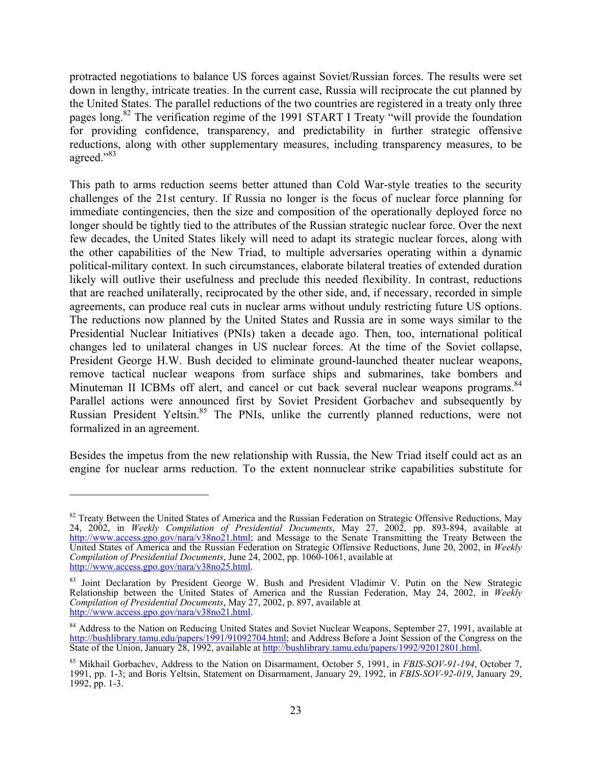protracted negotiations to balance US forces against Soviet/Russian forces. The results were set down in lengthy, intricate treaties. In the current case, Russia will reciprocate the cut planned by the United States. The parallel reductions of the two countries are registered in a treaty only three pages long.[82] The verification regime of the 1991 START I Treaty "will provide the foundation for providing confidence, transparency, and predictability in further strategic offensive reductions, along with other supplementary measures, including transparency measures, to be agreed."[83]

This path to arms reduction seems better attuned than Cold War-style treaties to the security challenges of the 21st century. If Russia no longer is the focus of nuclear force planning for immediate contingencies, then the size and composition of the operationally deployed force no longer should be tightly tied to the attributes of the Russian strategic nuclear force. Over the next few decades, the United States likely will need to adapt its strategic nuclear forces, along with the other capabilities of the New Triad, to multiple adversaries operating within a dynamic political-military context. In such circumstances, elaborate bilateral treaties of extended duration likely will outlive their usefulness and preclude this needed flexibility. In contrast, reductions that are reached unilaterally, reciprocated by the other side, and, if necessary, recorded in simple agreements, can produce real cuts in nuclear arms without unduly restricting future US options. The reductions now planned by the United States and Russia are in some ways similar to the Presidential Nuclear Initiatives (PNIs) taken a decade ago. Then, too, international political changes led to unilateral changes in US nuclear forces. At the time of the Soviet collapse, President George H.W. Bush decided to eliminate ground-launched theater nuclear weapons, remove tactical nuclear weapons from surface ships and submarines, take bombers and Minuteman II ICBMs off alert, and cancel or cut back several nuclear weapons programs.[84] Parallel actions were announced first by Soviet President Gorbachev and subsequently by Russian President Yeltsin.[85] The PNIs, unlike the currently planned reductions, were not formalized in an agreement.

Besides the impetus from the new relationship with Russia, the New Triad itself could act as an engine for nuclear arms reduction. To the extent nonnuclear strike capabilities substitute for

---

[82] Treaty Between the United States of America and the Russian Federation on Strategic Offensive Reductions, May 24, 2002, in *Weekly Compilation of Presidential Documents*, May 27, 2002, pp. 893-894, available at http://www.access.gpo.gov/nara/v38no21.html; and Message to the Senate Transmitting the Treaty Between the United States of America and the Russian Federation on Strategic Offensive Reductions, June 20, 2002, in *Weekly Compilation of Presidential Documents*, June 24, 2002, pp. 1060-1061, available at http://www.access.gpo.gov/nara/v38no25.html.

[83] Joint Declaration by President George W. Bush and President Vladimir V. Putin on the New Strategic Relationship between the United States of America and the Russian Federation, May 24, 2002, in *Weekly Compilation of Presidential Documents*, May 27, 2002, p. 897, available at http://www.access.gpo.gov/nara/v38no21.html.

[84] Address to the Nation on Reducing United States and Soviet Nuclear Weapons, September 27, 1991, available at http://bushlibrary.tamu.edu/papers/1991/91092704.html; and Address Before a Joint Session of the Congress on the State of the Union, January 28, 1992, available at http://bushlibrary.tamu.edu/papers/1992/92012801.html.

[85] Mikhail Gorbachev, Address to the Nation on Disarmament, October 5, 1991, in *FBIS-SOV-91-194*, October 7, 1991, pp. 1-3; and Boris Yeltsin, Statement on Disarmament, January 29, 1992, in *FBIS-SOV-92-019*, January 29, 1992, pp. 1-3.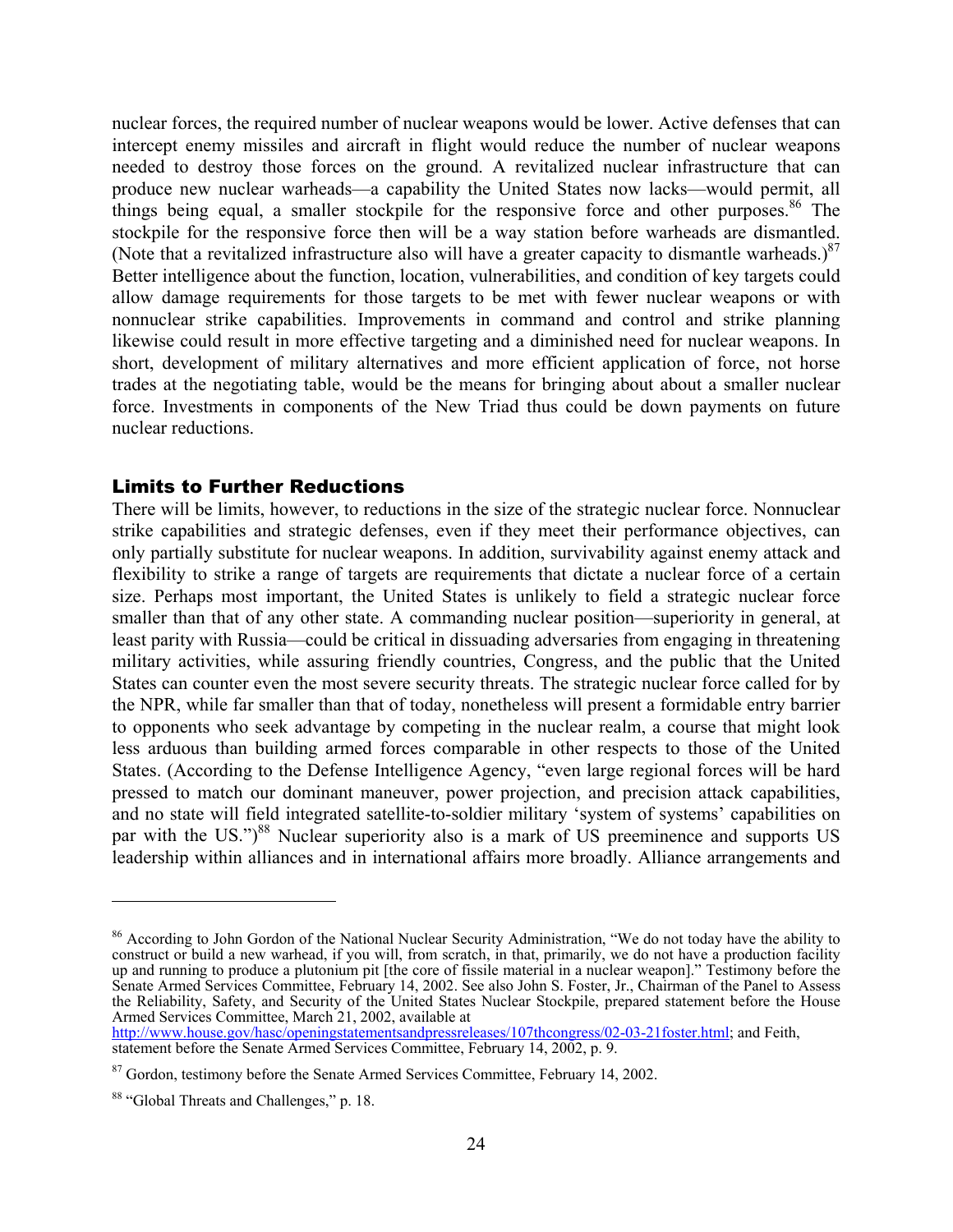nuclear forces, the required number of nuclear weapons would be lower. Active defenses that can intercept enemy missiles and aircraft in flight would reduce the number of nuclear weapons needed to destroy those forces on the ground. A revitalized nuclear infrastructure that can produce new nuclear warheads—a capability the United States now lacks—would permit, all things being equal, a smaller stockpile for the responsive force and other purposes.[86] The stockpile for the responsive force then will be a way station before warheads are dismantled. (Note that a revitalized infrastructure also will have a greater capacity to dismantle warheads.)[87] Better intelligence about the function, location, vulnerabilities, and condition of key targets could allow damage requirements for those targets to be met with fewer nuclear weapons or with nonnuclear strike capabilities. Improvements in command and control and strike planning likewise could result in more effective targeting and a diminished need for nuclear weapons. In short, development of military alternatives and more efficient application of force, not horse trades at the negotiating table, would be the means for bringing about about a smaller nuclear force. Investments in components of the New Triad thus could be down payments on future nuclear reductions.

## Limits to Further Reductions

There will be limits, however, to reductions in the size of the strategic nuclear force. Nonnuclear strike capabilities and strategic defenses, even if they meet their performance objectives, can only partially substitute for nuclear weapons. In addition, survivability against enemy attack and flexibility to strike a range of targets are requirements that dictate a nuclear force of a certain size. Perhaps most important, the United States is unlikely to field a strategic nuclear force smaller than that of any other state. A commanding nuclear position—superiority in general, at least parity with Russia—could be critical in dissuading adversaries from engaging in threatening military activities, while assuring friendly countries, Congress, and the public that the United States can counter even the most severe security threats. The strategic nuclear force called for by the NPR, while far smaller than that of today, nonetheless will present a formidable entry barrier to opponents who seek advantage by competing in the nuclear realm, a course that might look less arduous than building armed forces comparable in other respects to those of the United States. (According to the Defense Intelligence Agency, "even large regional forces will be hard pressed to match our dominant maneuver, power projection, and precision attack capabilities, and no state will field integrated satellite-to-soldier military 'system of systems' capabilities on par with the US.")[88] Nuclear superiority also is a mark of US preeminence and supports US leadership within alliances and in international affairs more broadly. Alliance arrangements and

---

[86] According to John Gordon of the National Nuclear Security Administration, "We do not today have the ability to construct or build a new warhead, if you will, from scratch, in that, primarily, we do not have a production facility up and running to produce a plutonium pit [the core of fissile material in a nuclear weapon]." Testimony before the Senate Armed Services Committee, February 14, 2002. See also John S. Foster, Jr., Chairman of the Panel to Assess the Reliability, Safety, and Security of the United States Nuclear Stockpile, prepared statement before the House Armed Services Committee, March 21, 2002, available at http://www.house.gov/hasc/openingstatementsandpressreleases/107thcongress/02-03-21foster.html; and Feith, statement before the Senate Armed Services Committee, February 14, 2002, p. 9.

[87] Gordon, testimony before the Senate Armed Services Committee, February 14, 2002.

[88] "Global Threats and Challenges," p. 18.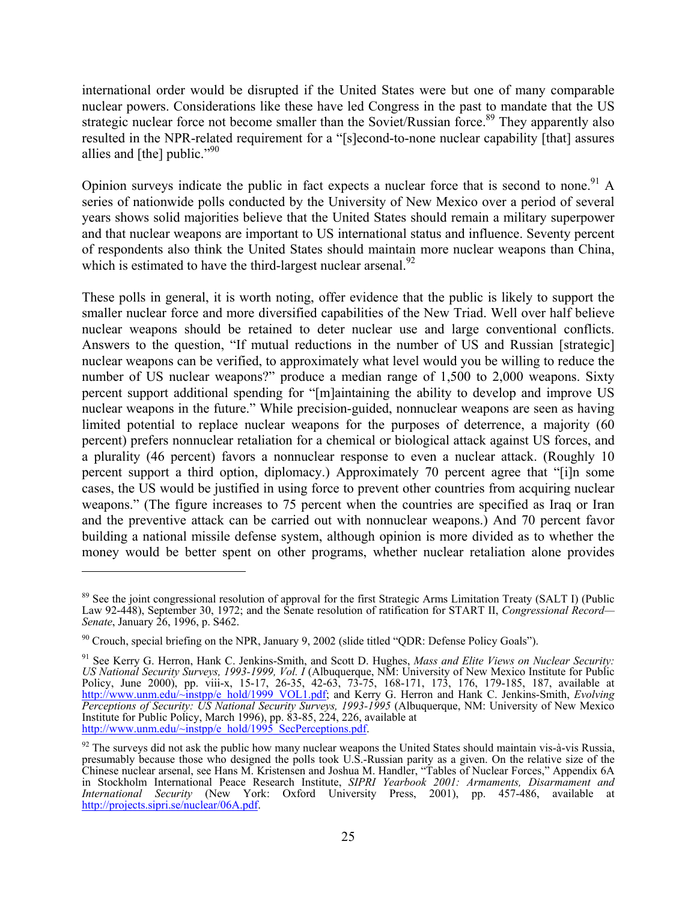international order would be disrupted if the United States were but one of many comparable nuclear powers. Considerations like these have led Congress in the past to mandate that the US strategic nuclear force not become smaller than the Soviet/Russian force.[89] They apparently also resulted in the NPR-related requirement for a "[s]econd-to-none nuclear capability [that] assures allies and [the] public."[90]

Opinion surveys indicate the public in fact expects a nuclear force that is second to none.[91] A series of nationwide polls conducted by the University of New Mexico over a period of several years shows solid majorities believe that the United States should remain a military superpower and that nuclear weapons are important to US international status and influence. Seventy percent of respondents also think the United States should maintain more nuclear weapons than China, which is estimated to have the third-largest nuclear arsenal.[92]

These polls in general, it is worth noting, offer evidence that the public is likely to support the smaller nuclear force and more diversified capabilities of the New Triad. Well over half believe nuclear weapons should be retained to deter nuclear use and large conventional conflicts. Answers to the question, "If mutual reductions in the number of US and Russian [strategic] nuclear weapons can be verified, to approximately what level would you be willing to reduce the number of US nuclear weapons?" produce a median range of 1,500 to 2,000 weapons. Sixty percent support additional spending for "[m]aintaining the ability to develop and improve US nuclear weapons in the future." While precision-guided, nonnuclear weapons are seen as having limited potential to replace nuclear weapons for the purposes of deterrence, a majority (60 percent) prefers nonnuclear retaliation for a chemical or biological attack against US forces, and a plurality (46 percent) favors a nonnuclear response to even a nuclear attack. (Roughly 10 percent support a third option, diplomacy.) Approximately 70 percent agree that "[i]n some cases, the US would be justified in using force to prevent other countries from acquiring nuclear weapons." (The figure increases to 75 percent when the countries are specified as Iraq or Iran and the preventive attack can be carried out with nonnuclear weapons.) And 70 percent favor building a national missile defense system, although opinion is more divided as to whether the money would be better spent on other programs, whether nuclear retaliation alone provides

---

[89] See the joint congressional resolution of approval for the first Strategic Arms Limitation Treaty (SALT I) (Public Law 92-448), September 30, 1972; and the Senate resolution of ratification for START II, *Congressional Record—Senate*, January 26, 1996, p. S462.

[90] Crouch, special briefing on the NPR, January 9, 2002 (slide titled "QDR: Defense Policy Goals").

[91] See Kerry G. Herron, Hank C. Jenkins-Smith, and Scott D. Hughes, *Mass and Elite Views on Nuclear Security: US National Security Surveys, 1993-1999, Vol. I* (Albuquerque, NM: University of New Mexico Institute for Public Policy, June 2000), pp. viii-x, 15-17, 26-35, 42-63, 73-75, 168-171, 173, 176, 179-185, 187, available at http://www.unm.edu/~instpp/e_hold/1999_VOL1.pdf; and Kerry G. Herron and Hank C. Jenkins-Smith, *Evolving Perceptions of Security: US National Security Surveys, 1993-1995* (Albuquerque, NM: University of New Mexico Institute for Public Policy, March 1996), pp. 83-85, 224, 226, available at http://www.unm.edu/~instpp/e_hold/1995_SecPerceptions.pdf.

[92] The surveys did not ask the public how many nuclear weapons the United States should maintain vis-à-vis Russia, presumably because those who designed the polls took U.S.-Russian parity as a given. On the relative size of the Chinese nuclear arsenal, see Hans M. Kristensen and Joshua M. Handler, "Tables of Nuclear Forces," Appendix 6A in Stockholm International Peace Research Institute, *SIPRI Yearbook 2001: Armaments, Disarmament and International Security* (New York: Oxford University Press, 2001), pp. 457-486, available at http://projects.sipri.se/nuclear/06A.pdf.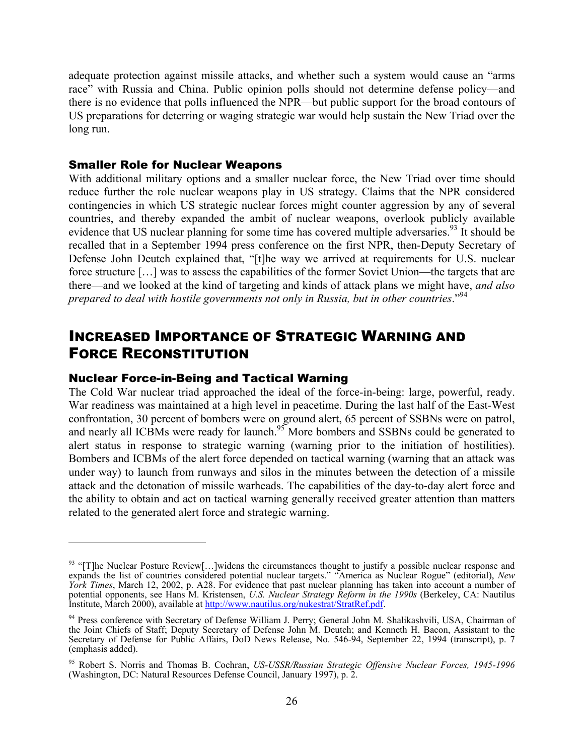adequate protection against missile attacks, and whether such a system would cause an "arms race" with Russia and China. Public opinion polls should not determine defense policy—and there is no evidence that polls influenced the NPR—but public support for the broad contours of US preparations for deterring or waging strategic war would help sustain the New Triad over the long run.

### Smaller Role for Nuclear Weapons

With additional military options and a smaller nuclear force, the New Triad over time should reduce further the role nuclear weapons play in US strategy. Claims that the NPR considered contingencies in which US strategic nuclear forces might counter aggression by any of several countries, and thereby expanded the ambit of nuclear weapons, overlook publicly available evidence that US nuclear planning for some time has covered multiple adversaries.[93] It should be recalled that in a September 1994 press conference on the first NPR, then-Deputy Secretary of Defense John Deutch explained that, "[t]he way we arrived at requirements for U.S. nuclear force structure […] was to assess the capabilities of the former Soviet Union—the targets that are there—and we looked at the kind of targeting and kinds of attack plans we might have, *and also prepared to deal with hostile governments not only in Russia, but in other countries*."[94]

## Increased Importance of Strategic Warning and Force Reconstitution

### Nuclear Force-in-Being and Tactical Warning

The Cold War nuclear triad approached the ideal of the force-in-being: large, powerful, ready. War readiness was maintained at a high level in peacetime. During the last half of the East-West confrontation, 30 percent of bombers were on ground alert, 65 percent of SSBNs were on patrol, and nearly all ICBMs were ready for launch.[95] More bombers and SSBNs could be generated to alert status in response to strategic warning (warning prior to the initiation of hostilities). Bombers and ICBMs of the alert force depended on tactical warning (warning that an attack was under way) to launch from runways and silos in the minutes between the detection of a missile attack and the detonation of missile warheads. The capabilities of the day-to-day alert force and the ability to obtain and act on tactical warning generally received greater attention than matters related to the generated alert force and strategic warning.

---

[93] "[T]he Nuclear Posture Review[…]widens the circumstances thought to justify a possible nuclear response and expands the list of countries considered potential nuclear targets." "America as Nuclear Rogue" (editorial), *New York Times*, March 12, 2002, p. A28. For evidence that past nuclear planning has taken into account a number of potential opponents, see Hans M. Kristensen, *U.S. Nuclear Strategy Reform in the 1990s* (Berkeley, CA: Nautilus Institute, March 2000), available at http://www.nautilus.org/nukestrat/StratRef.pdf.

[94] Press conference with Secretary of Defense William J. Perry; General John M. Shalikashvili, USA, Chairman of the Joint Chiefs of Staff; Deputy Secretary of Defense John M. Deutch; and Kenneth H. Bacon, Assistant to the Secretary of Defense for Public Affairs, DoD News Release, No. 546-94, September 22, 1994 (transcript), p. 7 (emphasis added).

[95] Robert S. Norris and Thomas B. Cochran, *US-USSR/Russian Strategic Offensive Nuclear Forces, 1945-1996* (Washington, DC: Natural Resources Defense Council, January 1997), p. 2.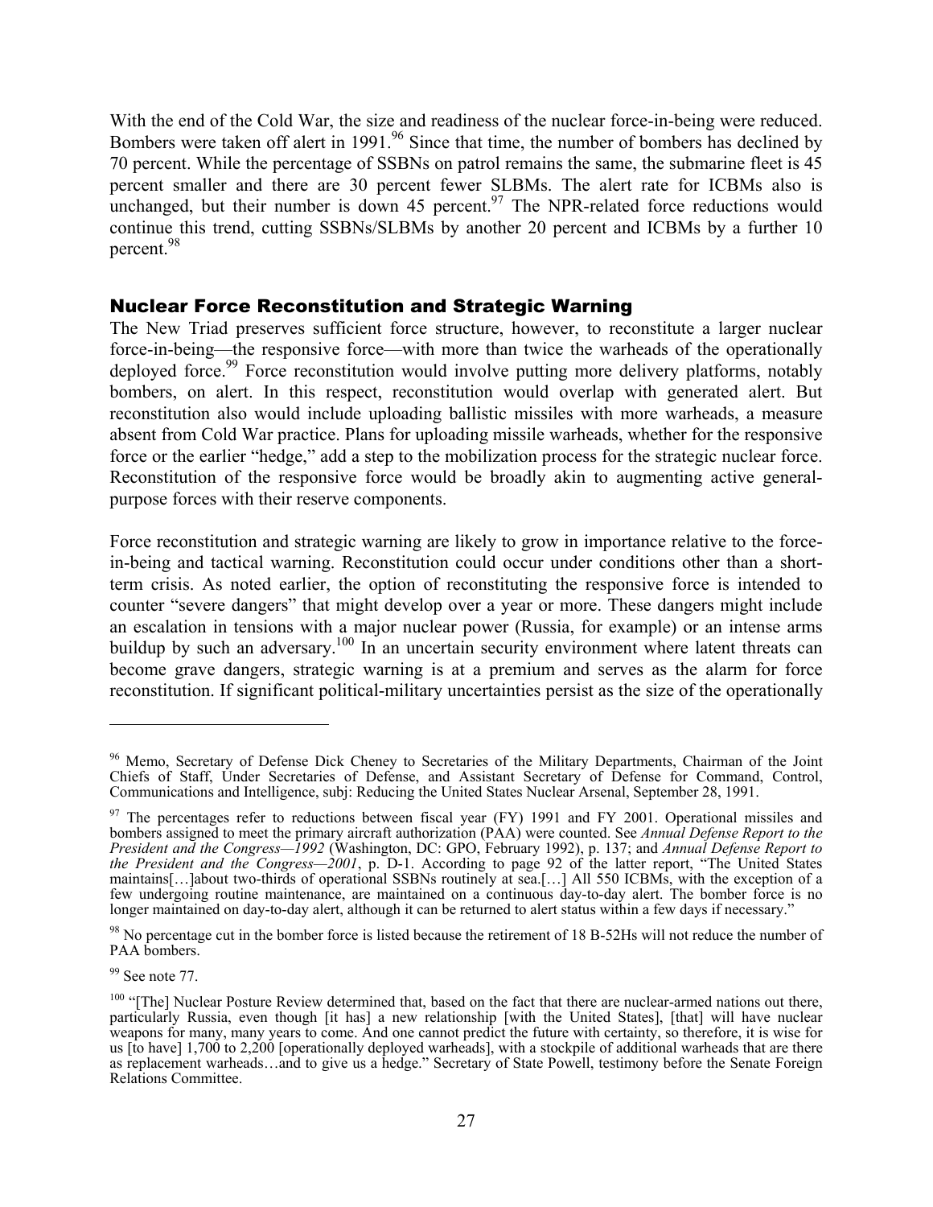With the end of the Cold War, the size and readiness of the nuclear force-in-being were reduced. Bombers were taken off alert in 1991.[96] Since that time, the number of bombers has declined by 70 percent. While the percentage of SSBNs on patrol remains the same, the submarine fleet is 45 percent smaller and there are 30 percent fewer SLBMs. The alert rate for ICBMs also is unchanged, but their number is down 45 percent.[97] The NPR-related force reductions would continue this trend, cutting SSBNs/SLBMs by another 20 percent and ICBMs by a further 10 percent.[98]

## Nuclear Force Reconstitution and Strategic Warning

The New Triad preserves sufficient force structure, however, to reconstitute a larger nuclear force-in-being—the responsive force—with more than twice the warheads of the operationally deployed force.[99] Force reconstitution would involve putting more delivery platforms, notably bombers, on alert. In this respect, reconstitution would overlap with generated alert. But reconstitution also would include uploading ballistic missiles with more warheads, a measure absent from Cold War practice. Plans for uploading missile warheads, whether for the responsive force or the earlier "hedge," add a step to the mobilization process for the strategic nuclear force. Reconstitution of the responsive force would be broadly akin to augmenting active general-purpose forces with their reserve components.

Force reconstitution and strategic warning are likely to grow in importance relative to the force-in-being and tactical warning. Reconstitution could occur under conditions other than a short-term crisis. As noted earlier, the option of reconstituting the responsive force is intended to counter "severe dangers" that might develop over a year or more. These dangers might include an escalation in tensions with a major nuclear power (Russia, for example) or an intense arms buildup by such an adversary.[100] In an uncertain security environment where latent threats can become grave dangers, strategic warning is at a premium and serves as the alarm for force reconstitution. If significant political-military uncertainties persist as the size of the operationally

---

[96] Memo, Secretary of Defense Dick Cheney to Secretaries of the Military Departments, Chairman of the Joint Chiefs of Staff, Under Secretaries of Defense, and Assistant Secretary of Defense for Command, Control, Communications and Intelligence, subj: Reducing the United States Nuclear Arsenal, September 28, 1991.

[97] The percentages refer to reductions between fiscal year (FY) 1991 and FY 2001. Operational missiles and bombers assigned to meet the primary aircraft authorization (PAA) were counted. See *Annual Defense Report to the President and the Congress—1992* (Washington, DC: GPO, February 1992), p. 137; and *Annual Defense Report to the President and the Congress—2001*, p. D-1. According to page 92 of the latter report, "The United States maintains[…]about two-thirds of operational SSBNs routinely at sea.[…] All 550 ICBMs, with the exception of a few undergoing routine maintenance, are maintained on a continuous day-to-day alert. The bomber force is no longer maintained on day-to-day alert, although it can be returned to alert status within a few days if necessary."

[98] No percentage cut in the bomber force is listed because the retirement of 18 B-52Hs will not reduce the number of PAA bombers.

[99] See note 77.

[100] "[The] Nuclear Posture Review determined that, based on the fact that there are nuclear-armed nations out there, particularly Russia, even though [it has] a new relationship [with the United States], [that] will have nuclear weapons for many, many years to come. And one cannot predict the future with certainty, so therefore, it is wise for us [to have] 1,700 to 2,200 [operationally deployed warheads], with a stockpile of additional warheads that are there as replacement warheads…and to give us a hedge." Secretary of State Powell, testimony before the Senate Foreign Relations Committee.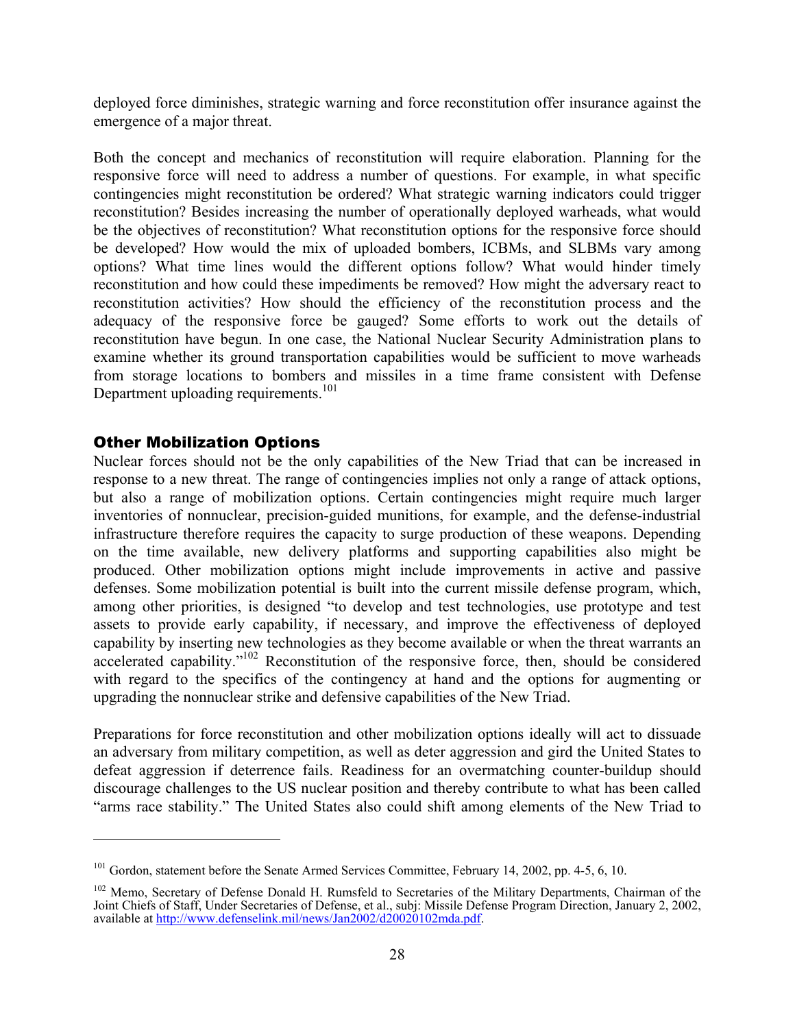deployed force diminishes, strategic warning and force reconstitution offer insurance against the emergence of a major threat.

Both the concept and mechanics of reconstitution will require elaboration. Planning for the responsive force will need to address a number of questions. For example, in what specific contingencies might reconstitution be ordered? What strategic warning indicators could trigger reconstitution? Besides increasing the number of operationally deployed warheads, what would be the objectives of reconstitution? What reconstitution options for the responsive force should be developed? How would the mix of uploaded bombers, ICBMs, and SLBMs vary among options? What time lines would the different options follow? What would hinder timely reconstitution and how could these impediments be removed? How might the adversary react to reconstitution activities? How should the efficiency of the reconstitution process and the adequacy of the responsive force be gauged? Some efforts to work out the details of reconstitution have begun. In one case, the National Nuclear Security Administration plans to examine whether its ground transportation capabilities would be sufficient to move warheads from storage locations to bombers and missiles in a time frame consistent with Defense Department uploading requirements.[101]

## Other Mobilization Options

Nuclear forces should not be the only capabilities of the New Triad that can be increased in response to a new threat. The range of contingencies implies not only a range of attack options, but also a range of mobilization options. Certain contingencies might require much larger inventories of nonnuclear, precision-guided munitions, for example, and the defense-industrial infrastructure therefore requires the capacity to surge production of these weapons. Depending on the time available, new delivery platforms and supporting capabilities also might be produced. Other mobilization options might include improvements in active and passive defenses. Some mobilization potential is built into the current missile defense program, which, among other priorities, is designed "to develop and test technologies, use prototype and test assets to provide early capability, if necessary, and improve the effectiveness of deployed capability by inserting new technologies as they become available or when the threat warrants an accelerated capability."[102] Reconstitution of the responsive force, then, should be considered with regard to the specifics of the contingency at hand and the options for augmenting or upgrading the nonnuclear strike and defensive capabilities of the New Triad.

Preparations for force reconstitution and other mobilization options ideally will act to dissuade an adversary from military competition, as well as deter aggression and gird the United States to defeat aggression if deterrence fails. Readiness for an overmatching counter-buildup should discourage challenges to the US nuclear position and thereby contribute to what has been called "arms race stability." The United States also could shift among elements of the New Triad to

---

[101] Gordon, statement before the Senate Armed Services Committee, February 14, 2002, pp. 4-5, 6, 10.

[102] Memo, Secretary of Defense Donald H. Rumsfeld to Secretaries of the Military Departments, Chairman of the Joint Chiefs of Staff, Under Secretaries of Defense, et al., subj: Missile Defense Program Direction, January 2, 2002, available at http://www.defenselink.mil/news/Jan2002/d20020102mda.pdf.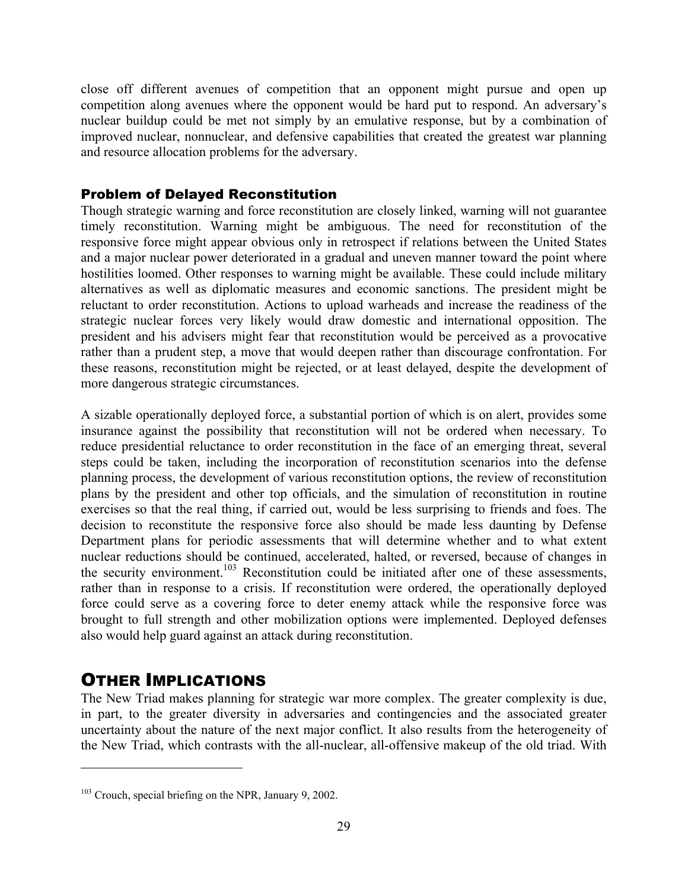close off different avenues of competition that an opponent might pursue and open up competition along avenues where the opponent would be hard put to respond. An adversary's nuclear buildup could be met not simply by an emulative response, but by a combination of improved nuclear, nonnuclear, and defensive capabilities that created the greatest war planning and resource allocation problems for the adversary.

### Problem of Delayed Reconstitution

Though strategic warning and force reconstitution are closely linked, warning will not guarantee timely reconstitution. Warning might be ambiguous. The need for reconstitution of the responsive force might appear obvious only in retrospect if relations between the United States and a major nuclear power deteriorated in a gradual and uneven manner toward the point where hostilities loomed. Other responses to warning might be available. These could include military alternatives as well as diplomatic measures and economic sanctions. The president might be reluctant to order reconstitution. Actions to upload warheads and increase the readiness of the strategic nuclear forces very likely would draw domestic and international opposition. The president and his advisers might fear that reconstitution would be perceived as a provocative rather than a prudent step, a move that would deepen rather than discourage confrontation. For these reasons, reconstitution might be rejected, or at least delayed, despite the development of more dangerous strategic circumstances.

A sizable operationally deployed force, a substantial portion of which is on alert, provides some insurance against the possibility that reconstitution will not be ordered when necessary. To reduce presidential reluctance to order reconstitution in the face of an emerging threat, several steps could be taken, including the incorporation of reconstitution scenarios into the defense planning process, the development of various reconstitution options, the review of reconstitution plans by the president and other top officials, and the simulation of reconstitution in routine exercises so that the real thing, if carried out, would be less surprising to friends and foes. The decision to reconstitute the responsive force also should be made less daunting by Defense Department plans for periodic assessments that will determine whether and to what extent nuclear reductions should be continued, accelerated, halted, or reversed, because of changes in the security environment.[103] Reconstitution could be initiated after one of these assessments, rather than in response to a crisis. If reconstitution were ordered, the operationally deployed force could serve as a covering force to deter enemy attack while the responsive force was brought to full strength and other mobilization options were implemented. Deployed defenses also would help guard against an attack during reconstitution.

## Other Implications

The New Triad makes planning for strategic war more complex. The greater complexity is due, in part, to the greater diversity in adversaries and contingencies and the associated greater uncertainty about the nature of the next major conflict. It also results from the heterogeneity of the New Triad, which contrasts with the all-nuclear, all-offensive makeup of the old triad. With

---

[103] Crouch, special briefing on the NPR, January 9, 2002.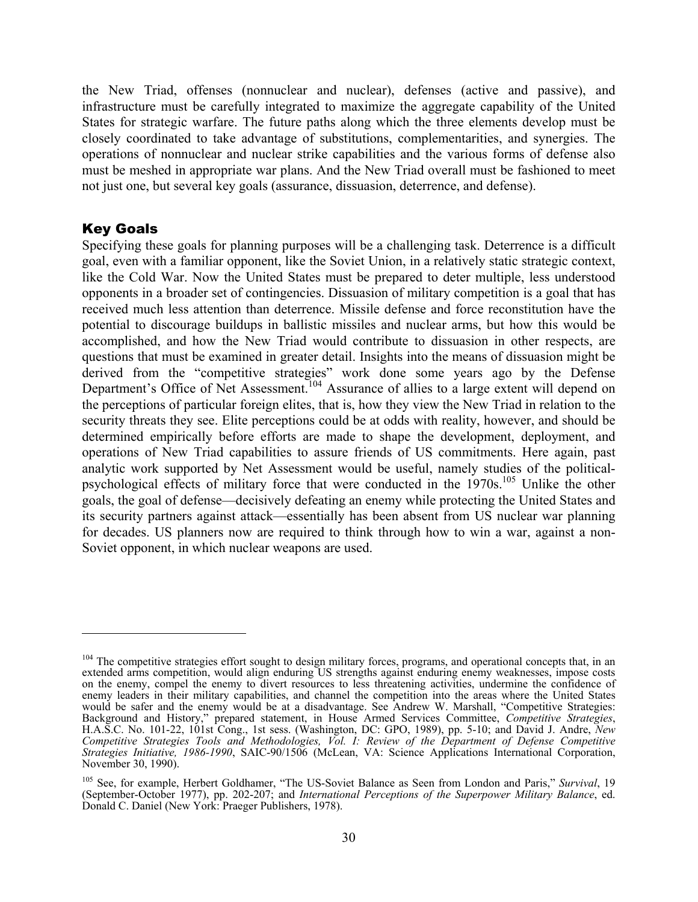the New Triad, offenses (nonnuclear and nuclear), defenses (active and passive), and infrastructure must be carefully integrated to maximize the aggregate capability of the United States for strategic warfare. The future paths along which the three elements develop must be closely coordinated to take advantage of substitutions, complementarities, and synergies. The operations of nonnuclear and nuclear strike capabilities and the various forms of defense also must be meshed in appropriate war plans. And the New Triad overall must be fashioned to meet not just one, but several key goals (assurance, dissuasion, deterrence, and defense).

## Key Goals

Specifying these goals for planning purposes will be a challenging task. Deterrence is a difficult goal, even with a familiar opponent, like the Soviet Union, in a relatively static strategic context, like the Cold War. Now the United States must be prepared to deter multiple, less understood opponents in a broader set of contingencies. Dissuasion of military competition is a goal that has received much less attention than deterrence. Missile defense and force reconstitution have the potential to discourage buildups in ballistic missiles and nuclear arms, but how this would be accomplished, and how the New Triad would contribute to dissuasion in other respects, are questions that must be examined in greater detail. Insights into the means of dissuasion might be derived from the "competitive strategies" work done some years ago by the Defense Department's Office of Net Assessment.[104] Assurance of allies to a large extent will depend on the perceptions of particular foreign elites, that is, how they view the New Triad in relation to the security threats they see. Elite perceptions could be at odds with reality, however, and should be determined empirically before efforts are made to shape the development, deployment, and operations of New Triad capabilities to assure friends of US commitments. Here again, past analytic work supported by Net Assessment would be useful, namely studies of the political-psychological effects of military force that were conducted in the 1970s.[105] Unlike the other goals, the goal of defense—decisively defeating an enemy while protecting the United States and its security partners against attack—essentially has been absent from US nuclear war planning for decades. US planners now are required to think through how to win a war, against a non-Soviet opponent, in which nuclear weapons are used.

---

[104] The competitive strategies effort sought to design military forces, programs, and operational concepts that, in an extended arms competition, would align enduring US strengths against enduring enemy weaknesses, impose costs on the enemy, compel the enemy to divert resources to less threatening activities, undermine the confidence of enemy leaders in their military capabilities, and channel the competition into the areas where the United States would be safer and the enemy would be at a disadvantage. See Andrew W. Marshall, "Competitive Strategies: Background and History," prepared statement, in House Armed Services Committee, *Competitive Strategies*, H.A.S.C. No. 101-22, 101st Cong., 1st sess. (Washington, DC: GPO, 1989), pp. 5-10; and David J. Andre, *New Competitive Strategies Tools and Methodologies, Vol. I: Review of the Department of Defense Competitive Strategies Initiative, 1986-1990*, SAIC-90/1506 (McLean, VA: Science Applications International Corporation, November 30, 1990).

[105] See, for example, Herbert Goldhamer, "The US-Soviet Balance as Seen from London and Paris," *Survival*, 19 (September-October 1977), pp. 202-207; and *International Perceptions of the Superpower Military Balance*, ed. Donald C. Daniel (New York: Praeger Publishers, 1978).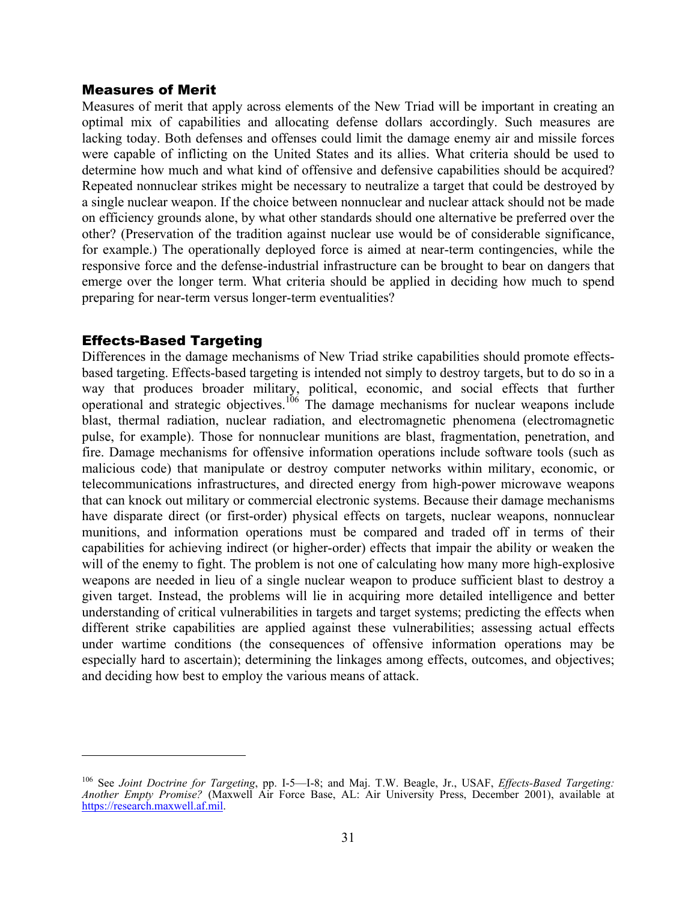## Measures of Merit

Measures of merit that apply across elements of the New Triad will be important in creating an optimal mix of capabilities and allocating defense dollars accordingly. Such measures are lacking today. Both defenses and offenses could limit the damage enemy air and missile forces were capable of inflicting on the United States and its allies. What criteria should be used to determine how much and what kind of offensive and defensive capabilities should be acquired? Repeated nonnuclear strikes might be necessary to neutralize a target that could be destroyed by a single nuclear weapon. If the choice between nonnuclear and nuclear attack should not be made on efficiency grounds alone, by what other standards should one alternative be preferred over the other? (Preservation of the tradition against nuclear use would be of considerable significance, for example.) The operationally deployed force is aimed at near-term contingencies, while the responsive force and the defense-industrial infrastructure can be brought to bear on dangers that emerge over the longer term. What criteria should be applied in deciding how much to spend preparing for near-term versus longer-term eventualities?

## Effects-Based Targeting

Differences in the damage mechanisms of New Triad strike capabilities should promote effects-based targeting. Effects-based targeting is intended not simply to destroy targets, but to do so in a way that produces broader military, political, economic, and social effects that further operational and strategic objectives.[106] The damage mechanisms for nuclear weapons include blast, thermal radiation, nuclear radiation, and electromagnetic phenomena (electromagnetic pulse, for example). Those for nonnuclear munitions are blast, fragmentation, penetration, and fire. Damage mechanisms for offensive information operations include software tools (such as malicious code) that manipulate or destroy computer networks within military, economic, or telecommunications infrastructures, and directed energy from high-power microwave weapons that can knock out military or commercial electronic systems. Because their damage mechanisms have disparate direct (or first-order) physical effects on targets, nuclear weapons, nonnuclear munitions, and information operations must be compared and traded off in terms of their capabilities for achieving indirect (or higher-order) effects that impair the ability or weaken the will of the enemy to fight. The problem is not one of calculating how many more high-explosive weapons are needed in lieu of a single nuclear weapon to produce sufficient blast to destroy a given target. Instead, the problems will lie in acquiring more detailed intelligence and better understanding of critical vulnerabilities in targets and target systems; predicting the effects when different strike capabilities are applied against these vulnerabilities; assessing actual effects under wartime conditions (the consequences of offensive information operations may be especially hard to ascertain); determining the linkages among effects, outcomes, and objectives; and deciding how best to employ the various means of attack.

---

[106] See *Joint Doctrine for Targeting*, pp. I-5—I-8; and Maj. T.W. Beagle, Jr., USAF, *Effects-Based Targeting: Another Empty Promise?* (Maxwell Air Force Base, AL: Air University Press, December 2001), available at https://research.maxwell.af.mil.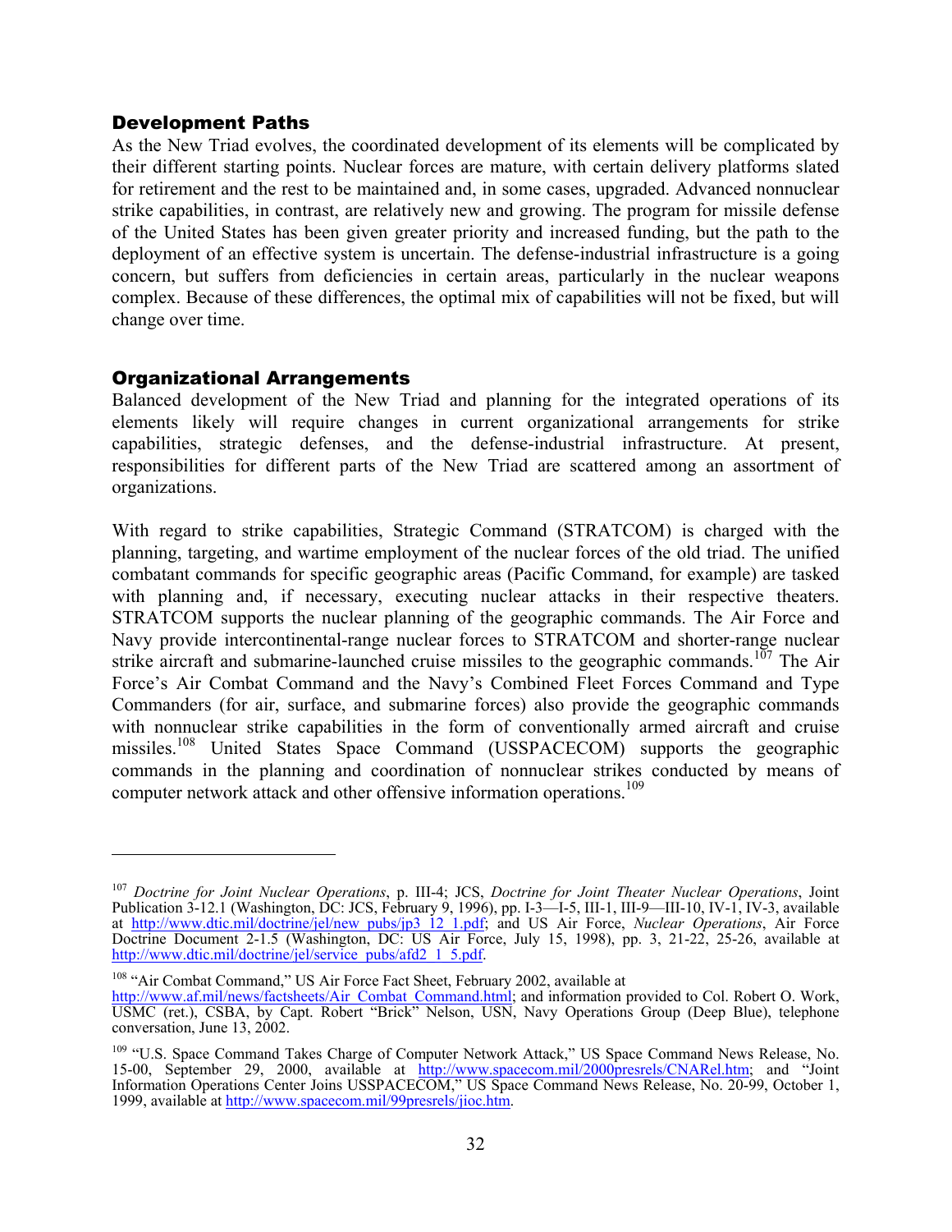## Development Paths

As the New Triad evolves, the coordinated development of its elements will be complicated by their different starting points. Nuclear forces are mature, with certain delivery platforms slated for retirement and the rest to be maintained and, in some cases, upgraded. Advanced nonnuclear strike capabilities, in contrast, are relatively new and growing. The program for missile defense of the United States has been given greater priority and increased funding, but the path to the deployment of an effective system is uncertain. The defense-industrial infrastructure is a going concern, but suffers from deficiencies in certain areas, particularly in the nuclear weapons complex. Because of these differences, the optimal mix of capabilities will not be fixed, but will change over time.

## Organizational Arrangements

Balanced development of the New Triad and planning for the integrated operations of its elements likely will require changes in current organizational arrangements for strike capabilities, strategic defenses, and the defense-industrial infrastructure. At present, responsibilities for different parts of the New Triad are scattered among an assortment of organizations.

With regard to strike capabilities, Strategic Command (STRATCOM) is charged with the planning, targeting, and wartime employment of the nuclear forces of the old triad. The unified combatant commands for specific geographic areas (Pacific Command, for example) are tasked with planning and, if necessary, executing nuclear attacks in their respective theaters. STRATCOM supports the nuclear planning of the geographic commands. The Air Force and Navy provide intercontinental-range nuclear forces to STRATCOM and shorter-range nuclear strike aircraft and submarine-launched cruise missiles to the geographic commands.[107] The Air Force's Air Combat Command and the Navy's Combined Fleet Forces Command and Type Commanders (for air, surface, and submarine forces) also provide the geographic commands with nonnuclear strike capabilities in the form of conventionally armed aircraft and cruise missiles.[108] United States Space Command (USSPACECOM) supports the geographic commands in the planning and coordination of nonnuclear strikes conducted by means of computer network attack and other offensive information operations.[109]

---

[107] *Doctrine for Joint Nuclear Operations*, p. III-4; JCS, *Doctrine for Joint Theater Nuclear Operations*, Joint Publication 3-12.1 (Washington, DC: JCS, February 9, 1996), pp. I-3—I-5, III-1, III-9—III-10, IV-1, IV-3, available at http://www.dtic.mil/doctrine/jel/new_pubs/jp3_12_1.pdf; and US Air Force, *Nuclear Operations*, Air Force Doctrine Document 2-1.5 (Washington, DC: US Air Force, July 15, 1998), pp. 3, 21-22, 25-26, available at http://www.dtic.mil/doctrine/jel/service_pubs/afd2_1_5.pdf.

[108] "Air Combat Command," US Air Force Fact Sheet, February 2002, available at http://www.af.mil/news/factsheets/Air_Combat_Command.html; and information provided to Col. Robert O. Work, USMC (ret.), CSBA, by Capt. Robert "Brick" Nelson, USN, Navy Operations Group (Deep Blue), telephone conversation, June 13, 2002.

[109] "U.S. Space Command Takes Charge of Computer Network Attack," US Space Command News Release, No. 15-00, September 29, 2000, available at http://www.spacecom.mil/2000presrels/CNARel.htm; and "Joint Information Operations Center Joins USSPACECOM," US Space Command News Release, No. 20-99, October 1, 1999, available at http://www.spacecom.mil/99presrels/jioc.htm.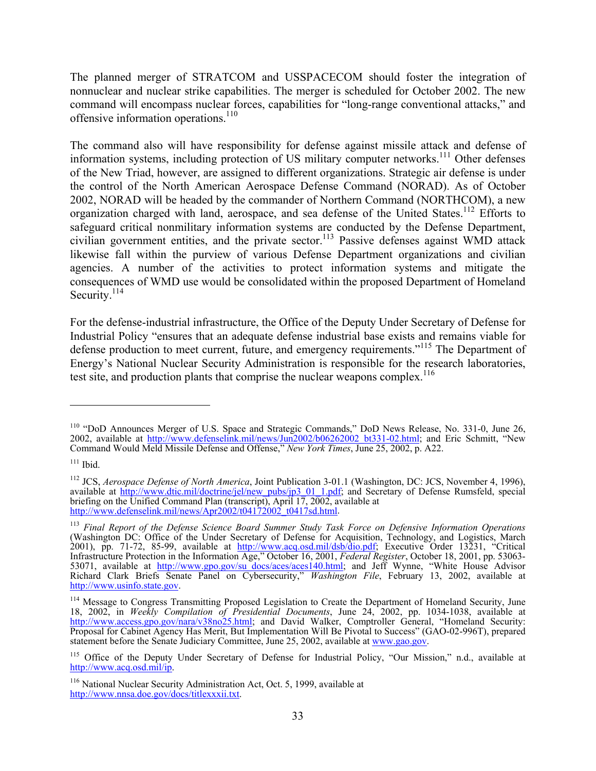The planned merger of STRATCOM and USSPACECOM should foster the integration of nonnuclear and nuclear strike capabilities. The merger is scheduled for October 2002. The new command will encompass nuclear forces, capabilities for "long-range conventional attacks," and offensive information operations.[110]

The command also will have responsibility for defense against missile attack and defense of information systems, including protection of US military computer networks.[111] Other defenses of the New Triad, however, are assigned to different organizations. Strategic air defense is under the control of the North American Aerospace Defense Command (NORAD). As of October 2002, NORAD will be headed by the commander of Northern Command (NORTHCOM), a new organization charged with land, aerospace, and sea defense of the United States.[112] Efforts to safeguard critical nonmilitary information systems are conducted by the Defense Department, civilian government entities, and the private sector.[113] Passive defenses against WMD attack likewise fall within the purview of various Defense Department organizations and civilian agencies. A number of the activities to protect information systems and mitigate the consequences of WMD use would be consolidated within the proposed Department of Homeland Security.[114]

For the defense-industrial infrastructure, the Office of the Deputy Under Secretary of Defense for Industrial Policy "ensures that an adequate defense industrial base exists and remains viable for defense production to meet current, future, and emergency requirements."[115] The Department of Energy's National Nuclear Security Administration is responsible for the research laboratories, test site, and production plants that comprise the nuclear weapons complex.[116]

---

[110] "DoD Announces Merger of U.S. Space and Strategic Commands," DoD News Release, No. 331-0, June 26, 2002, available at http://www.defenselink.mil/news/Jun2002/b06262002_bt331-02.html; and Eric Schmitt, "New Command Would Meld Missile Defense and Offense," *New York Times*, June 25, 2002, p. A22.

[111] Ibid.

[112] JCS, *Aerospace Defense of North America*, Joint Publication 3-01.1 (Washington, DC: JCS, November 4, 1996), available at http://www.dtic.mil/doctrine/jel/new_pubs/jp3_01_1.pdf; and Secretary of Defense Rumsfeld, special briefing on the Unified Command Plan (transcript), April 17, 2002, available at http://www.defenselink.mil/news/Apr2002/t04172002_t0417sd.html.

[113] *Final Report of the Defense Science Board Summer Study Task Force on Defensive Information Operations* (Washington DC: Office of the Under Secretary of Defense for Acquisition, Technology, and Logistics, March 2001), pp. 71-72, 85-99, available at http://www.acq.osd.mil/dsb/dio.pdf; Executive Order 13231, "Critical Infrastructure Protection in the Information Age," October 16, 2001, *Federal Register*, October 18, 2001, pp. 53063-53071, available at http://www.gpo.gov/su_docs/aces/aces140.html; and Jeff Wynne, "White House Advisor Richard Clark Briefs Senate Panel on Cybersecurity," *Washington File*, February 13, 2002, available at http://www.usinfo.state.gov.

[114] Message to Congress Transmitting Proposed Legislation to Create the Department of Homeland Security, June 18, 2002, in *Weekly Compilation of Presidential Documents*, June 24, 2002, pp. 1034-1038, available at http://www.access.gpo.gov/nara/v38no25.html; and David Walker, Comptroller General, "Homeland Security: Proposal for Cabinet Agency Has Merit, But Implementation Will Be Pivotal to Success" (GAO-02-996T), prepared statement before the Senate Judiciary Committee, June 25, 2002, available at www.gao.gov.

[115] Office of the Deputy Under Secretary of Defense for Industrial Policy, "Our Mission," n.d., available at http://www.acq.osd.mil/ip.

[116] National Nuclear Security Administration Act, Oct. 5, 1999, available at http://www.nnsa.doe.gov/docs/titlexxxii.txt.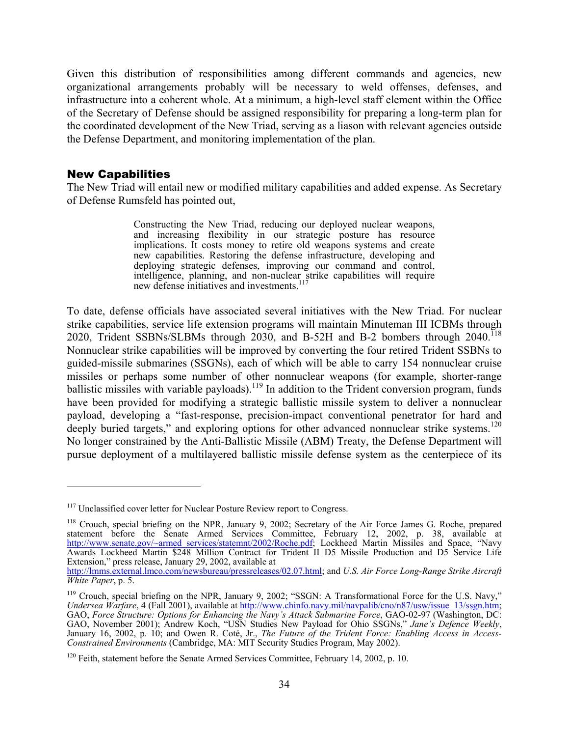Given this distribution of responsibilities among different commands and agencies, new organizational arrangements probably will be necessary to weld offenses, defenses, and infrastructure into a coherent whole. At a minimum, a high-level staff element within the Office of the Secretary of Defense should be assigned responsibility for preparing a long-term plan for the coordinated development of the New Triad, serving as a liason with relevant agencies outside the Defense Department, and monitoring implementation of the plan.

## New Capabilities

The New Triad will entail new or modified military capabilities and added expense. As Secretary of Defense Rumsfeld has pointed out,

> Constructing the New Triad, reducing our deployed nuclear weapons, and increasing flexibility in our strategic posture has resource implications. It costs money to retire old weapons systems and create new capabilities. Restoring the defense infrastructure, developing and deploying strategic defenses, improving our command and control, intelligence, planning, and non-nuclear strike capabilities will require new defense initiatives and investments.[117]

To date, defense officials have associated several initiatives with the New Triad. For nuclear strike capabilities, service life extension programs will maintain Minuteman III ICBMs through 2020, Trident SSBNs/SLBMs through 2030, and B-52H and B-2 bombers through 2040.[118] Nonnuclear strike capabilities will be improved by converting the four retired Trident SSBNs to guided-missile submarines (SSGNs), each of which will be able to carry 154 nonnuclear cruise missiles or perhaps some number of other nonnuclear weapons (for example, shorter-range ballistic missiles with variable payloads).[119] In addition to the Trident conversion program, funds have been provided for modifying a strategic ballistic missile system to deliver a nonnuclear payload, developing a "fast-response, precision-impact conventional penetrator for hard and deeply buried targets," and exploring options for other advanced nonnuclear strike systems.[120] No longer constrained by the Anti-Ballistic Missile (ABM) Treaty, the Defense Department will pursue deployment of a multilayered ballistic missile defense system as the centerpiece of its

---

[117] Unclassified cover letter for Nuclear Posture Review report to Congress.

[118] Crouch, special briefing on the NPR, January 9, 2002; Secretary of the Air Force James G. Roche, prepared statement before the Senate Armed Services Committee, February 12, 2002, p. 38, available at http://www.senate.gov/~armed_services/statemnt/2002/Roche.pdf; Lockheed Martin Missiles and Space, "Navy Awards Lockheed Martin $248 Million Contract for Trident II D5 Missile Production and D5 Service Life Extension," press release, January 29, 2002, available at http://lmms.external.lmco.com/newsbureau/pressreleases/02.07.html; and *U.S. Air Force Long-Range Strike Aircraft White Paper*, p. 5.

[119] Crouch, special briefing on the NPR, January 9, 2002; "SSGN: A Transformational Force for the U.S. Navy," *Undersea Warfare*, 4 (Fall 2001), available at http://www.chinfo.navy.mil/navpalib/cno/n87/usw/issue_13/ssgn.htm; GAO, *Force Structure: Options for Enhancing the Navy's Attack Submarine Force*, GAO-02-97 (Washington, DC: GAO, November 2001); Andrew Koch, "USN Studies New Payload for Ohio SSGNs," *Jane's Defence Weekly*, January 16, 2002, p. 10; and Owen R. Coté, Jr., *The Future of the Trident Force: Enabling Access in Access-Constrained Environments* (Cambridge, MA: MIT Security Studies Program, May 2002).

[120] Feith, statement before the Senate Armed Services Committee, February 14, 2002, p. 10.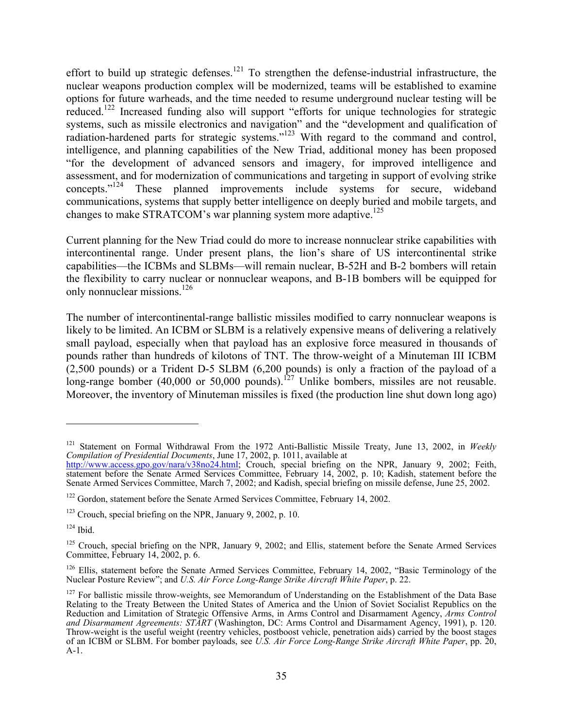effort to build up strategic defenses.[121] To strengthen the defense-industrial infrastructure, the nuclear weapons production complex will be modernized, teams will be established to examine options for future warheads, and the time needed to resume underground nuclear testing will be reduced.[122] Increased funding also will support "efforts for unique technologies for strategic systems, such as missile electronics and navigation" and the "development and qualification of radiation-hardened parts for strategic systems."[123] With regard to the command and control, intelligence, and planning capabilities of the New Triad, additional money has been proposed "for the development of advanced sensors and imagery, for improved intelligence and assessment, and for modernization of communications and targeting in support of evolving strike concepts."[124] These planned improvements include systems for secure, wideband communications, systems that supply better intelligence on deeply buried and mobile targets, and changes to make STRATCOM's war planning system more adaptive.[125]

Current planning for the New Triad could do more to increase nonnuclear strike capabilities with intercontinental range. Under present plans, the lion's share of US intercontinental strike capabilities—the ICBMs and SLBMs—will remain nuclear, B-52H and B-2 bombers will retain the flexibility to carry nuclear or nonnuclear weapons, and B-1B bombers will be equipped for only nonnuclear missions.[126]

The number of intercontinental-range ballistic missiles modified to carry nonnuclear weapons is likely to be limited. An ICBM or SLBM is a relatively expensive means of delivering a relatively small payload, especially when that payload has an explosive force measured in thousands of pounds rather than hundreds of kilotons of TNT. The throw-weight of a Minuteman III ICBM (2,500 pounds) or a Trident D-5 SLBM (6,200 pounds) is only a fraction of the payload of a long-range bomber (40,000 or 50,000 pounds).[127] Unlike bombers, missiles are not reusable. Moreover, the inventory of Minuteman missiles is fixed (the production line shut down long ago)

---

[121] Statement on Formal Withdrawal From the 1972 Anti-Ballistic Missile Treaty, June 13, 2002, in *Weekly Compilation of Presidential Documents*, June 17, 2002, p. 1011, available at http://www.access.gpo.gov/nara/v38no24.html; Crouch, special briefing on the NPR, January 9, 2002; Feith, statement before the Senate Armed Services Committee, February 14, 2002, p. 10; Kadish, statement before the Senate Armed Services Committee, March 7, 2002; and Kadish, special briefing on missile defense, June 25, 2002.

[122] Gordon, statement before the Senate Armed Services Committee, February 14, 2002.

[123] Crouch, special briefing on the NPR, January 9, 2002, p. 10.

[124] Ibid.

[125] Crouch, special briefing on the NPR, January 9, 2002; and Ellis, statement before the Senate Armed Services Committee, February 14, 2002, p. 6.

[126] Ellis, statement before the Senate Armed Services Committee, February 14, 2002, "Basic Terminology of the Nuclear Posture Review"; and *U.S. Air Force Long-Range Strike Aircraft White Paper*, p. 22.

[127] For ballistic missile throw-weights, see Memorandum of Understanding on the Establishment of the Data Base Relating to the Treaty Between the United States of America and the Union of Soviet Socialist Republics on the Reduction and Limitation of Strategic Offensive Arms, in Arms Control and Disarmament Agency, *Arms Control and Disarmament Agreements: START* (Washington, DC: Arms Control and Disarmament Agency, 1991), p. 120. Throw-weight is the useful weight (reentry vehicles, postboost vehicle, penetration aids) carried by the boost stages of an ICBM or SLBM. For bomber payloads, see *U.S. Air Force Long-Range Strike Aircraft White Paper*, pp. 20, A-1.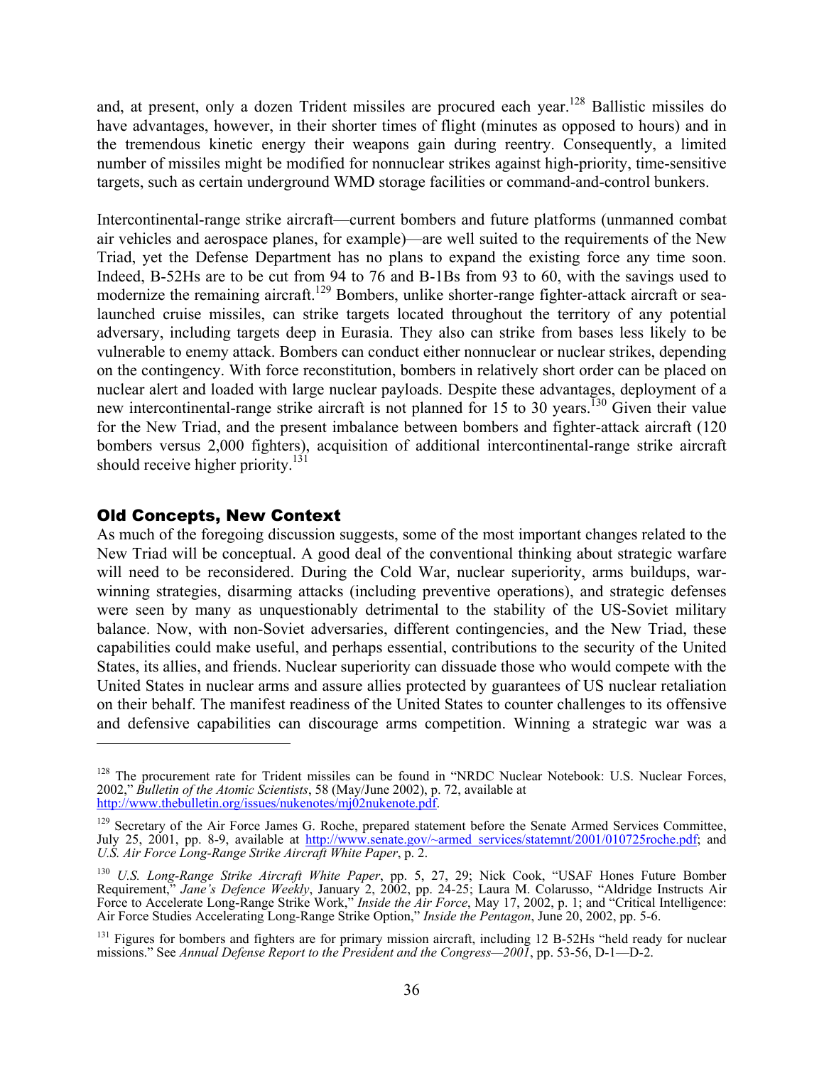and, at present, only a dozen Trident missiles are procured each year.[128] Ballistic missiles do have advantages, however, in their shorter times of flight (minutes as opposed to hours) and in the tremendous kinetic energy their weapons gain during reentry. Consequently, a limited number of missiles might be modified for nonnuclear strikes against high-priority, time-sensitive targets, such as certain underground WMD storage facilities or command-and-control bunkers.

Intercontinental-range strike aircraft—current bombers and future platforms (unmanned combat air vehicles and aerospace planes, for example)—are well suited to the requirements of the New Triad, yet the Defense Department has no plans to expand the existing force any time soon. Indeed, B-52Hs are to be cut from 94 to 76 and B-1Bs from 93 to 60, with the savings used to modernize the remaining aircraft.[129] Bombers, unlike shorter-range fighter-attack aircraft or sea-launched cruise missiles, can strike targets located throughout the territory of any potential adversary, including targets deep in Eurasia. They also can strike from bases less likely to be vulnerable to enemy attack. Bombers can conduct either nonnuclear or nuclear strikes, depending on the contingency. With force reconstitution, bombers in relatively short order can be placed on nuclear alert and loaded with large nuclear payloads. Despite these advantages, deployment of a new intercontinental-range strike aircraft is not planned for 15 to 30 years.[130] Given their value for the New Triad, and the present imbalance between bombers and fighter-attack aircraft (120 bombers versus 2,000 fighters), acquisition of additional intercontinental-range strike aircraft should receive higher priority.[131]

## Old Concepts, New Context

As much of the foregoing discussion suggests, some of the most important changes related to the New Triad will be conceptual. A good deal of the conventional thinking about strategic warfare will need to be reconsidered. During the Cold War, nuclear superiority, arms buildups, war-winning strategies, disarming attacks (including preventive operations), and strategic defenses were seen by many as unquestionably detrimental to the stability of the US-Soviet military balance. Now, with non-Soviet adversaries, different contingencies, and the New Triad, these capabilities could make useful, and perhaps essential, contributions to the security of the United States, its allies, and friends. Nuclear superiority can dissuade those who would compete with the United States in nuclear arms and assure allies protected by guarantees of US nuclear retaliation on their behalf. The manifest readiness of the United States to counter challenges to its offensive and defensive capabilities can discourage arms competition. Winning a strategic war was a

---

[128] The procurement rate for Trident missiles can be found in "NRDC Nuclear Notebook: U.S. Nuclear Forces, 2002," *Bulletin of the Atomic Scientists*, 58 (May/June 2002), p. 72, available at http://www.thebulletin.org/issues/nukenotes/mj02nukenote.pdf.

[129] Secretary of the Air Force James G. Roche, prepared statement before the Senate Armed Services Committee, July 25, 2001, pp. 8-9, available at http://www.senate.gov/~armed_services/statemnt/2001/010725roche.pdf; and *U.S. Air Force Long-Range Strike Aircraft White Paper*, p. 2.

[130] *U.S. Long-Range Strike Aircraft White Paper*, pp. 5, 27, 29; Nick Cook, "USAF Hones Future Bomber Requirement," *Jane's Defence Weekly*, January 2, 2002, pp. 24-25; Laura M. Colarusso, "Aldridge Instructs Air Force to Accelerate Long-Range Strike Work," *Inside the Air Force*, May 17, 2002, p. 1; and "Critical Intelligence: Air Force Studies Accelerating Long-Range Strike Option," *Inside the Pentagon*, June 20, 2002, pp. 5-6.

[131] Figures for bombers and fighters are for primary mission aircraft, including 12 B-52Hs "held ready for nuclear missions." See *Annual Defense Report to the President and the Congress—2001*, pp. 53-56, D-1—D-2.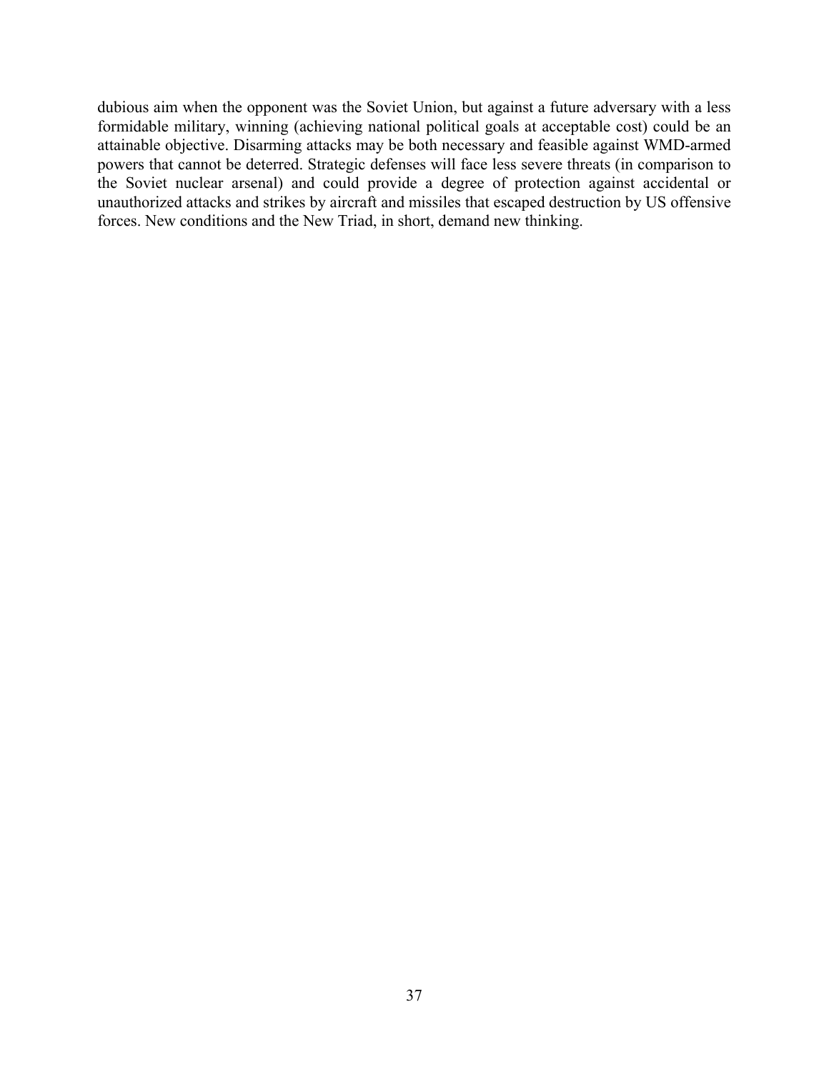dubious aim when the opponent was the Soviet Union, but against a future adversary with a less formidable military, winning (achieving national political goals at acceptable cost) could be an attainable objective. Disarming attacks may be both necessary and feasible against WMD-armed powers that cannot be deterred. Strategic defenses will face less severe threats (in comparison to the Soviet nuclear arsenal) and could provide a degree of protection against accidental or unauthorized attacks and strikes by aircraft and missiles that escaped destruction by US offensive forces. New conditions and the New Triad, in short, demand new thinking.